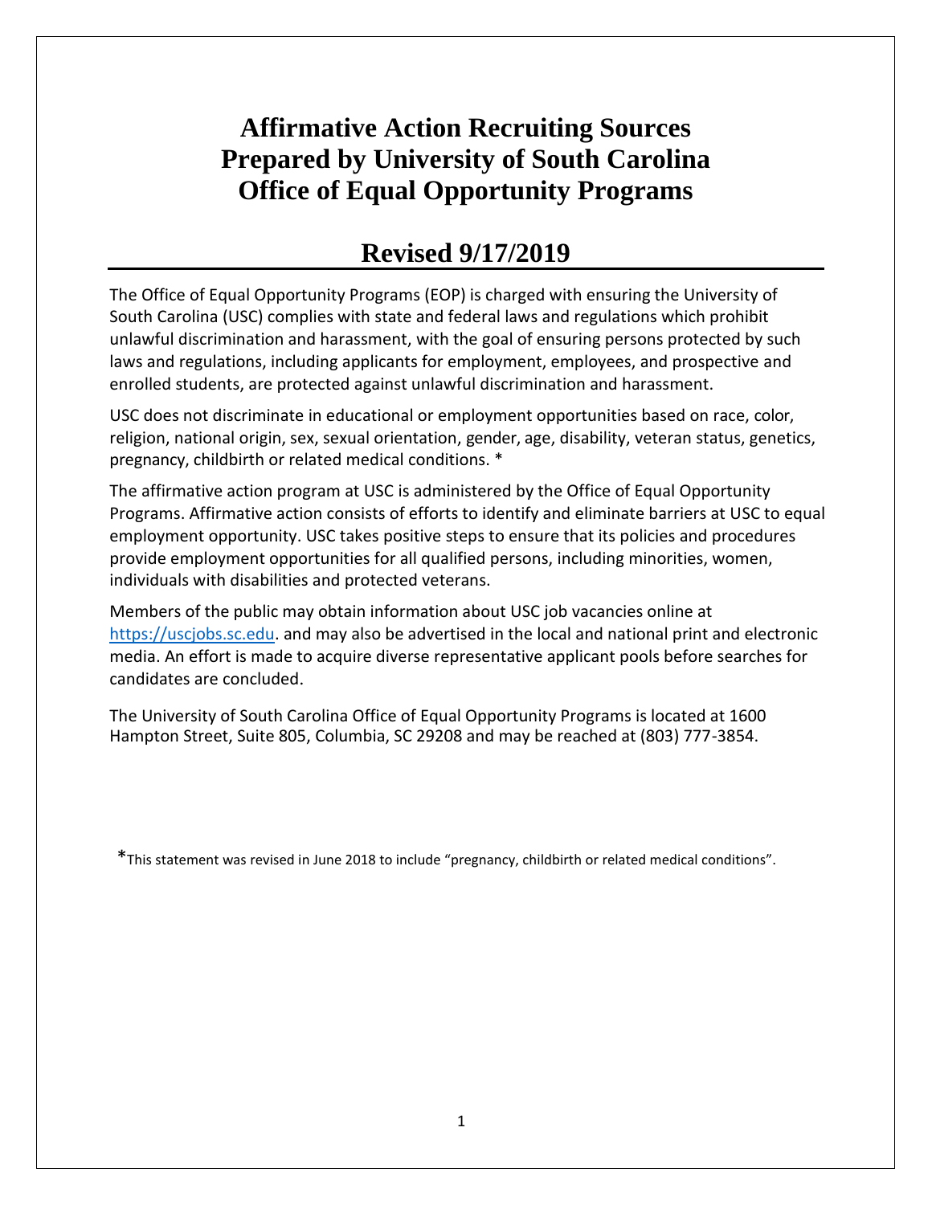# Affirmative Action Recruiting Sources
# Prepared by University of South Carolina
# Office of Equal Opportunity Programs

## Revised 9/17/2019

The Office of Equal Opportunity Programs (EOP) is charged with ensuring the University of South Carolina (USC) complies with state and federal laws and regulations which prohibit unlawful discrimination and harassment, with the goal of ensuring persons protected by such laws and regulations, including applicants for employment, employees, and prospective and enrolled students, are protected against unlawful discrimination and harassment.

USC does not discriminate in educational or employment opportunities based on race, color, religion, national origin, sex, sexual orientation, gender, age, disability, veteran status, genetics, pregnancy, childbirth or related medical conditions. *

The affirmative action program at USC is administered by the Office of Equal Opportunity Programs. Affirmative action consists of efforts to identify and eliminate barriers at USC to equal employment opportunity. USC takes positive steps to ensure that its policies and procedures provide employment opportunities for all qualified persons, including minorities, women, individuals with disabilities and protected veterans.

Members of the public may obtain information about USC job vacancies online at https://uscjobs.sc.edu. and may also be advertised in the local and national print and electronic media. An effort is made to acquire diverse representative applicant pools before searches for candidates are concluded.

The University of South Carolina Office of Equal Opportunity Programs is located at 1600 Hampton Street, Suite 805, Columbia, SC 29208 and may be reached at (803) 777-3854.

*This statement was revised in June 2018 to include "pregnancy, childbirth or related medical conditions".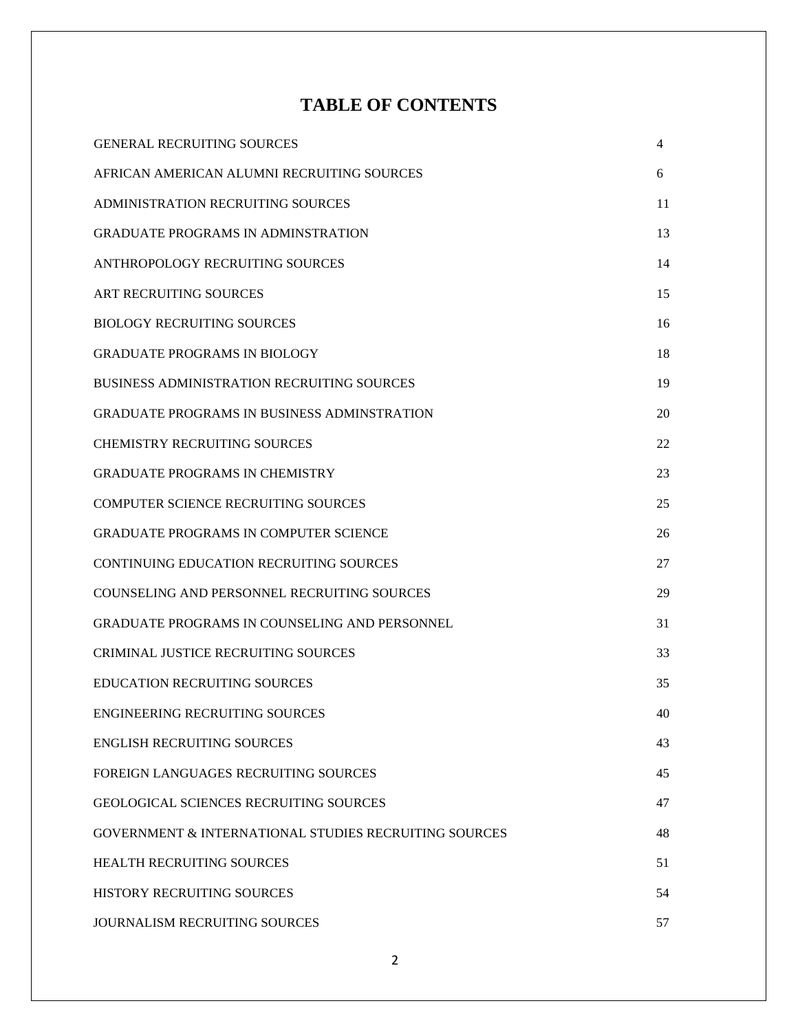# TABLE OF CONTENTS

| | |
|---|---|
| GENERAL RECRUITING SOURCES | 4 |
| AFRICAN AMERICAN ALUMNI RECRUITING SOURCES | 6 |
| ADMINISTRATION RECRUITING SOURCES | 11 |
| GRADUATE PROGRAMS IN ADMINSTRATION | 13 |
| ANTHROPOLOGY RECRUITING SOURCES | 14 |
| ART RECRUITING SOURCES | 15 |
| BIOLOGY RECRUITING SOURCES | 16 |
| GRADUATE PROGRAMS IN BIOLOGY | 18 |
| BUSINESS ADMINISTRATION RECRUITING SOURCES | 19 |
| GRADUATE PROGRAMS IN BUSINESS ADMINSTRATION | 20 |
| CHEMISTRY RECRUITING SOURCES | 22 |
| GRADUATE PROGRAMS IN CHEMISTRY | 23 |
| COMPUTER SCIENCE RECRUITING SOURCES | 25 |
| GRADUATE PROGRAMS IN COMPUTER SCIENCE | 26 |
| CONTINUING EDUCATION RECRUITING SOURCES | 27 |
| COUNSELING AND PERSONNEL RECRUITING SOURCES | 29 |
| GRADUATE PROGRAMS IN COUNSELING AND PERSONNEL | 31 |
| CRIMINAL JUSTICE RECRUITING SOURCES | 33 |
| EDUCATION RECRUITING SOURCES | 35 |
| ENGINEERING RECRUITING SOURCES | 40 |
| ENGLISH RECRUITING SOURCES | 43 |
| FOREIGN LANGUAGES RECRUITING SOURCES | 45 |
| GEOLOGICAL SCIENCES RECRUITING SOURCES | 47 |
| GOVERNMENT & INTERNATIONAL STUDIES RECRUITING SOURCES | 48 |
| HEALTH RECRUITING SOURCES | 51 |
| HISTORY RECRUITING SOURCES | 54 |
| JOURNALISM RECRUITING SOURCES | 57 |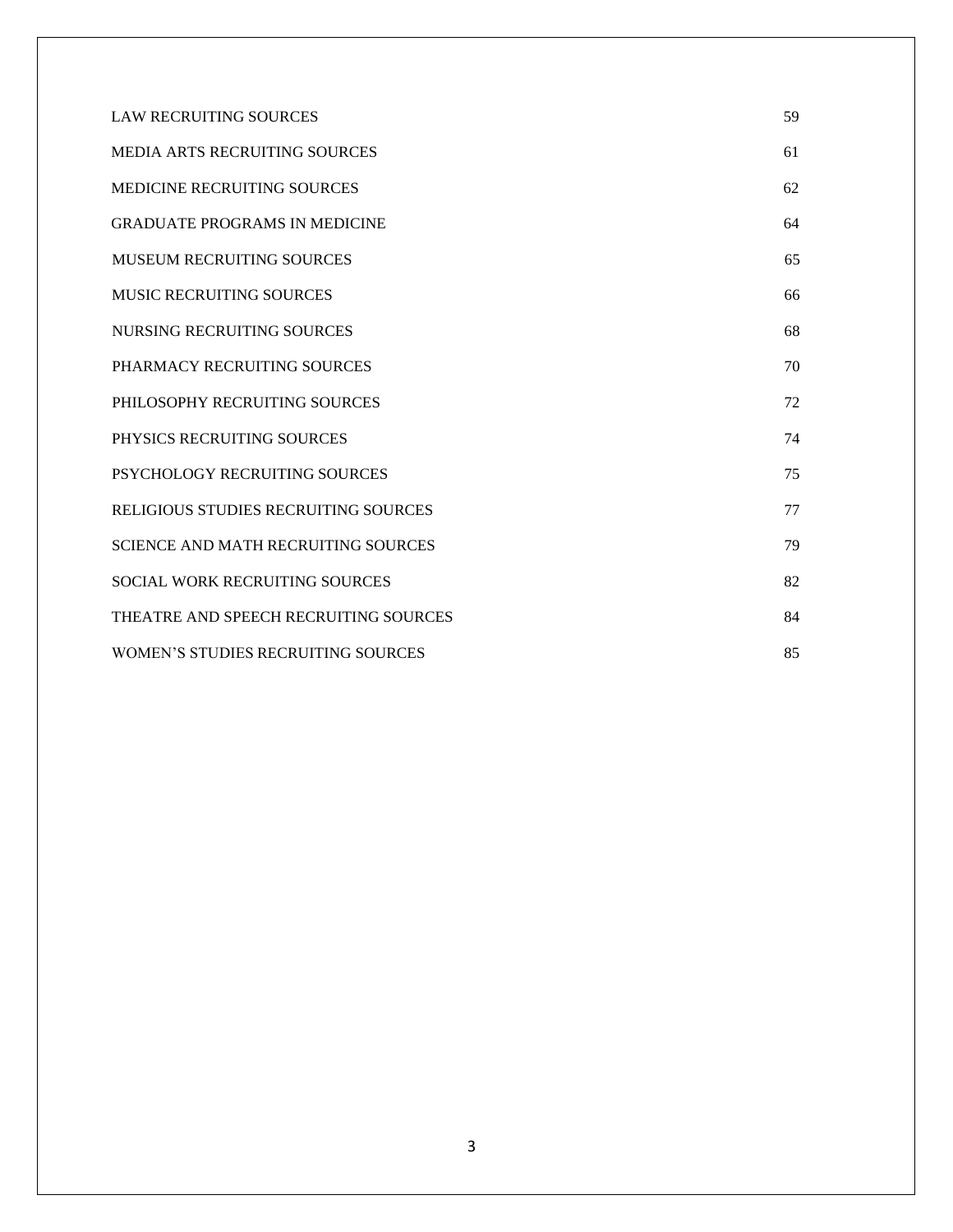| | |
|---|---|
| LAW RECRUITING SOURCES | 59 |
| MEDIA ARTS RECRUITING SOURCES | 61 |
| MEDICINE RECRUITING SOURCES | 62 |
| GRADUATE PROGRAMS IN MEDICINE | 64 |
| MUSEUM RECRUITING SOURCES | 65 |
| MUSIC RECRUITING SOURCES | 66 |
| NURSING RECRUITING SOURCES | 68 |
| PHARMACY RECRUITING SOURCES | 70 |
| PHILOSOPHY RECRUITING SOURCES | 72 |
| PHYSICS RECRUITING SOURCES | 74 |
| PSYCHOLOGY RECRUITING SOURCES | 75 |
| RELIGIOUS STUDIES RECRUITING SOURCES | 77 |
| SCIENCE AND MATH RECRUITING SOURCES | 79 |
| SOCIAL WORK RECRUITING SOURCES | 82 |
| THEATRE AND SPEECH RECRUITING SOURCES | 84 |
| WOMEN'S STUDIES RECRUITING SOURCES | 85 |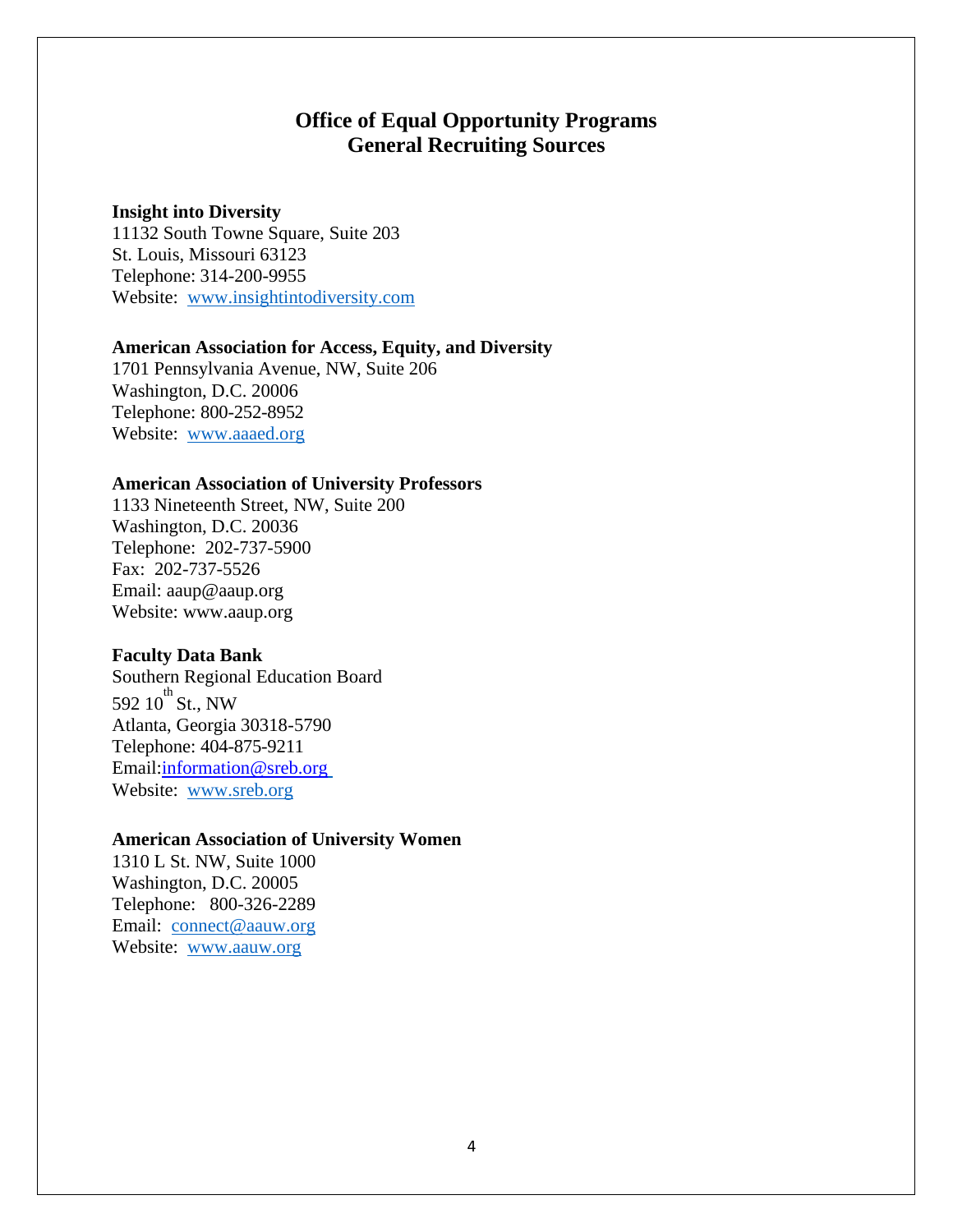# Office of Equal Opportunity Programs
## General Recruiting Sources

**Insight into Diversity**
11132 South Towne Square, Suite 203
St. Louis, Missouri 63123
Telephone: 314-200-9955
Website: www.insightintodiversity.com

**American Association for Access, Equity, and Diversity**
1701 Pennsylvania Avenue, NW, Suite 206
Washington, D.C. 20006
Telephone: 800-252-8952
Website: www.aaaed.org

**American Association of University Professors**
1133 Nineteenth Street, NW, Suite 200
Washington, D.C. 20036
Telephone: 202-737-5900
Fax: 202-737-5526
Email: aaup@aaup.org
Website: www.aaup.org

**Faculty Data Bank**
Southern Regional Education Board
592 10th St., NW
Atlanta, Georgia 30318-5790
Telephone: 404-875-9211
Email:information@sreb.org
Website: www.sreb.org

**American Association of University Women**
1310 L St. NW, Suite 1000
Washington, D.C. 20005
Telephone: 800-326-2289
Email: connect@aauw.org
Website: www.aauw.org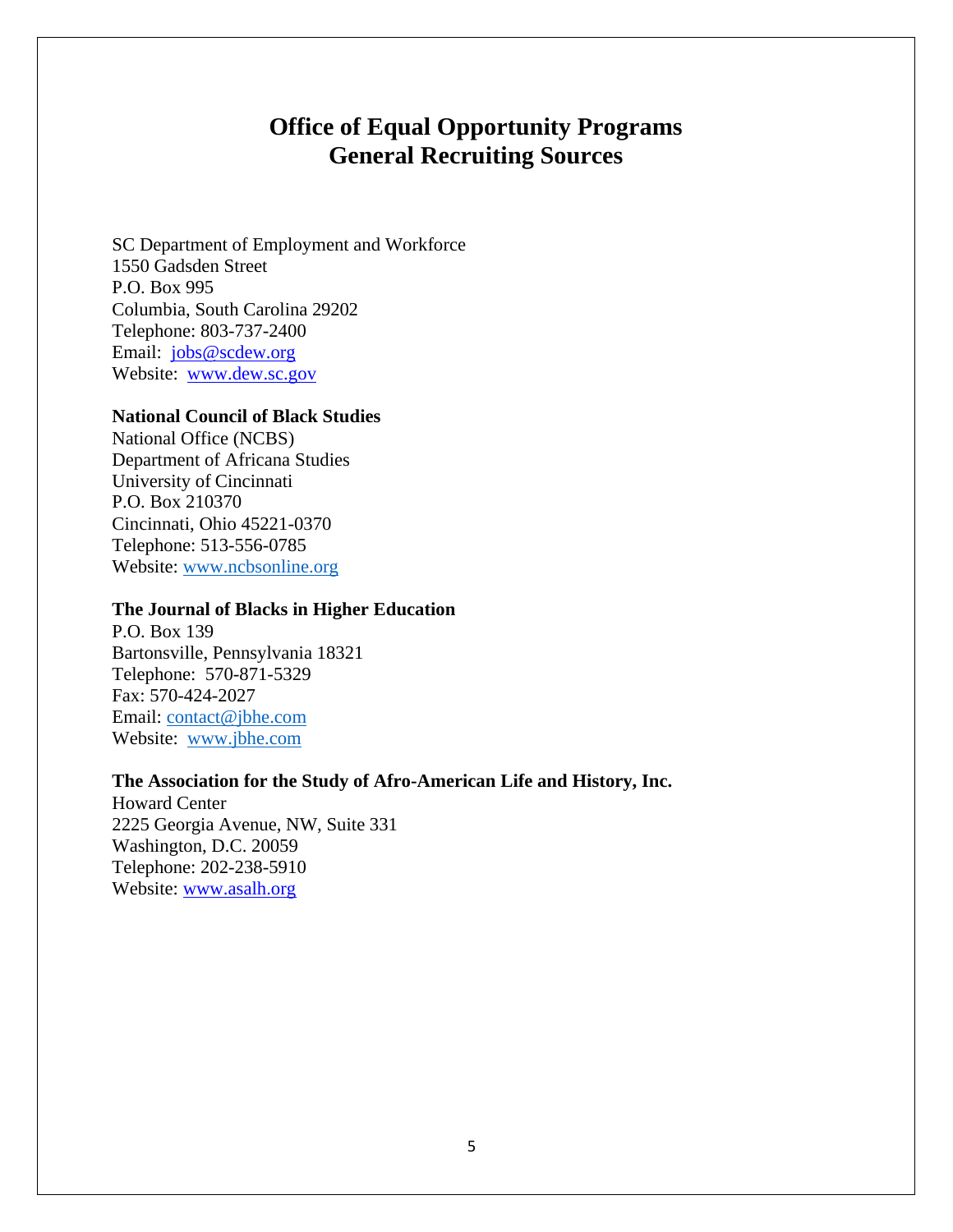# Office of Equal Opportunity Programs
# General Recruiting Sources

SC Department of Employment and Workforce
1550 Gadsden Street
P.O. Box 995
Columbia, South Carolina 29202
Telephone: 803-737-2400
Email: jobs@scdew.org
Website: www.dew.sc.gov

**National Council of Black Studies**
National Office (NCBS)
Department of Africana Studies
University of Cincinnati
P.O. Box 210370
Cincinnati, Ohio 45221-0370
Telephone: 513-556-0785
Website: www.ncbsonline.org

**The Journal of Blacks in Higher Education**
P.O. Box 139
Bartonsville, Pennsylvania 18321
Telephone: 570-871-5329
Fax: 570-424-2027
Email: contact@jbhe.com
Website: www.jbhe.com

**The Association for the Study of Afro-American Life and History, Inc.**
Howard Center
2225 Georgia Avenue, NW, Suite 331
Washington, D.C. 20059
Telephone: 202-238-5910
Website: www.asalh.org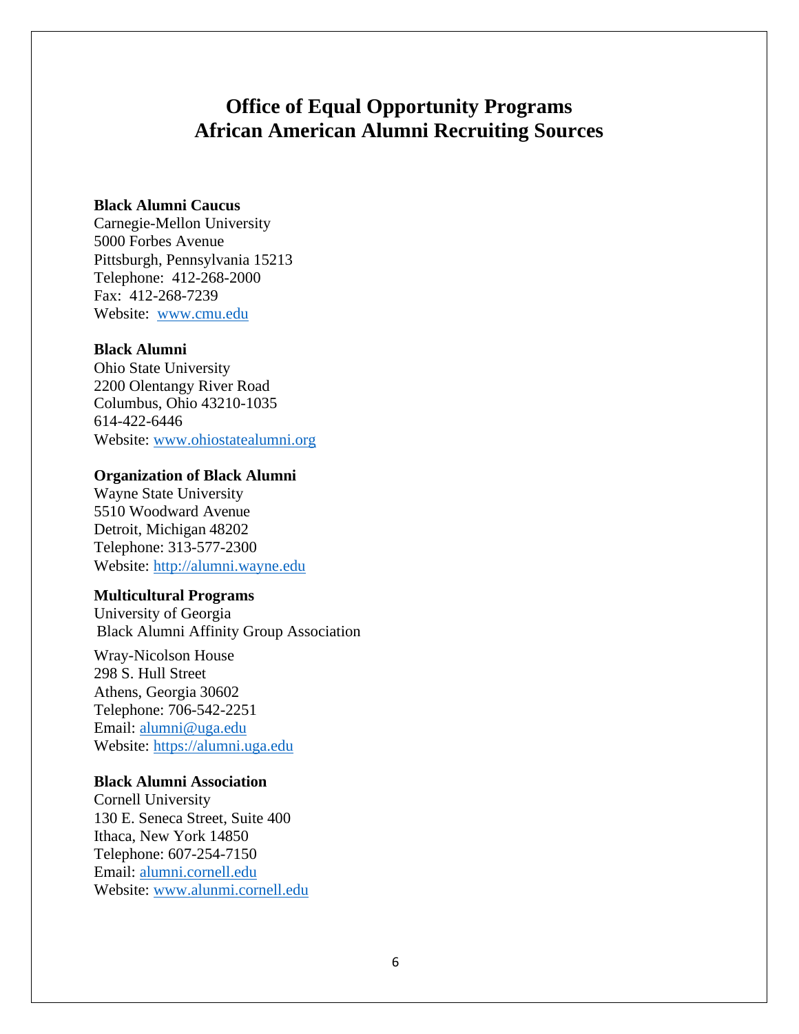# Office of Equal Opportunity Programs
# African American Alumni Recruiting Sources

**Black Alumni Caucus**
Carnegie-Mellon University
5000 Forbes Avenue
Pittsburgh, Pennsylvania 15213
Telephone: 412-268-2000
Fax: 412-268-7239
Website: www.cmu.edu

**Black Alumni**
Ohio State University
2200 Olentangy River Road
Columbus, Ohio 43210-1035
614-422-6446
Website: www.ohiostatealumni.org

**Organization of Black Alumni**
Wayne State University
5510 Woodward Avenue
Detroit, Michigan 48202
Telephone: 313-577-2300
Website: http://alumni.wayne.edu

**Multicultural Programs**
University of Georgia
Black Alumni Affinity Group Association

Wray-Nicolson House
298 S. Hull Street
Athens, Georgia 30602
Telephone: 706-542-2251
Email: alumni@uga.edu
Website: https://alumni.uga.edu

**Black Alumni Association**
Cornell University
130 E. Seneca Street, Suite 400
Ithaca, New York 14850
Telephone: 607-254-7150
Email: alumni.cornell.edu
Website: www.alunmi.cornell.edu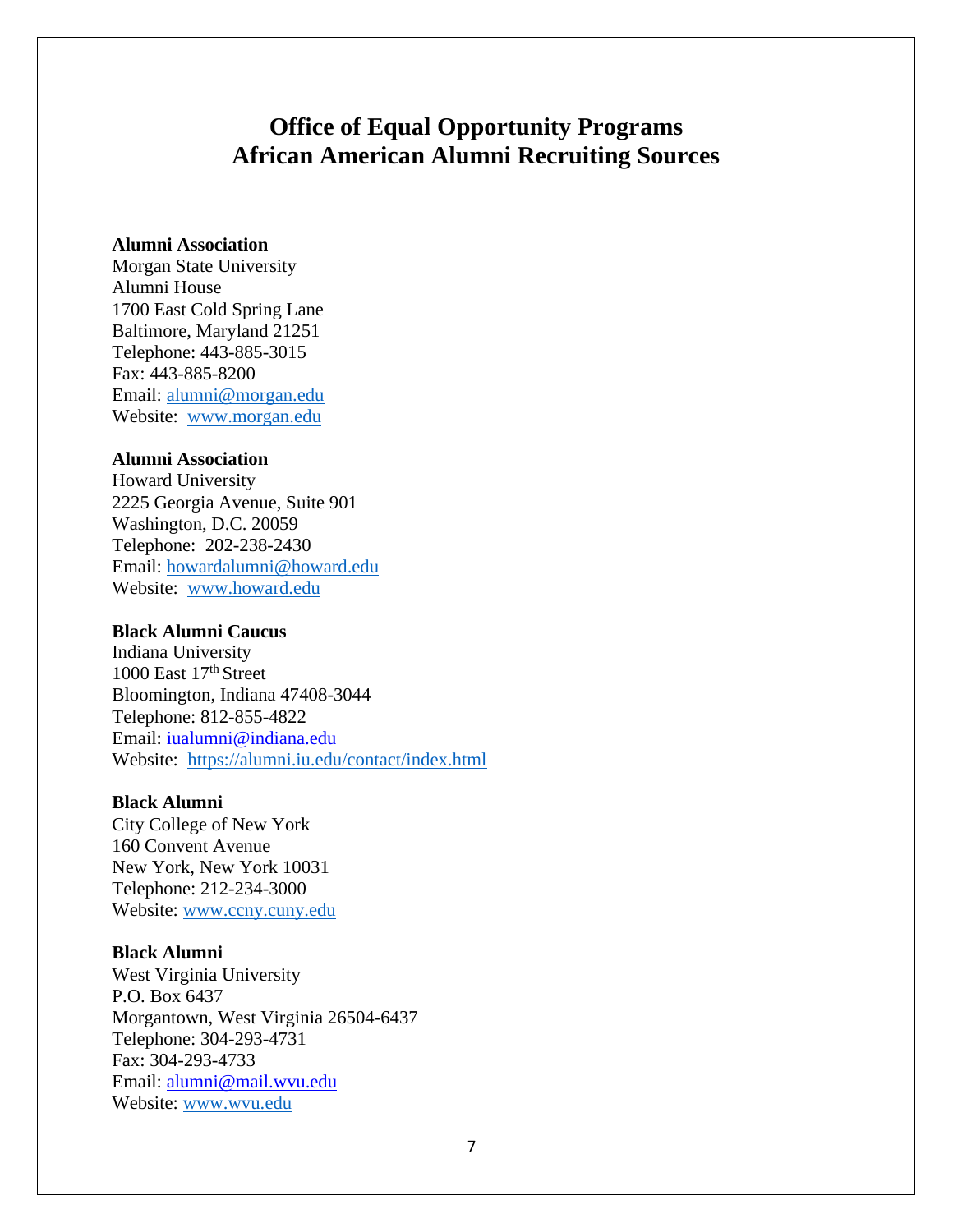# Office of Equal Opportunity Programs
# African American Alumni Recruiting Sources

**Alumni Association**
Morgan State University
Alumni House
1700 East Cold Spring Lane
Baltimore, Maryland 21251
Telephone: 443-885-3015
Fax: 443-885-8200
Email: alumni@morgan.edu
Website: www.morgan.edu

**Alumni Association**
Howard University
2225 Georgia Avenue, Suite 901
Washington, D.C. 20059
Telephone: 202-238-2430
Email: howardalumni@howard.edu
Website: www.howard.edu

**Black Alumni Caucus**
Indiana University
1000 East 17th Street
Bloomington, Indiana 47408-3044
Telephone: 812-855-4822
Email: iualumni@indiana.edu
Website: https://alumni.iu.edu/contact/index.html

**Black Alumni**
City College of New York
160 Convent Avenue
New York, New York 10031
Telephone: 212-234-3000
Website: www.ccny.cuny.edu

**Black Alumni**
West Virginia University
P.O. Box 6437
Morgantown, West Virginia 26504-6437
Telephone: 304-293-4731
Fax: 304-293-4733
Email: alumni@mail.wvu.edu
Website: www.wvu.edu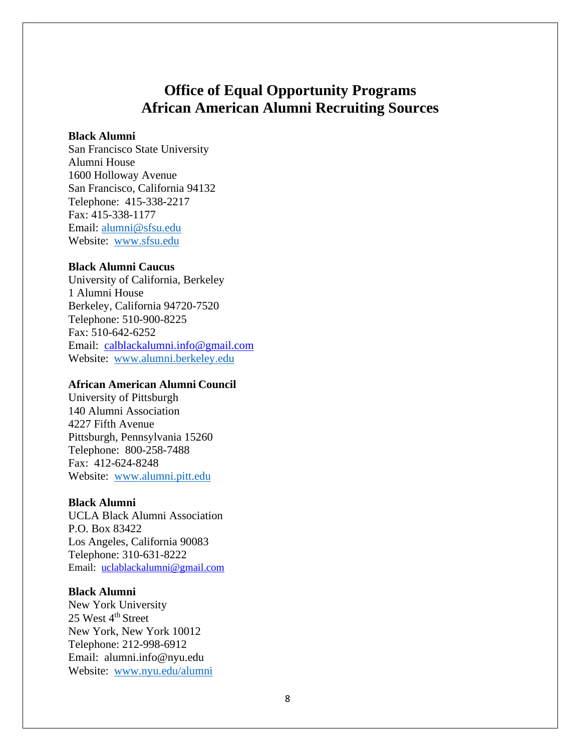# Office of Equal Opportunity Programs
# African American Alumni Recruiting Sources

**Black Alumni**
San Francisco State University
Alumni House
1600 Holloway Avenue
San Francisco, California 94132
Telephone: 415-338-2217
Fax: 415-338-1177
Email: alumni@sfsu.edu
Website: www.sfsu.edu

**Black Alumni Caucus**
University of California, Berkeley
1 Alumni House
Berkeley, California 94720-7520
Telephone: 510-900-8225
Fax: 510-642-6252
Email: calblackalumni.info@gmail.com
Website: www.alumni.berkeley.edu

**African American Alumni Council**
University of Pittsburgh
140 Alumni Association
4227 Fifth Avenue
Pittsburgh, Pennsylvania 15260
Telephone: 800-258-7488
Fax: 412-624-8248
Website: www.alumni.pitt.edu

**Black Alumni**
UCLA Black Alumni Association
P.O. Box 83422
Los Angeles, California 90083
Telephone: 310-631-8222
Email: uclablackalumni@gmail.com

**Black Alumni**
New York University
25 West 4th Street
New York, New York 10012
Telephone: 212-998-6912
Email: alumni.info@nyu.edu
Website: www.nyu.edu/alumni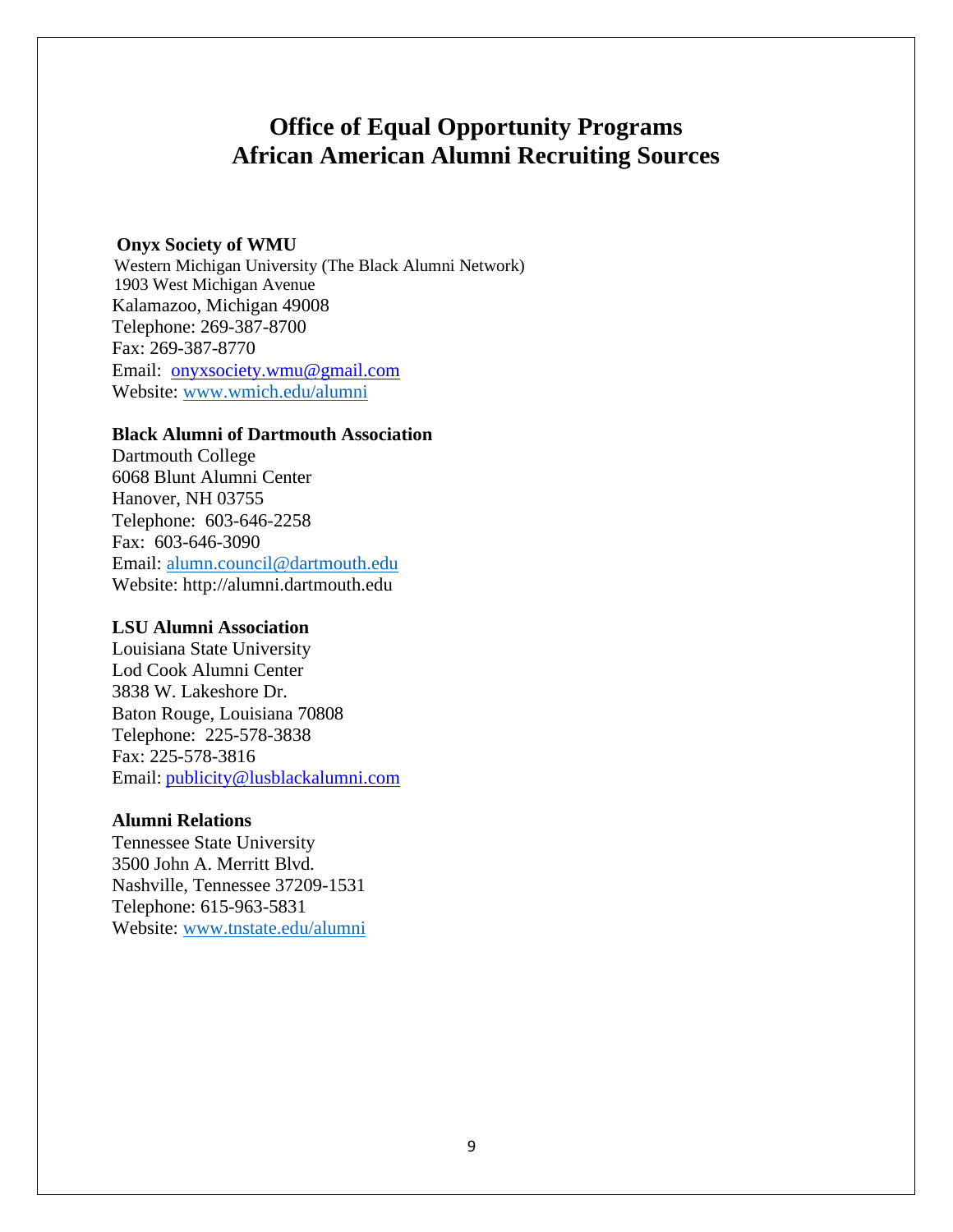# Office of Equal Opportunity Programs
# African American Alumni Recruiting Sources

**Onyx Society of WMU**
Western Michigan University (The Black Alumni Network)
1903 West Michigan Avenue
Kalamazoo, Michigan 49008
Telephone: 269-387-8700
Fax: 269-387-8770
Email: onyxsociety.wmu@gmail.com
Website: www.wmich.edu/alumni

**Black Alumni of Dartmouth Association**
Dartmouth College
6068 Blunt Alumni Center
Hanover, NH 03755
Telephone: 603-646-2258
Fax: 603-646-3090
Email: alumn.council@dartmouth.edu
Website: http://alumni.dartmouth.edu

**LSU Alumni Association**
Louisiana State University
Lod Cook Alumni Center
3838 W. Lakeshore Dr.
Baton Rouge, Louisiana 70808
Telephone: 225-578-3838
Fax: 225-578-3816
Email: publicity@lusblackalumni.com

**Alumni Relations**
Tennessee State University
3500 John A. Merritt Blvd.
Nashville, Tennessee 37209-1531
Telephone: 615-963-5831
Website: www.tnstate.edu/alumni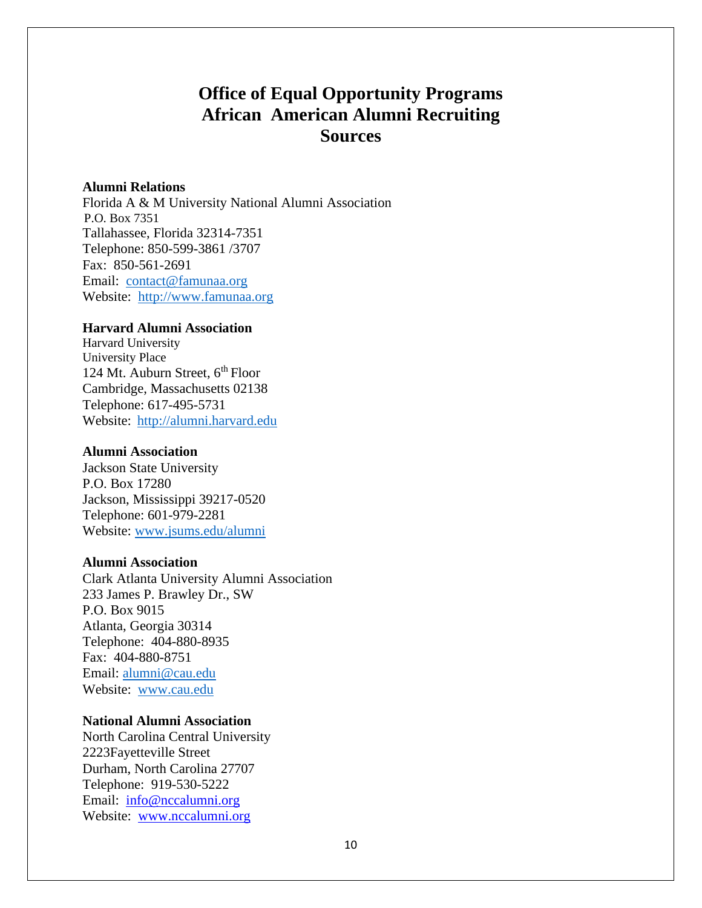# Office of Equal Opportunity Programs African American Alumni Recruiting Sources

**Alumni Relations**
Florida A & M University National Alumni Association
P.O. Box 7351
Tallahassee, Florida 32314-7351
Telephone: 850-599-3861 /3707
Fax: 850-561-2691
Email: contact@famunaa.org
Website: http://www.famunaa.org

**Harvard Alumni Association**
Harvard University
University Place
124 Mt. Auburn Street, 6th Floor
Cambridge, Massachusetts 02138
Telephone: 617-495-5731
Website: http://alumni.harvard.edu

**Alumni Association**
Jackson State University
P.O. Box 17280
Jackson, Mississippi 39217-0520
Telephone: 601-979-2281
Website: www.jsums.edu/alumni

**Alumni Association**
Clark Atlanta University Alumni Association
233 James P. Brawley Dr., SW
P.O. Box 9015
Atlanta, Georgia 30314
Telephone: 404-880-8935
Fax: 404-880-8751
Email: alumni@cau.edu
Website: www.cau.edu

**National Alumni Association**
North Carolina Central University
2223Fayetteville Street
Durham, North Carolina 27707
Telephone: 919-530-5222
Email: info@nccalumni.org
Website: www.nccalumni.org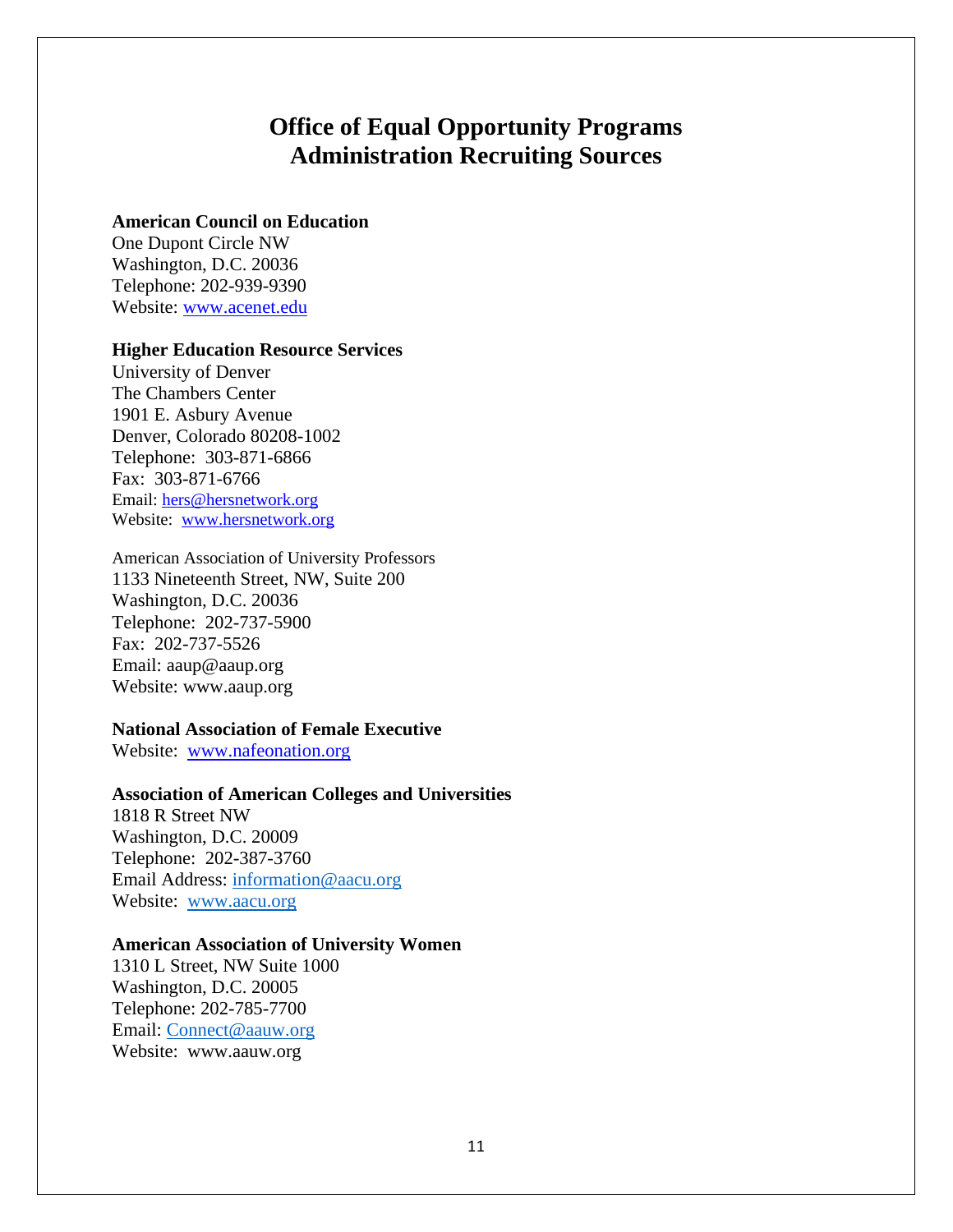# Office of Equal Opportunity Programs
# Administration Recruiting Sources

**American Council on Education**
One Dupont Circle NW
Washington, D.C. 20036
Telephone: 202-939-9390
Website: www.acenet.edu

**Higher Education Resource Services**
University of Denver
The Chambers Center
1901 E. Asbury Avenue
Denver, Colorado 80208-1002
Telephone: 303-871-6866
Fax: 303-871-6766
Email: hers@hersnetwork.org
Website: www.hersnetwork.org

American Association of University Professors
1133 Nineteenth Street, NW, Suite 200
Washington, D.C. 20036
Telephone: 202-737-5900
Fax: 202-737-5526
Email: aaup@aaup.org
Website: www.aaup.org

**National Association of Female Executive**
Website: www.nafeonation.org

**Association of American Colleges and Universities**
1818 R Street NW
Washington, D.C. 20009
Telephone: 202-387-3760
Email Address: information@aacu.org
Website: www.aacu.org

**American Association of University Women**
1310 L Street, NW Suite 1000
Washington, D.C. 20005
Telephone: 202-785-7700
Email: Connect@aauw.org
Website: www.aauw.org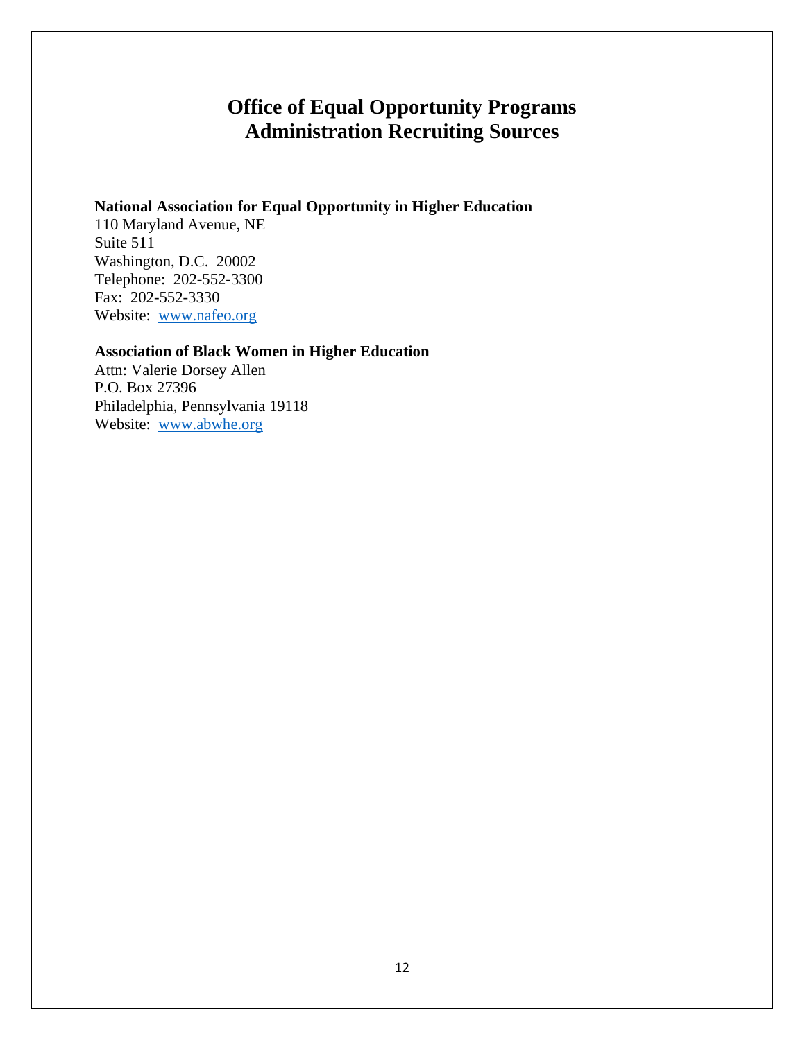# Office of Equal Opportunity Programs
# Administration Recruiting Sources

**National Association for Equal Opportunity in Higher Education**
110 Maryland Avenue, NE
Suite 511
Washington, D.C. 20002
Telephone: 202-552-3300
Fax: 202-552-3330
Website: www.nafeo.org

**Association of Black Women in Higher Education**
Attn: Valerie Dorsey Allen
P.O. Box 27396
Philadelphia, Pennsylvania 19118
Website: www.abwhe.org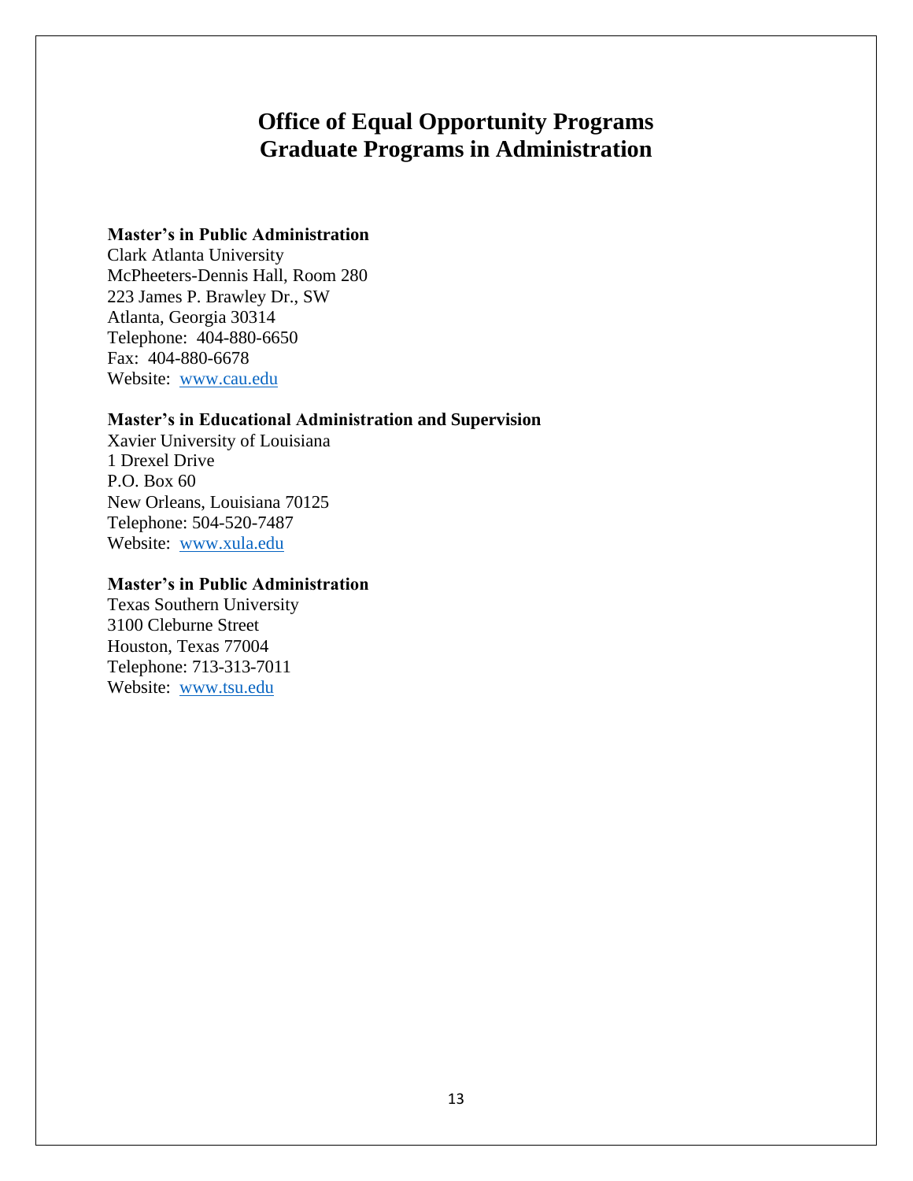# Office of Equal Opportunity Programs
# Graduate Programs in Administration

**Master's in Public Administration**
Clark Atlanta University
McPheeters-Dennis Hall, Room 280
223 James P. Brawley Dr., SW
Atlanta, Georgia 30314
Telephone: 404-880-6650
Fax: 404-880-6678
Website: [www.cau.edu](http://www.cau.edu)

**Master's in Educational Administration and Supervision**
Xavier University of Louisiana
1 Drexel Drive
P.O. Box 60
New Orleans, Louisiana 70125
Telephone: 504-520-7487
Website: [www.xula.edu](http://www.xula.edu)

**Master's in Public Administration**
Texas Southern University
3100 Cleburne Street
Houston, Texas 77004
Telephone: 713-313-7011
Website: [www.tsu.edu](http://www.tsu.edu)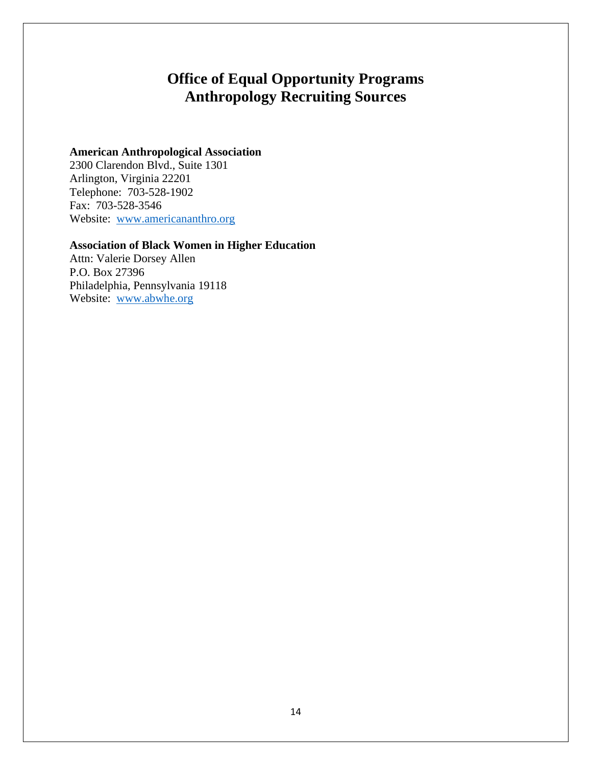# Office of Equal Opportunity Programs
# Anthropology Recruiting Sources

**American Anthropological Association**
2300 Clarendon Blvd., Suite 1301
Arlington, Virginia 22201
Telephone: 703-528-1902
Fax: 703-528-3546
Website: www.americananthro.org

**Association of Black Women in Higher Education**
Attn: Valerie Dorsey Allen
P.O. Box 27396
Philadelphia, Pennsylvania 19118
Website: www.abwhe.org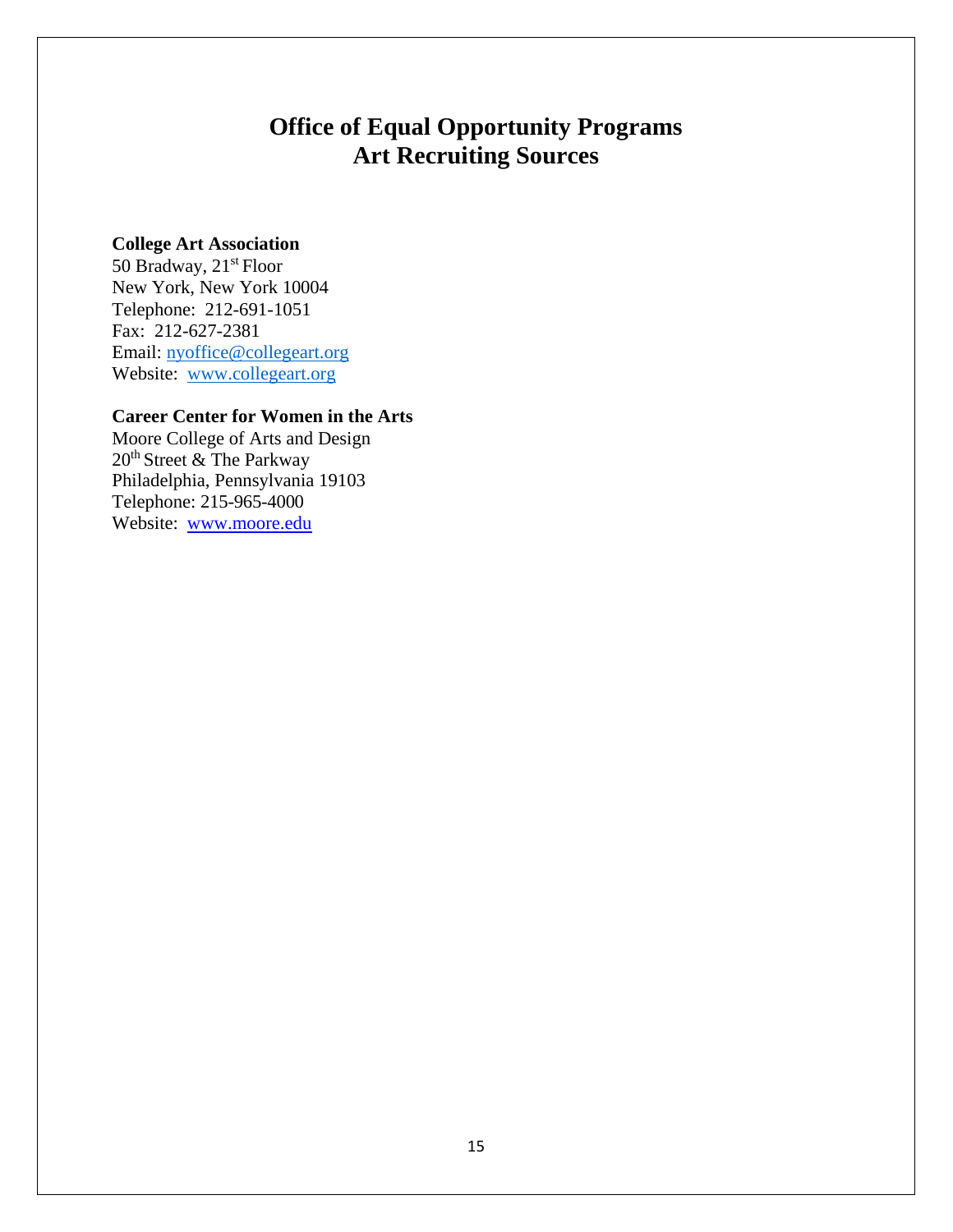# Office of Equal Opportunity Programs
# Art Recruiting Sources

**College Art Association**
50 Bradway, 21st Floor
New York, New York 10004
Telephone: 212-691-1051
Fax: 212-627-2381
Email: nyoffice@collegeart.org
Website: www.collegeart.org

**Career Center for Women in the Arts**
Moore College of Arts and Design
20th Street & The Parkway
Philadelphia, Pennsylvania 19103
Telephone: 215-965-4000
Website: www.moore.edu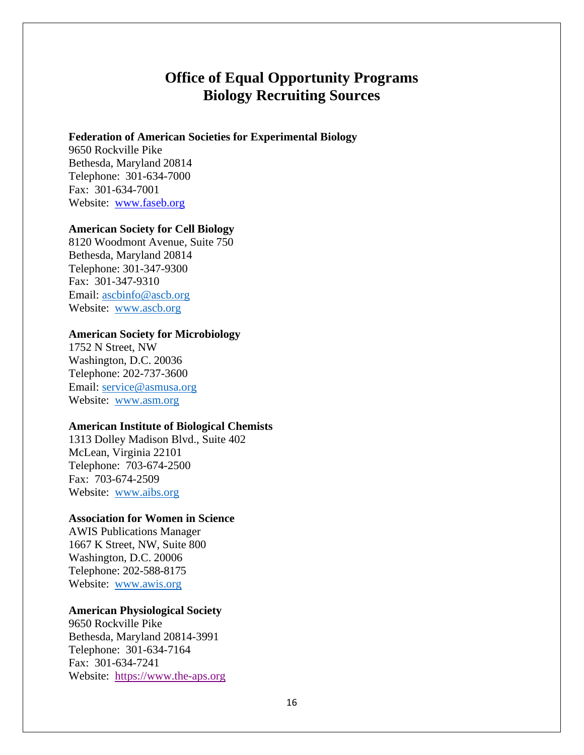# Office of Equal Opportunity Programs
# Biology Recruiting Sources

**Federation of American Societies for Experimental Biology**
9650 Rockville Pike
Bethesda, Maryland 20814
Telephone: 301-634-7000
Fax: 301-634-7001
Website: www.faseb.org

**American Society for Cell Biology**
8120 Woodmont Avenue, Suite 750
Bethesda, Maryland 20814
Telephone: 301-347-9300
Fax: 301-347-9310
Email: ascbinfo@ascb.org
Website: www.ascb.org

**American Society for Microbiology**
1752 N Street, NW
Washington, D.C. 20036
Telephone: 202-737-3600
Email: service@asmusa.org
Website: www.asm.org

**American Institute of Biological Chemists**
1313 Dolley Madison Blvd., Suite 402
McLean, Virginia 22101
Telephone: 703-674-2500
Fax: 703-674-2509
Website: www.aibs.org

**Association for Women in Science**
AWIS Publications Manager
1667 K Street, NW, Suite 800
Washington, D.C. 20006
Telephone: 202-588-8175
Website: www.awis.org

**American Physiological Society**
9650 Rockville Pike
Bethesda, Maryland 20814-3991
Telephone: 301-634-7164
Fax: 301-634-7241
Website: https://www.the-aps.org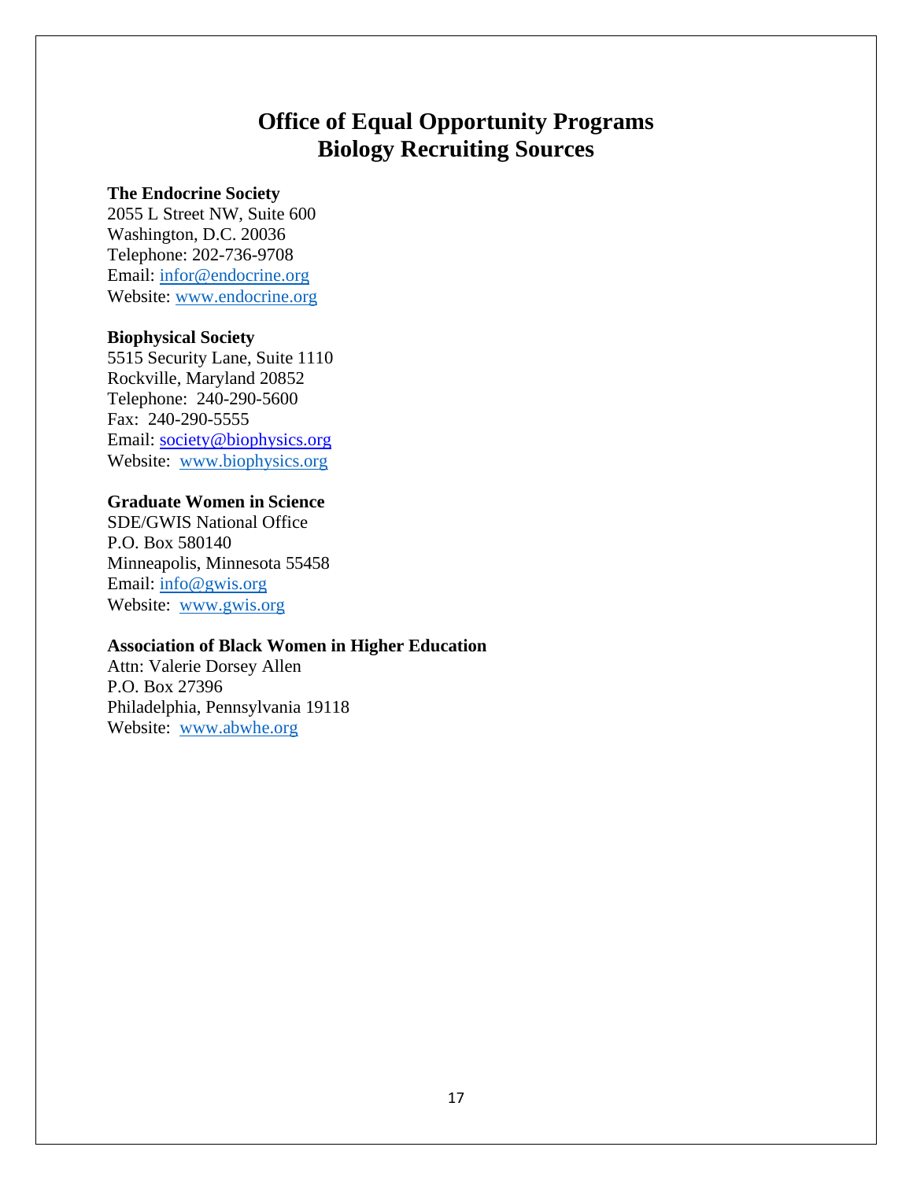# Office of Equal Opportunity Programs
# Biology Recruiting Sources

**The Endocrine Society**
2055 L Street NW, Suite 600
Washington, D.C. 20036
Telephone: 202-736-9708
Email: infor@endocrine.org
Website: www.endocrine.org

**Biophysical Society**
5515 Security Lane, Suite 1110
Rockville, Maryland 20852
Telephone: 240-290-5600
Fax: 240-290-5555
Email: society@biophysics.org
Website: www.biophysics.org

**Graduate Women in Science**
SDE/GWIS National Office
P.O. Box 580140
Minneapolis, Minnesota 55458
Email: info@gwis.org
Website: www.gwis.org

**Association of Black Women in Higher Education**
Attn: Valerie Dorsey Allen
P.O. Box 27396
Philadelphia, Pennsylvania 19118
Website: www.abwhe.org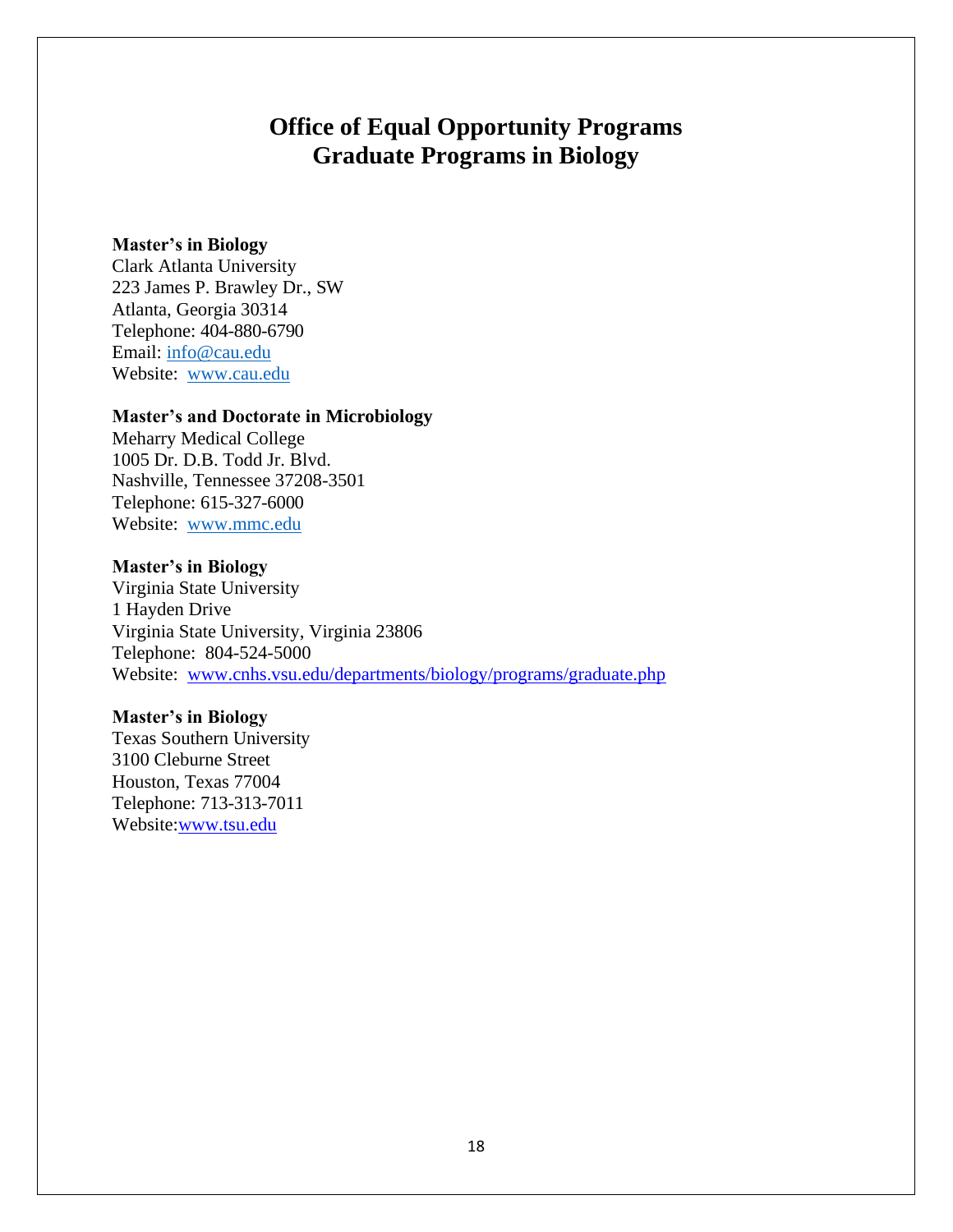# Office of Equal Opportunity Programs
# Graduate Programs in Biology

**Master's in Biology**
Clark Atlanta University
223 James P. Brawley Dr., SW
Atlanta, Georgia 30314
Telephone: 404-880-6790
Email: info@cau.edu
Website: www.cau.edu

**Master's and Doctorate in Microbiology**
Meharry Medical College
1005 Dr. D.B. Todd Jr. Blvd.
Nashville, Tennessee 37208-3501
Telephone: 615-327-6000
Website: www.mmc.edu

**Master's in Biology**
Virginia State University
1 Hayden Drive
Virginia State University, Virginia 23806
Telephone: 804-524-5000
Website: www.cnhs.vsu.edu/departments/biology/programs/graduate.php

**Master's in Biology**
Texas Southern University
3100 Cleburne Street
Houston, Texas 77004
Telephone: 713-313-7011
Website:www.tsu.edu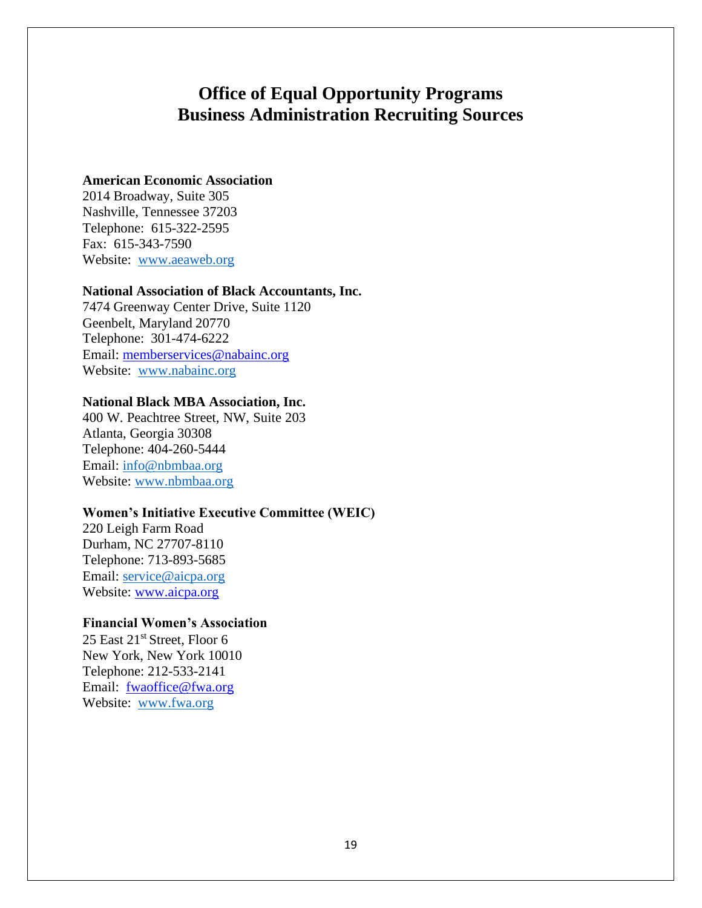# Office of Equal Opportunity Programs
# Business Administration Recruiting Sources

**American Economic Association**
2014 Broadway, Suite 305
Nashville, Tennessee 37203
Telephone: 615-322-2595
Fax: 615-343-7590
Website: www.aeaweb.org

**National Association of Black Accountants, Inc.**
7474 Greenway Center Drive, Suite 1120
Geenbelt, Maryland 20770
Telephone: 301-474-6222
Email: memberservices@nabainc.org
Website: www.nabainc.org

**National Black MBA Association, Inc.**
400 W. Peachtree Street, NW, Suite 203
Atlanta, Georgia 30308
Telephone: 404-260-5444
Email: info@nbmbaa.org
Website: www.nbmbaa.org

**Women's Initiative Executive Committee (WEIC)**
220 Leigh Farm Road
Durham, NC 27707-8110
Telephone: 713-893-5685
Email: service@aicpa.org
Website: www.aicpa.org

**Financial Women's Association**
25 East 21st Street, Floor 6
New York, New York 10010
Telephone: 212-533-2141
Email: fwaoffice@fwa.org
Website: www.fwa.org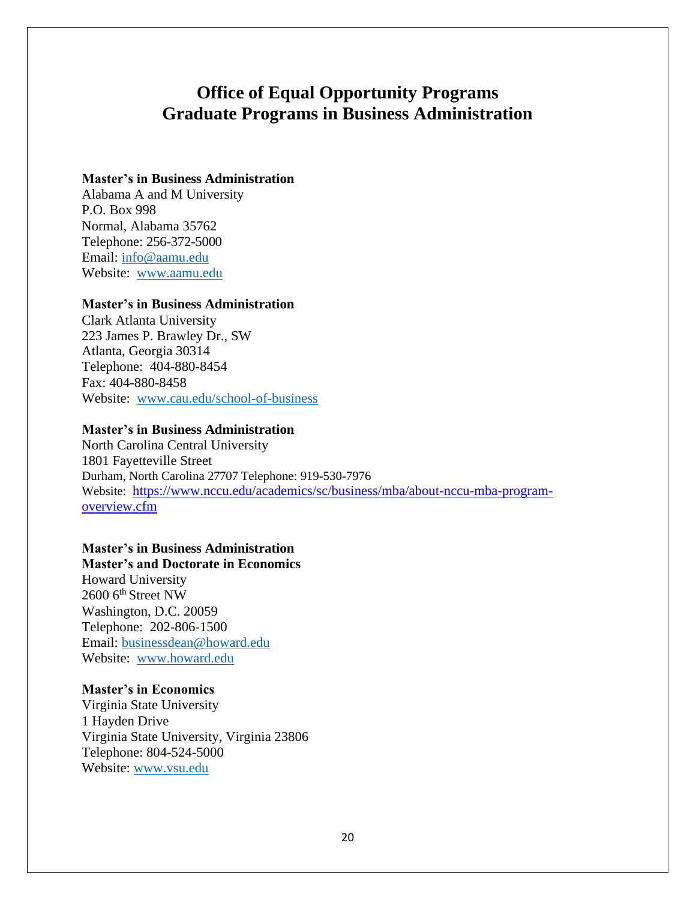# Office of Equal Opportunity Programs
# Graduate Programs in Business Administration

**Master's in Business Administration**
Alabama A and M University
P.O. Box 998
Normal, Alabama 35762
Telephone: 256-372-5000
Email: info@aamu.edu
Website: www.aamu.edu

**Master's in Business Administration**
Clark Atlanta University
223 James P. Brawley Dr., SW
Atlanta, Georgia 30314
Telephone: 404-880-8454
Fax: 404-880-8458
Website: www.cau.edu/school-of-business

**Master's in Business Administration**
North Carolina Central University
1801 Fayetteville Street
Durham, North Carolina 27707 Telephone: 919-530-7976
Website: https://www.nccu.edu/academics/sc/business/mba/about-nccu-mba-program-overview.cfm

**Master's in Business Administration**
**Master's and Doctorate in Economics**
Howard University
2600 6th Street NW
Washington, D.C. 20059
Telephone: 202-806-1500
Email: businessdean@howard.edu
Website: www.howard.edu

**Master's in Economics**
Virginia State University
1 Hayden Drive
Virginia State University, Virginia 23806
Telephone: 804-524-5000
Website: www.vsu.edu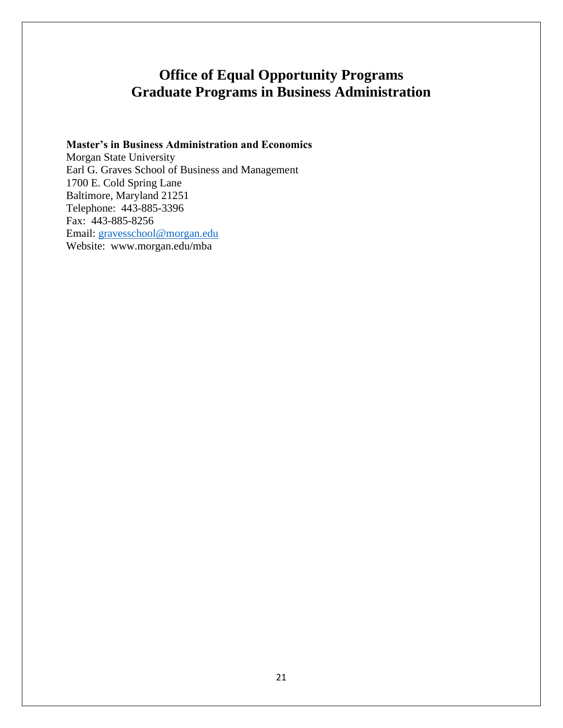# Office of Equal Opportunity Programs
# Graduate Programs in Business Administration

**Master's in Business Administration and Economics**
Morgan State University
Earl G. Graves School of Business and Management
1700 E. Cold Spring Lane
Baltimore, Maryland 21251
Telephone: 443-885-3396
Fax: 443-885-8256
Email: gravesschool@morgan.edu
Website: www.morgan.edu/mba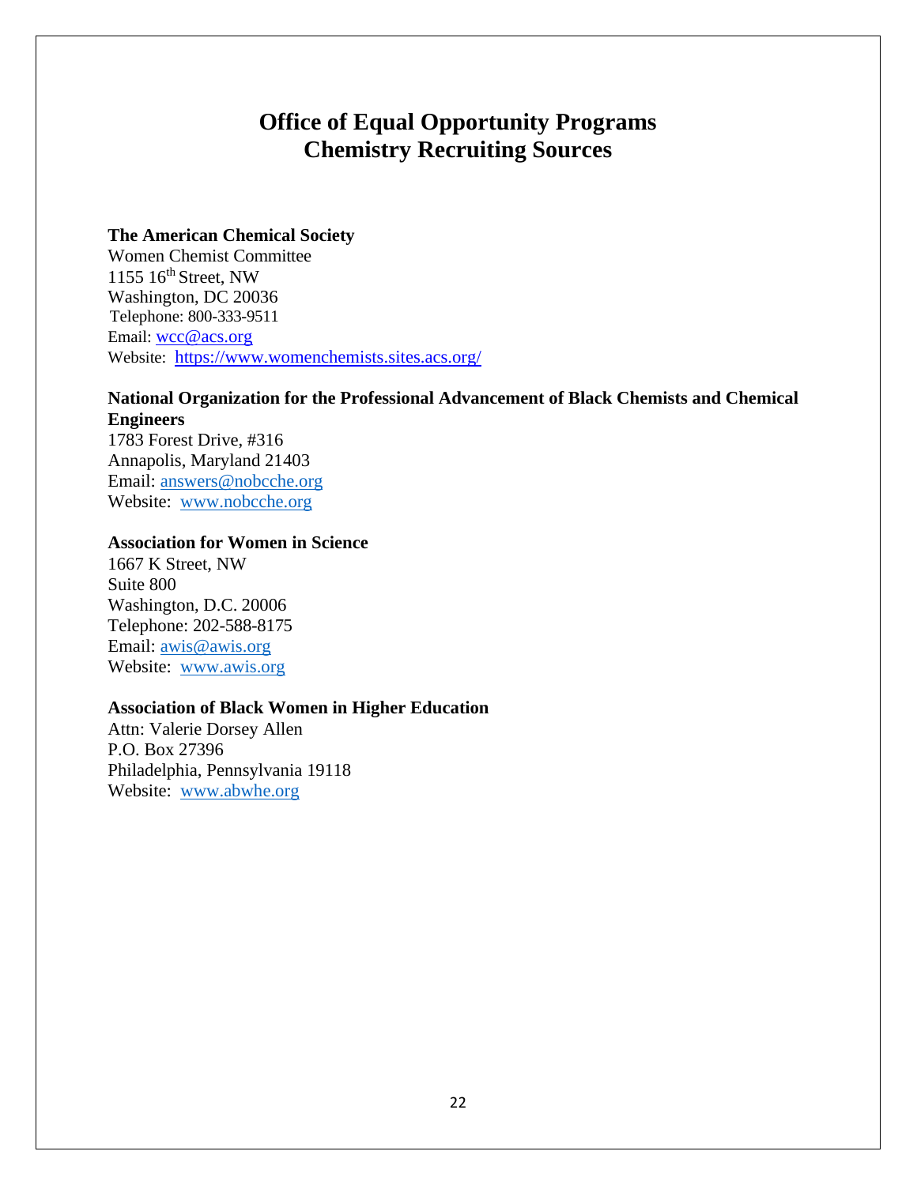# Office of Equal Opportunity Programs
# Chemistry Recruiting Sources

**The American Chemical Society**
Women Chemist Committee
1155 16th Street, NW
Washington, DC 20036
Telephone: 800-333-9511
Email: wcc@acs.org
Website: https://www.womenchemists.sites.acs.org/

**National Organization for the Professional Advancement of Black Chemists and Chemical Engineers**
1783 Forest Drive, #316
Annapolis, Maryland 21403
Email: answers@nobcche.org
Website: www.nobcche.org

**Association for Women in Science**
1667 K Street, NW
Suite 800
Washington, D.C. 20006
Telephone: 202-588-8175
Email: awis@awis.org
Website: www.awis.org

**Association of Black Women in Higher Education**
Attn: Valerie Dorsey Allen
P.O. Box 27396
Philadelphia, Pennsylvania 19118
Website: www.abwhe.org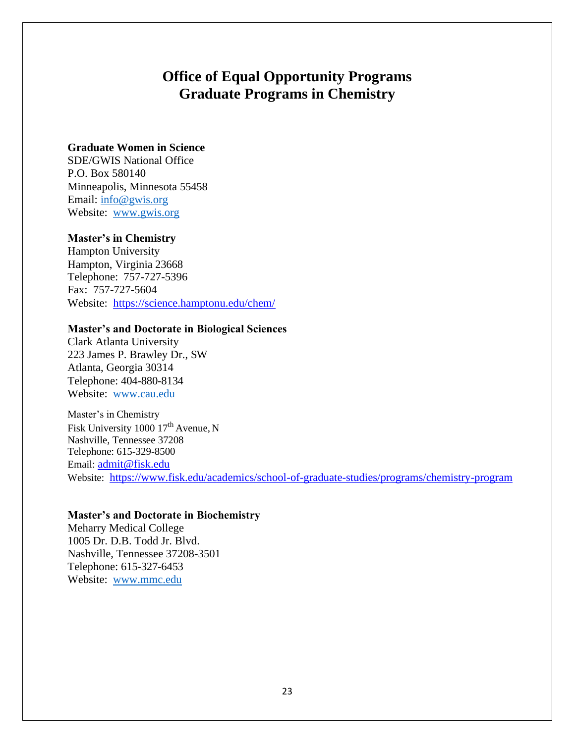# Office of Equal Opportunity Programs
# Graduate Programs in Chemistry

**Graduate Women in Science**
SDE/GWIS National Office
P.O. Box 580140
Minneapolis, Minnesota 55458
Email: info@gwis.org
Website: www.gwis.org

**Master's in Chemistry**
Hampton University
Hampton, Virginia 23668
Telephone: 757-727-5396
Fax: 757-727-5604
Website: https://science.hamptonu.edu/chem/

**Master's and Doctorate in Biological Sciences**
Clark Atlanta University
223 James P. Brawley Dr., SW
Atlanta, Georgia 30314
Telephone: 404-880-8134
Website: www.cau.edu

Master's in Chemistry
Fisk University 1000 17th Avenue, N
Nashville, Tennessee 37208
Telephone: 615-329-8500
Email: admit@fisk.edu
Website: https://www.fisk.edu/academics/school-of-graduate-studies/programs/chemistry-program

**Master's and Doctorate in Biochemistry**
Meharry Medical College
1005 Dr. D.B. Todd Jr. Blvd.
Nashville, Tennessee 37208-3501
Telephone: 615-327-6453
Website: www.mmc.edu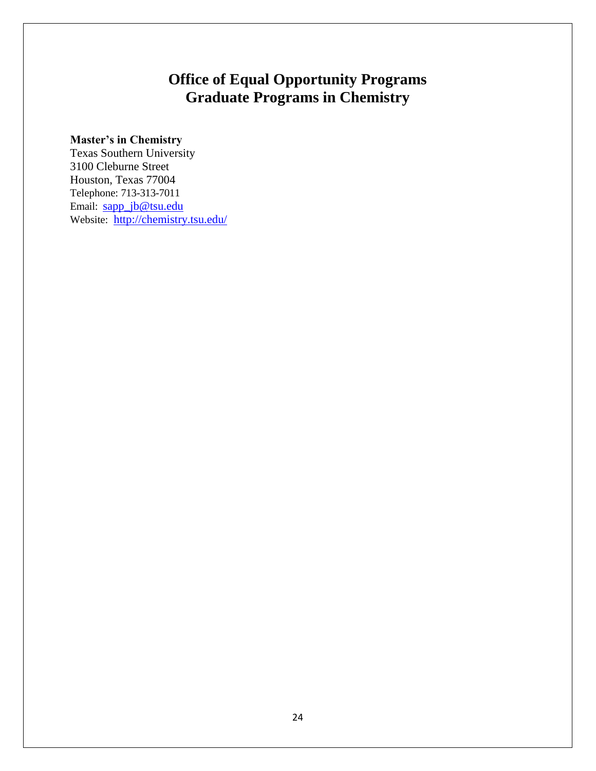# Office of Equal Opportunity Programs
# Graduate Programs in Chemistry

**Master's in Chemistry**
Texas Southern University
3100 Cleburne Street
Houston, Texas 77004
Telephone: 713-313-7011
Email: sapp_jb@tsu.edu
Website: http://chemistry.tsu.edu/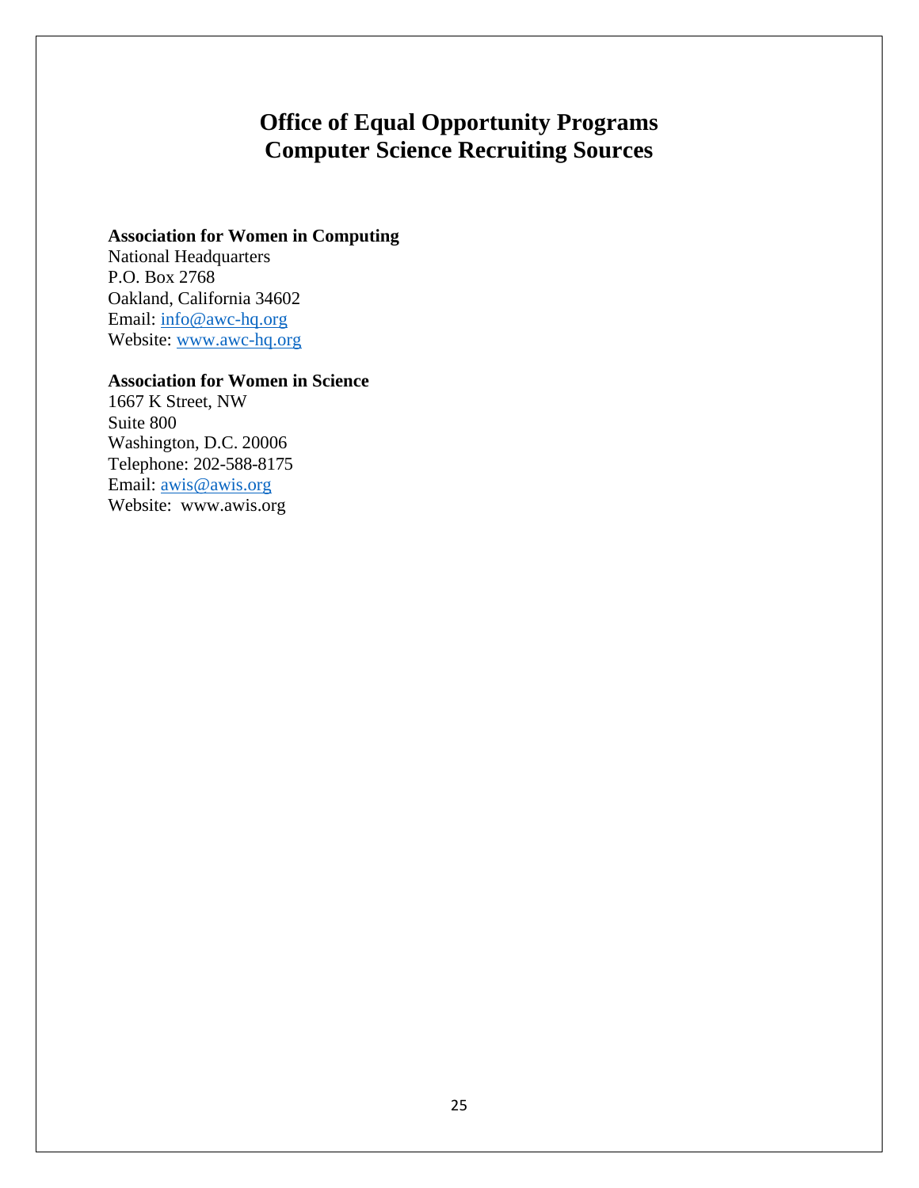# Office of Equal Opportunity Programs
# Computer Science Recruiting Sources

**Association for Women in Computing**
National Headquarters
P.O. Box 2768
Oakland, California 34602
Email: info@awc-hq.org
Website: www.awc-hq.org

**Association for Women in Science**
1667 K Street, NW
Suite 800
Washington, D.C. 20006
Telephone: 202-588-8175
Email: awis@awis.org
Website: www.awis.org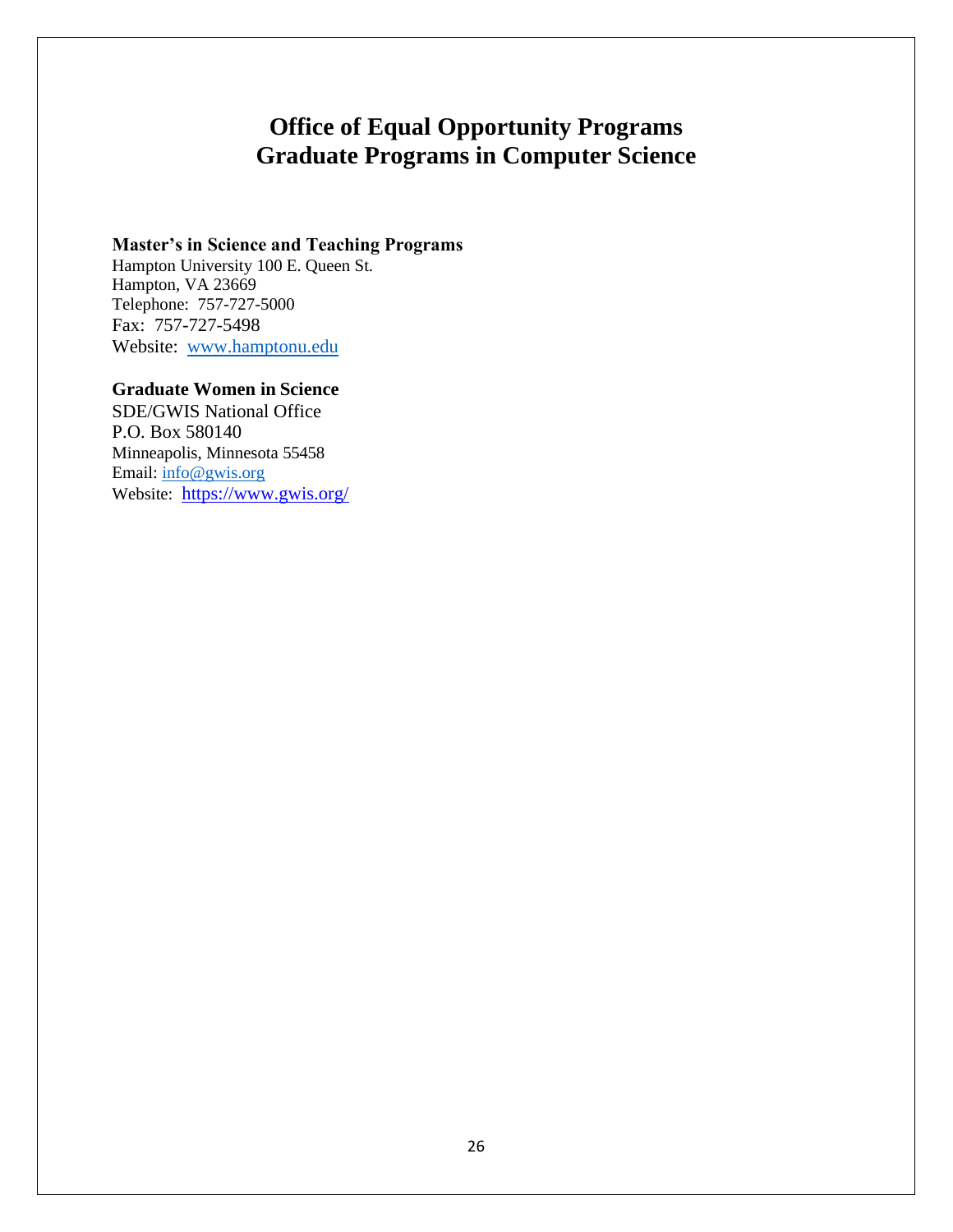# Office of Equal Opportunity Programs
# Graduate Programs in Computer Science

**Master's in Science and Teaching Programs**
Hampton University 100 E. Queen St.
Hampton, VA 23669
Telephone: 757-727-5000
Fax: 757-727-5498
Website: [www.hamptonu.edu](http://www.hamptonu.edu)

**Graduate Women in Science**
SDE/GWIS National Office
P.O. Box 580140
Minneapolis, Minnesota 55458
Email: [info@gwis.org](mailto:info@gwis.org)
Website: [https://www.gwis.org/](https://www.gwis.org/)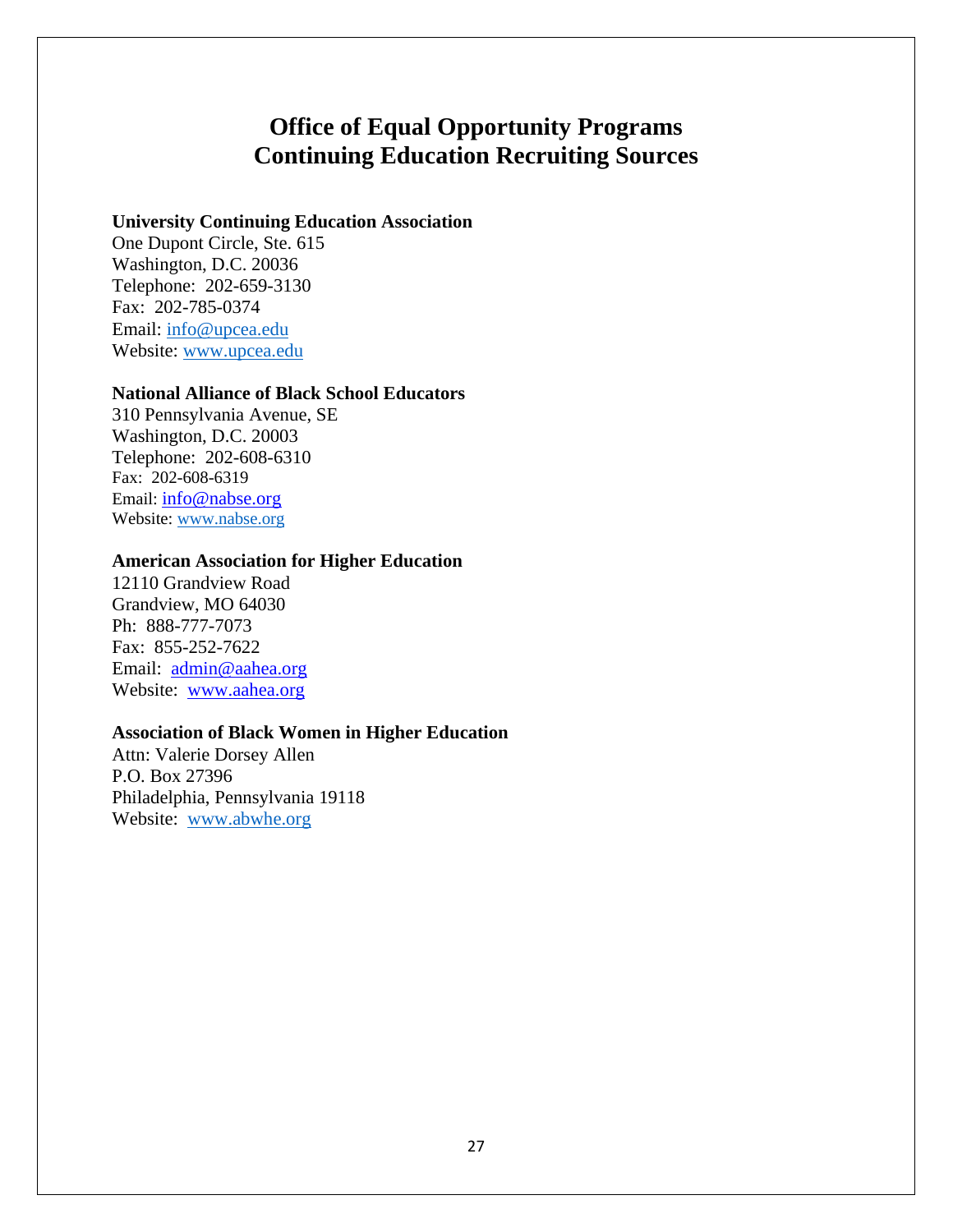# Office of Equal Opportunity Programs
# Continuing Education Recruiting Sources

**University Continuing Education Association**
One Dupont Circle, Ste. 615
Washington, D.C. 20036
Telephone: 202-659-3130
Fax: 202-785-0374
Email: info@upcea.edu
Website: www.upcea.edu

**National Alliance of Black School Educators**
310 Pennsylvania Avenue, SE
Washington, D.C. 20003
Telephone: 202-608-6310
Fax: 202-608-6319
Email: info@nabse.org
Website: www.nabse.org

**American Association for Higher Education**
12110 Grandview Road
Grandview, MO 64030
Ph: 888-777-7073
Fax: 855-252-7622
Email: admin@aahea.org
Website: www.aahea.org

**Association of Black Women in Higher Education**
Attn: Valerie Dorsey Allen
P.O. Box 27396
Philadelphia, Pennsylvania 19118
Website: www.abwhe.org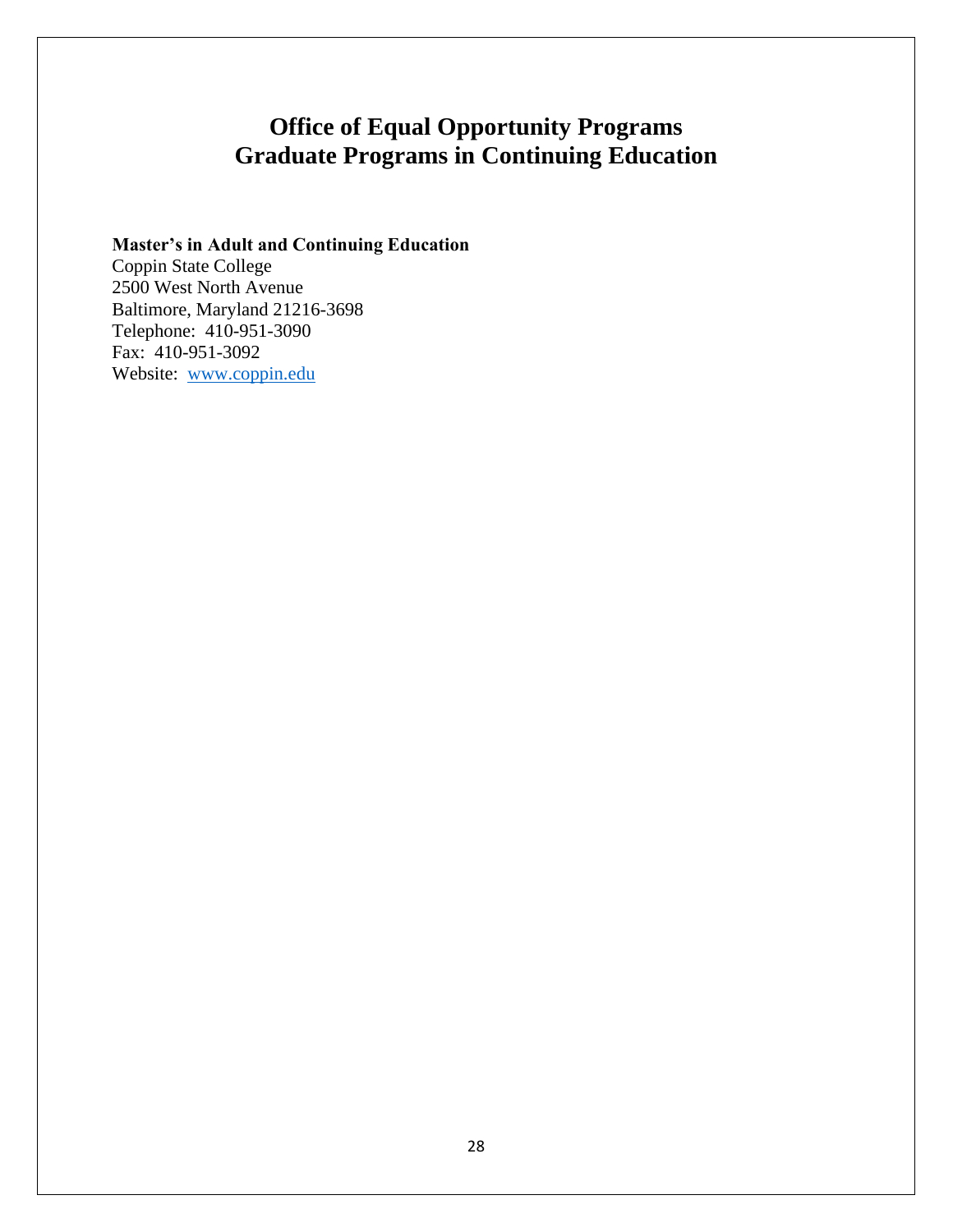# Office of Equal Opportunity Programs
# Graduate Programs in Continuing Education

**Master's in Adult and Continuing Education**
Coppin State College
2500 West North Avenue
Baltimore, Maryland 21216-3698
Telephone: 410-951-3090
Fax: 410-951-3092
Website: [www.coppin.edu](http://www.coppin.edu)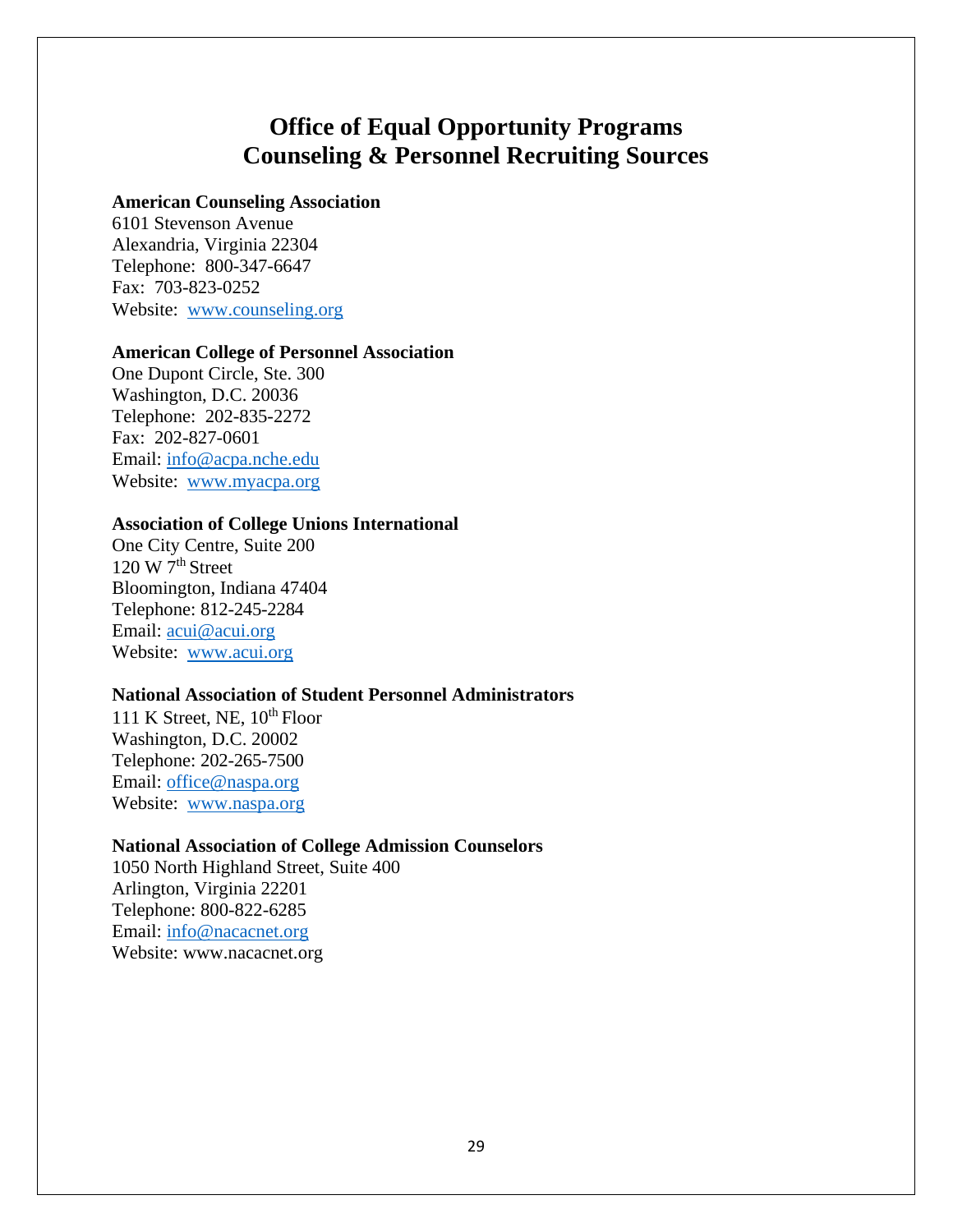# Office of Equal Opportunity Programs
# Counseling & Personnel Recruiting Sources

**American Counseling Association**
6101 Stevenson Avenue
Alexandria, Virginia 22304
Telephone: 800-347-6647
Fax: 703-823-0252
Website: www.counseling.org

**American College of Personnel Association**
One Dupont Circle, Ste. 300
Washington, D.C. 20036
Telephone: 202-835-2272
Fax: 202-827-0601
Email: info@acpa.nche.edu
Website: www.myacpa.org

**Association of College Unions International**
One City Centre, Suite 200
120 W 7th Street
Bloomington, Indiana 47404
Telephone: 812-245-2284
Email: acui@acui.org
Website: www.acui.org

**National Association of Student Personnel Administrators**
111 K Street, NE, 10th Floor
Washington, D.C. 20002
Telephone: 202-265-7500
Email: office@naspa.org
Website: www.naspa.org

**National Association of College Admission Counselors**
1050 North Highland Street, Suite 400
Arlington, Virginia 22201
Telephone: 800-822-6285
Email: info@nacacnet.org
Website: www.nacacnet.org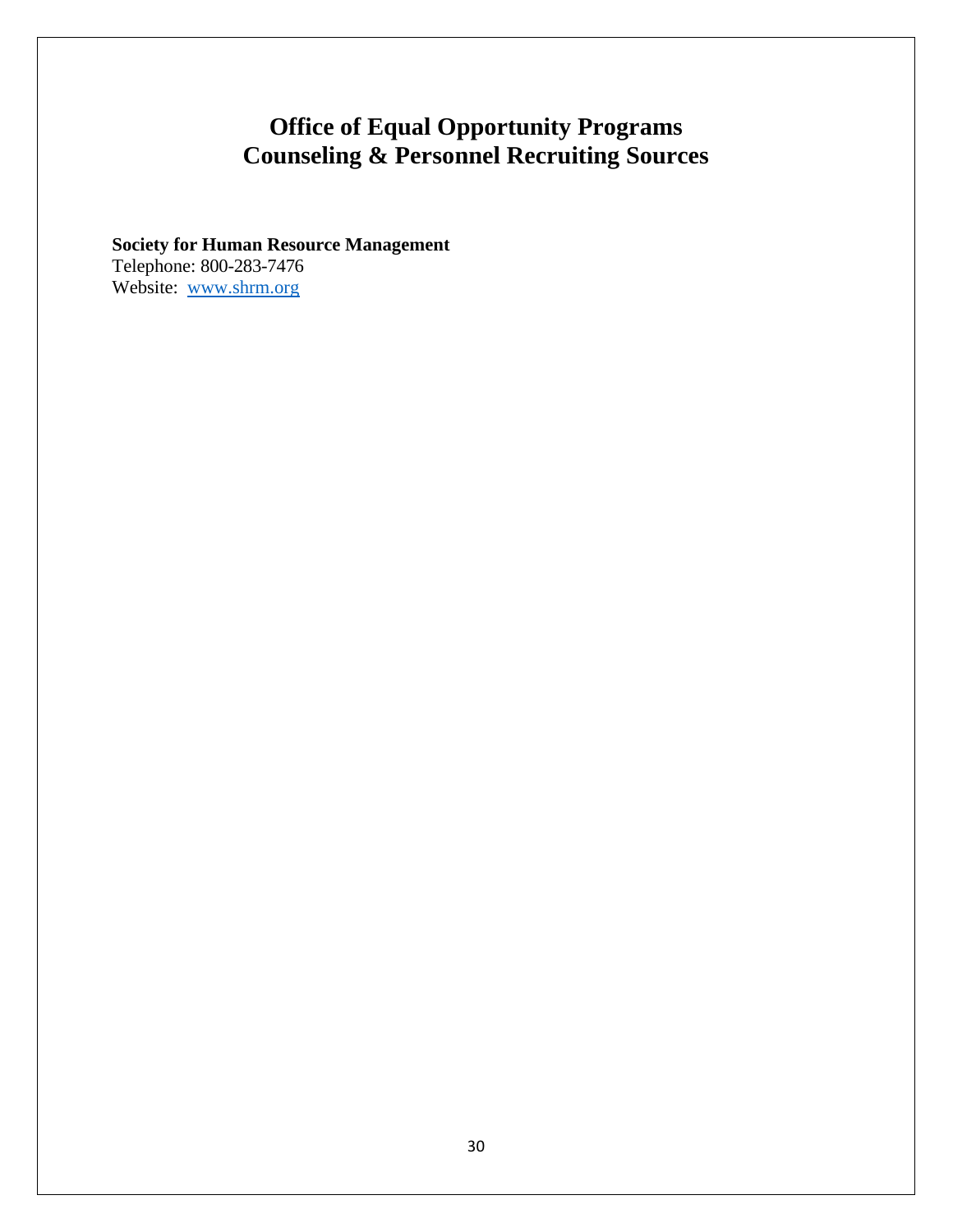# Office of Equal Opportunity Programs
# Counseling & Personnel Recruiting Sources

**Society for Human Resource Management**
Telephone: 800-283-7476
Website: [www.shrm.org](http://www.shrm.org)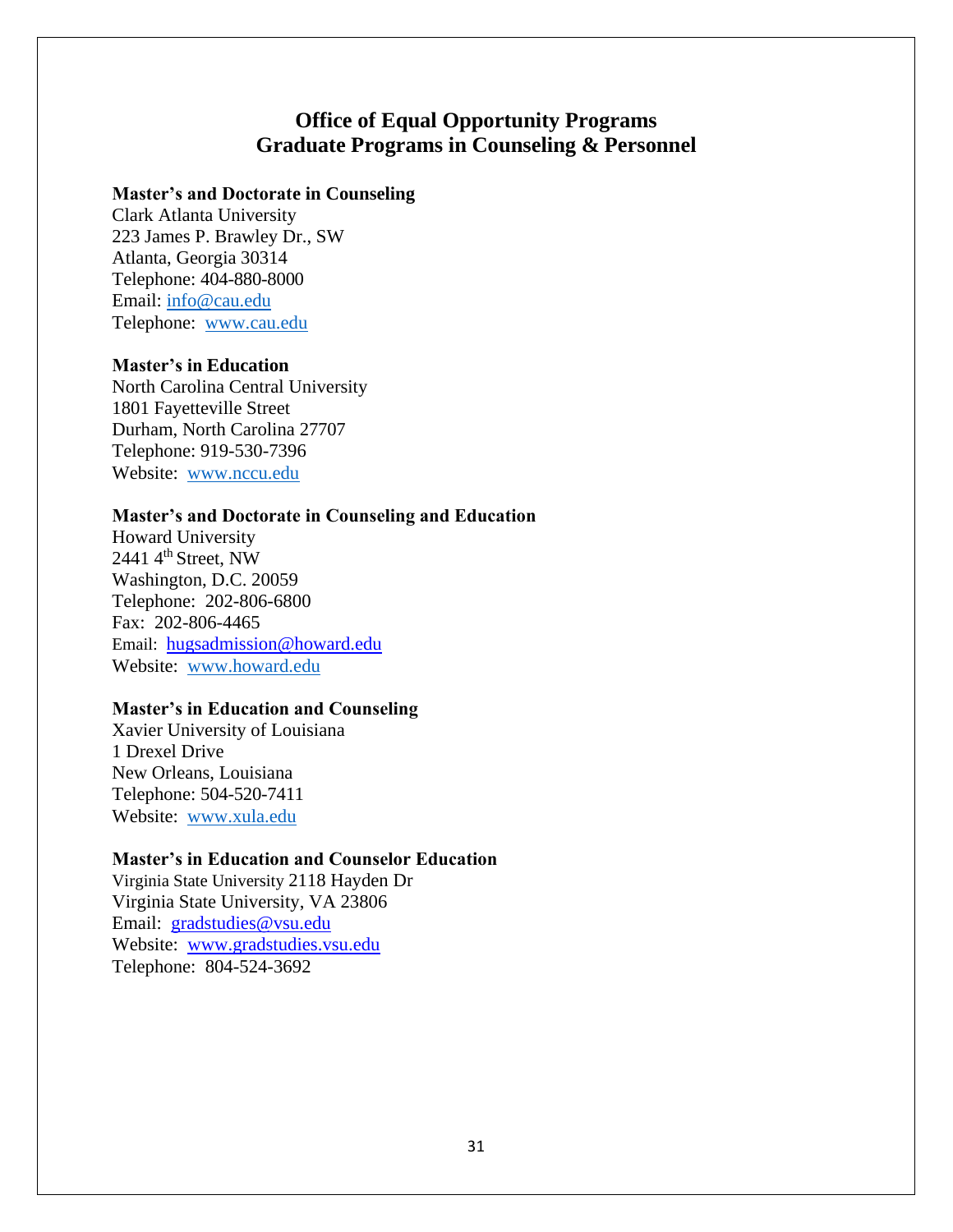# Office of Equal Opportunity Programs
# Graduate Programs in Counseling & Personnel

**Master's and Doctorate in Counseling**
Clark Atlanta University
223 James P. Brawley Dr., SW
Atlanta, Georgia 30314
Telephone: 404-880-8000
Email: info@cau.edu
Telephone: www.cau.edu

**Master's in Education**
North Carolina Central University
1801 Fayetteville Street
Durham, North Carolina 27707
Telephone: 919-530-7396
Website: www.nccu.edu

**Master's and Doctorate in Counseling and Education**
Howard University
2441 4th Street, NW
Washington, D.C. 20059
Telephone: 202-806-6800
Fax: 202-806-4465
Email: hugsadmission@howard.edu
Website: www.howard.edu

**Master's in Education and Counseling**
Xavier University of Louisiana
1 Drexel Drive
New Orleans, Louisiana
Telephone: 504-520-7411
Website: www.xula.edu

**Master's in Education and Counselor Education**
Virginia State University 2118 Hayden Dr
Virginia State University, VA 23806
Email: gradstudies@vsu.edu
Website: www.gradstudies.vsu.edu
Telephone: 804-524-3692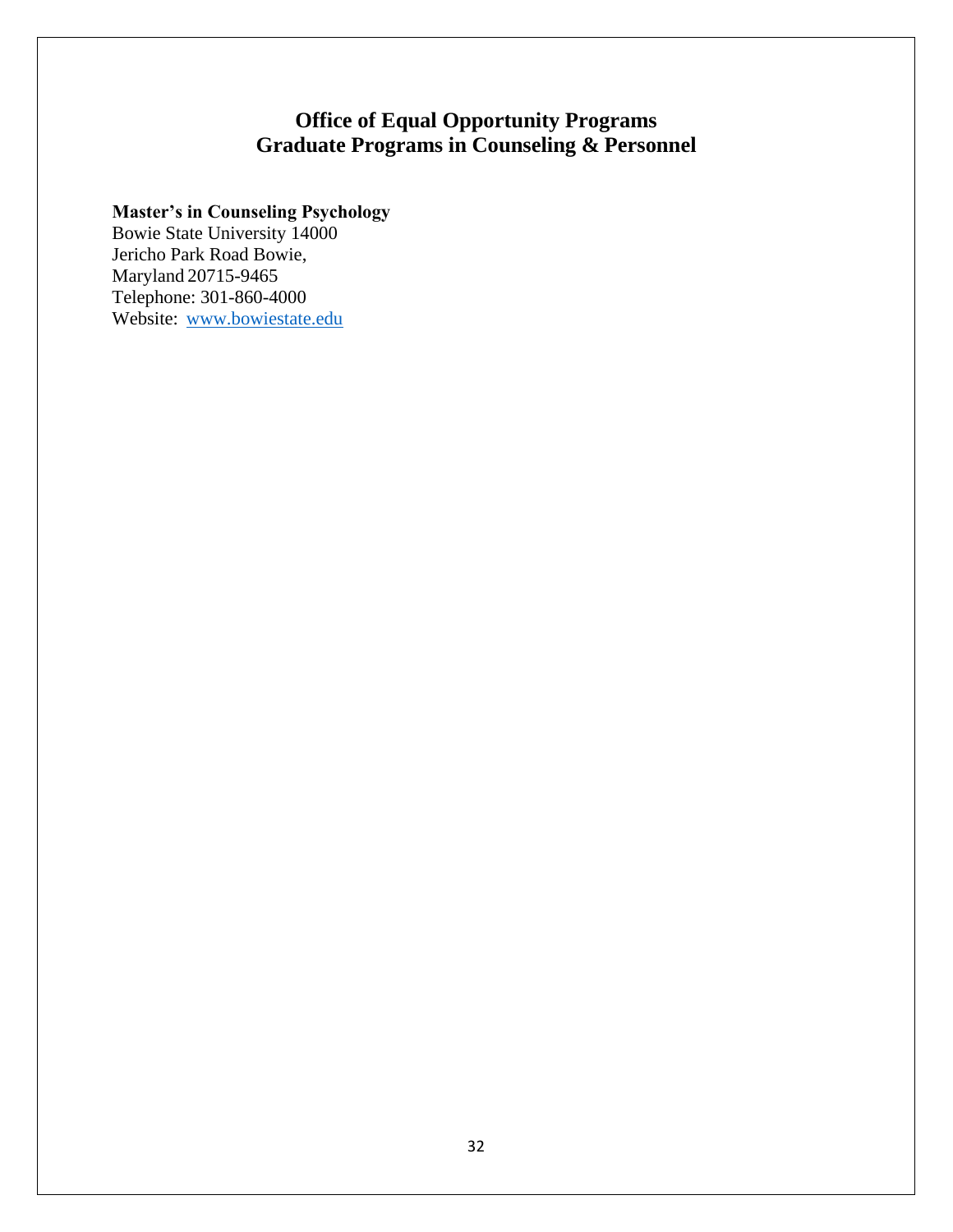# Office of Equal Opportunity Programs
# Graduate Programs in Counseling & Personnel

**Master's in Counseling Psychology**
Bowie State University 14000
Jericho Park Road Bowie,
Maryland 20715-9465
Telephone: 301-860-4000
Website: [www.bowiestate.edu](http://www.bowiestate.edu)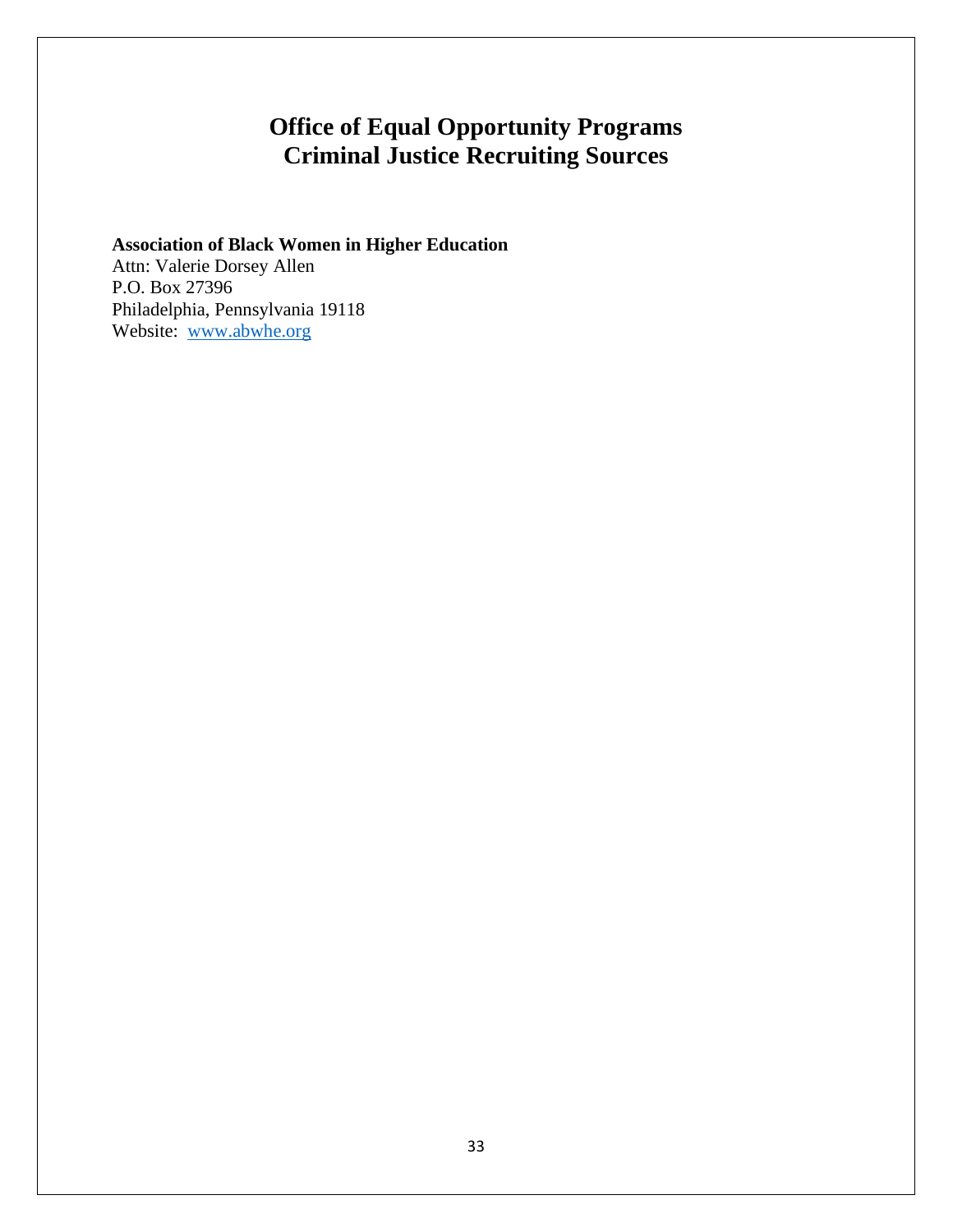# Office of Equal Opportunity Programs
# Criminal Justice Recruiting Sources

**Association of Black Women in Higher Education**
Attn: Valerie Dorsey Allen
P.O. Box 27396
Philadelphia, Pennsylvania 19118
Website: www.abwhe.org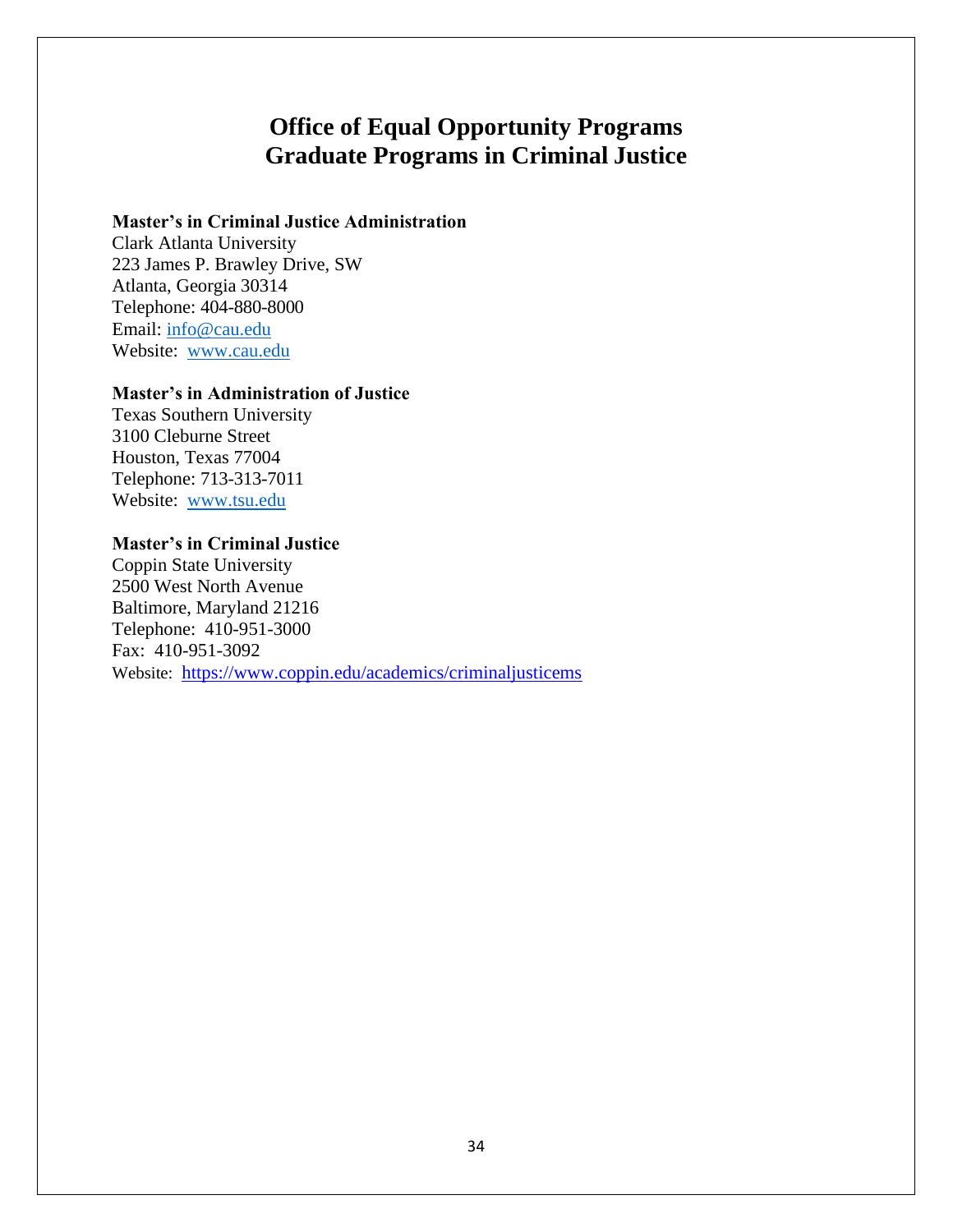# Office of Equal Opportunity Programs
# Graduate Programs in Criminal Justice

**Master's in Criminal Justice Administration**
Clark Atlanta University
223 James P. Brawley Drive, SW
Atlanta, Georgia 30314
Telephone: 404-880-8000
Email: info@cau.edu
Website: www.cau.edu

**Master's in Administration of Justice**
Texas Southern University
3100 Cleburne Street
Houston, Texas 77004
Telephone: 713-313-7011
Website: www.tsu.edu

**Master's in Criminal Justice**
Coppin State University
2500 West North Avenue
Baltimore, Maryland 21216
Telephone: 410-951-3000
Fax: 410-951-3092
Website: https://www.coppin.edu/academics/criminaljusticems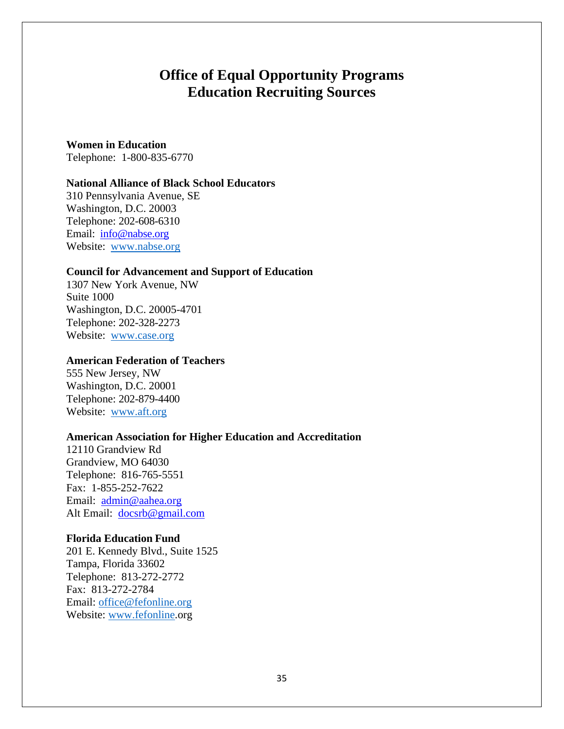# Office of Equal Opportunity Programs
# Education Recruiting Sources

**Women in Education**
Telephone: 1-800-835-6770

**National Alliance of Black School Educators**
310 Pennsylvania Avenue, SE
Washington, D.C. 20003
Telephone: 202-608-6310
Email: info@nabse.org
Website: www.nabse.org

**Council for Advancement and Support of Education**
1307 New York Avenue, NW
Suite 1000
Washington, D.C. 20005-4701
Telephone: 202-328-2273
Website: www.case.org

**American Federation of Teachers**
555 New Jersey, NW
Washington, D.C. 20001
Telephone: 202-879-4400
Website: www.aft.org

**American Association for Higher Education and Accreditation**
12110 Grandview Rd
Grandview, MO 64030
Telephone: 816-765-5551
Fax: 1-855-252-7622
Email: admin@aahea.org
Alt Email: docsrb@gmail.com

**Florida Education Fund**
201 E. Kennedy Blvd., Suite 1525
Tampa, Florida 33602
Telephone: 813-272-2772
Fax: 813-272-2784
Email: office@fefonline.org
Website: www.fefonline.org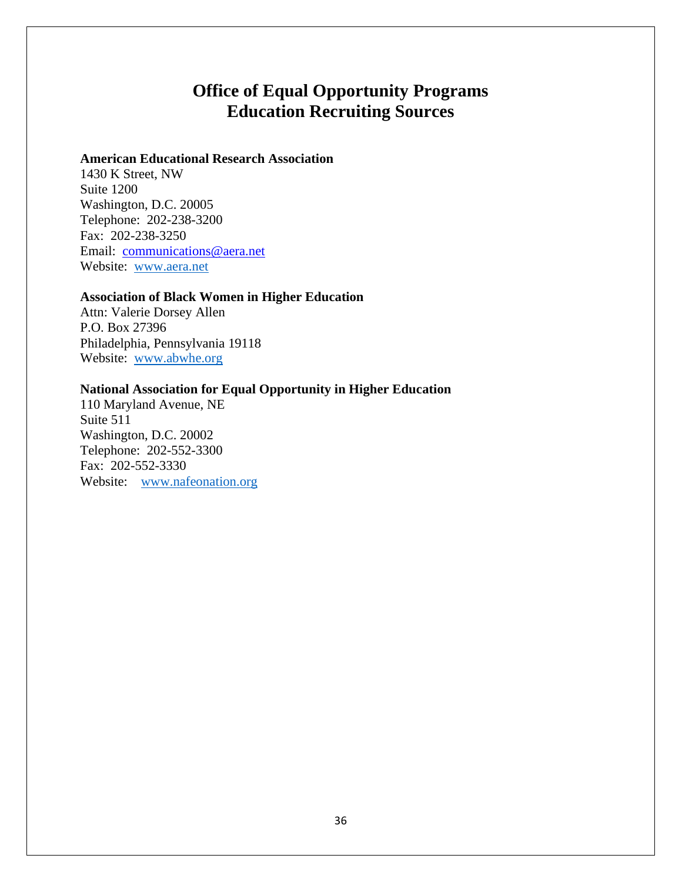# Office of Equal Opportunity Programs
# Education Recruiting Sources

**American Educational Research Association**
1430 K Street, NW
Suite 1200
Washington, D.C. 20005
Telephone: 202-238-3200
Fax: 202-238-3250
Email: communications@aera.net
Website: www.aera.net

**Association of Black Women in Higher Education**
Attn: Valerie Dorsey Allen
P.O. Box 27396
Philadelphia, Pennsylvania 19118
Website: www.abwhe.org

**National Association for Equal Opportunity in Higher Education**
110 Maryland Avenue, NE
Suite 511
Washington, D.C. 20002
Telephone: 202-552-3300
Fax: 202-552-3330
Website: www.nafeonation.org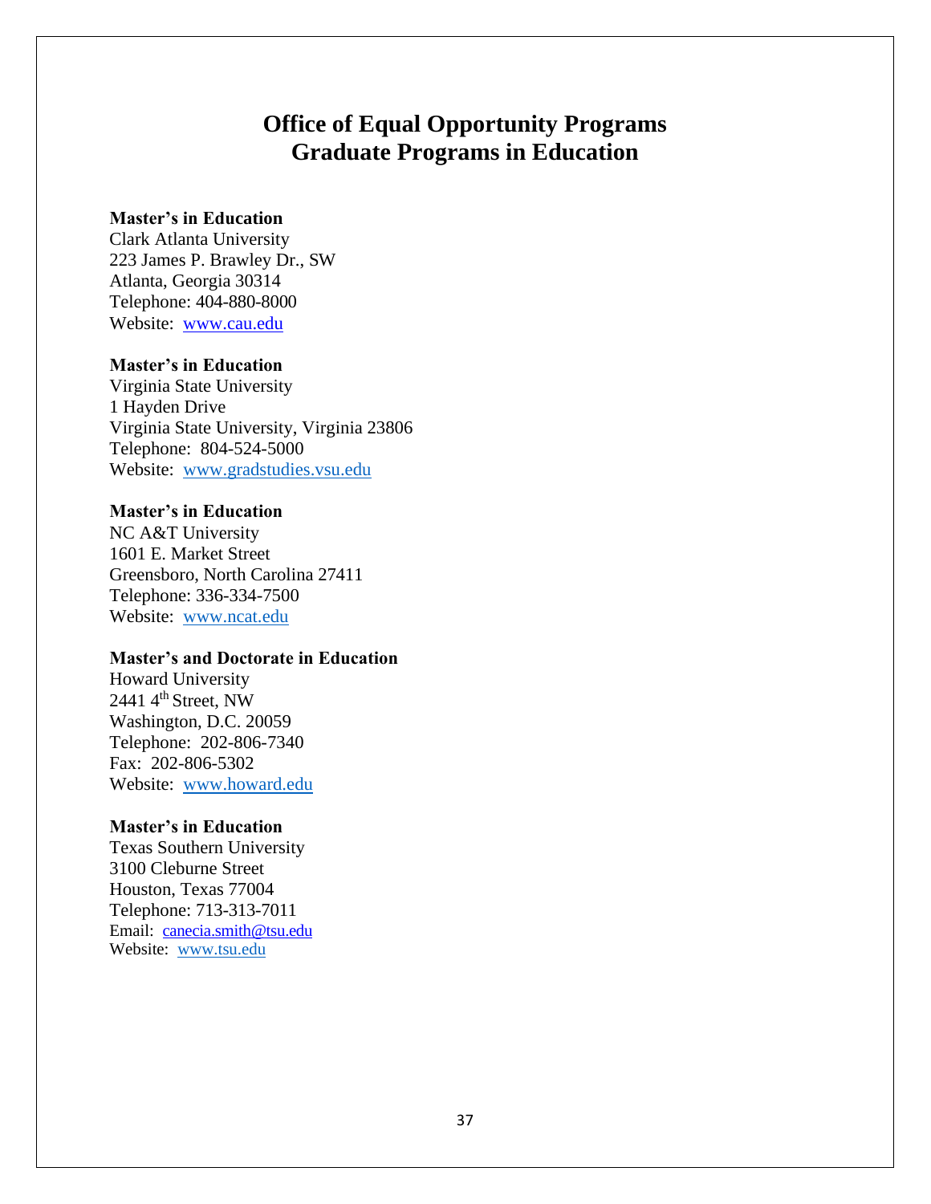# Office of Equal Opportunity Programs
# Graduate Programs in Education

**Master's in Education**
Clark Atlanta University
223 James P. Brawley Dr., SW
Atlanta, Georgia 30314
Telephone: 404-880-8000
Website: www.cau.edu

**Master's in Education**
Virginia State University
1 Hayden Drive
Virginia State University, Virginia 23806
Telephone: 804-524-5000
Website: www.gradstudies.vsu.edu

**Master's in Education**
NC A&T University
1601 E. Market Street
Greensboro, North Carolina 27411
Telephone: 336-334-7500
Website: www.ncat.edu

**Master's and Doctorate in Education**
Howard University
2441 4th Street, NW
Washington, D.C. 20059
Telephone: 202-806-7340
Fax: 202-806-5302
Website: www.howard.edu

**Master's in Education**
Texas Southern University
3100 Cleburne Street
Houston, Texas 77004
Telephone: 713-313-7011
Email: canecia.smith@tsu.edu
Website: www.tsu.edu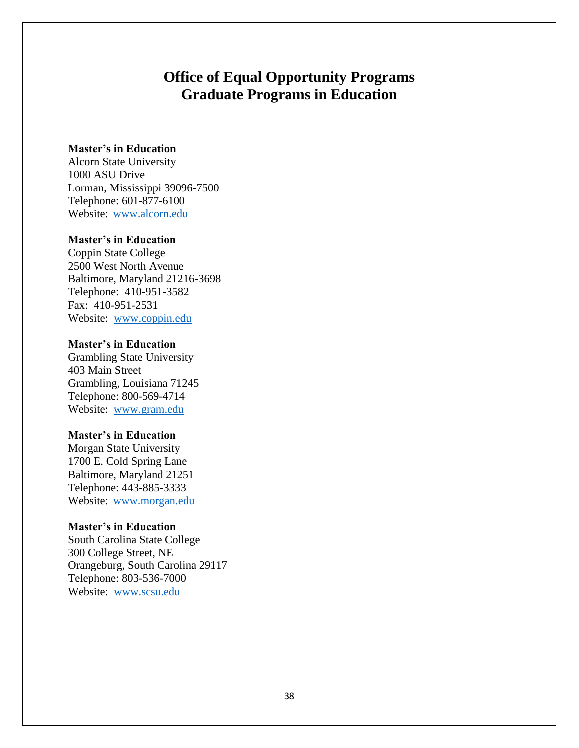# Office of Equal Opportunity Programs
# Graduate Programs in Education

**Master's in Education**
Alcorn State University
1000 ASU Drive
Lorman, Mississippi 39096-7500
Telephone: 601-877-6100
Website: [www.alcorn.edu](http://www.alcorn.edu)

**Master's in Education**
Coppin State College
2500 West North Avenue
Baltimore, Maryland 21216-3698
Telephone: 410-951-3582
Fax: 410-951-2531
Website: [www.coppin.edu](http://www.coppin.edu)

**Master's in Education**
Grambling State University
403 Main Street
Grambling, Louisiana 71245
Telephone: 800-569-4714
Website: [www.gram.edu](http://www.gram.edu)

**Master's in Education**
Morgan State University
1700 E. Cold Spring Lane
Baltimore, Maryland 21251
Telephone: 443-885-3333
Website: [www.morgan.edu](http://www.morgan.edu)

**Master's in Education**
South Carolina State College
300 College Street, NE
Orangeburg, South Carolina 29117
Telephone: 803-536-7000
Website: [www.scsu.edu](http://www.scsu.edu)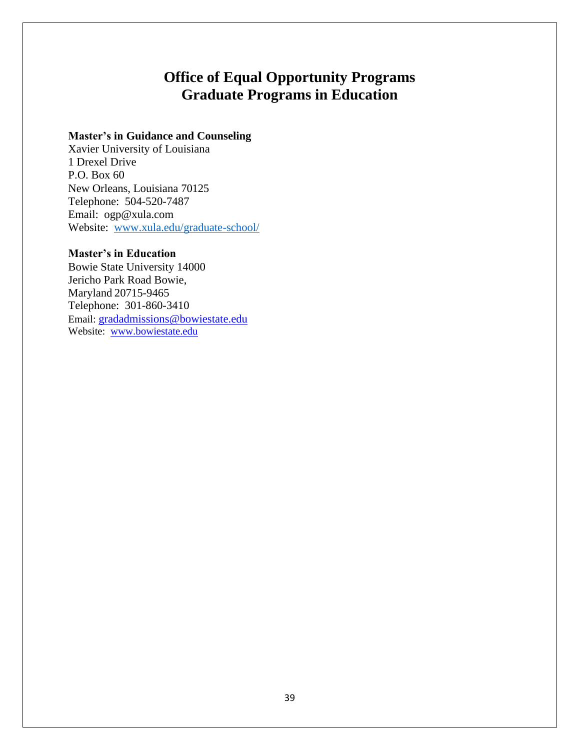# Office of Equal Opportunity Programs
# Graduate Programs in Education

**Master's in Guidance and Counseling**
Xavier University of Louisiana
1 Drexel Drive
P.O. Box 60
New Orleans, Louisiana 70125
Telephone: 504-520-7487
Email: ogp@xula.com
Website: www.xula.edu/graduate-school/

**Master's in Education**
Bowie State University 14000
Jericho Park Road Bowie,
Maryland 20715-9465
Telephone: 301-860-3410
Email: gradadmissions@bowiestate.edu
Website: www.bowiestate.edu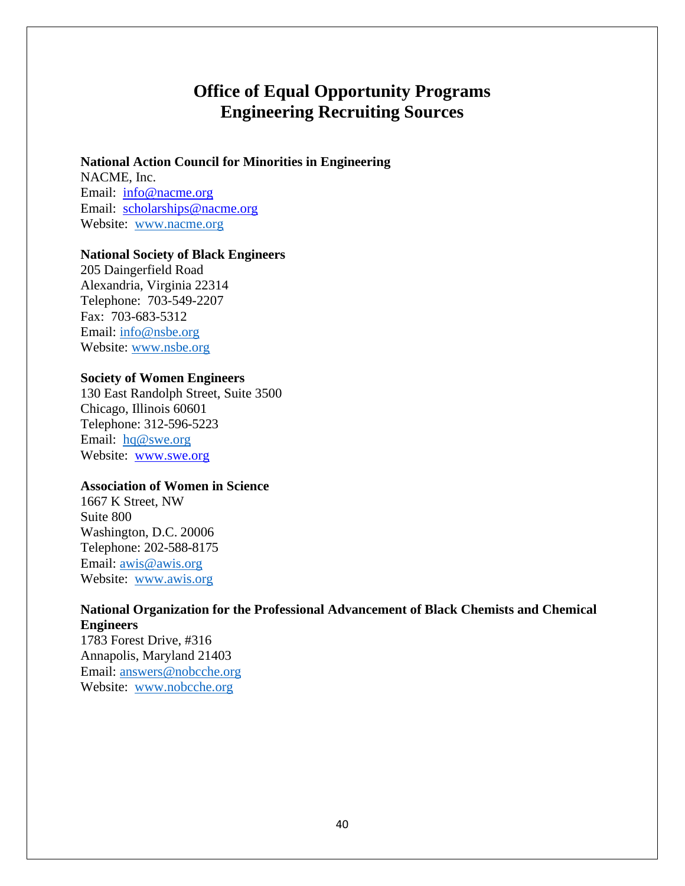# Office of Equal Opportunity Programs
# Engineering Recruiting Sources

**National Action Council for Minorities in Engineering**
NACME, Inc.
Email: info@nacme.org
Email: scholarships@nacme.org
Website: www.nacme.org

**National Society of Black Engineers**
205 Daingerfield Road
Alexandria, Virginia 22314
Telephone: 703-549-2207
Fax: 703-683-5312
Email: info@nsbe.org
Website: www.nsbe.org

**Society of Women Engineers**
130 East Randolph Street, Suite 3500
Chicago, Illinois 60601
Telephone: 312-596-5223
Email: hq@swe.org
Website: www.swe.org

**Association of Women in Science**
1667 K Street, NW
Suite 800
Washington, D.C. 20006
Telephone: 202-588-8175
Email: awis@awis.org
Website: www.awis.org

**National Organization for the Professional Advancement of Black Chemists and Chemical Engineers**
1783 Forest Drive, #316
Annapolis, Maryland 21403
Email: answers@nobcche.org
Website: www.nobcche.org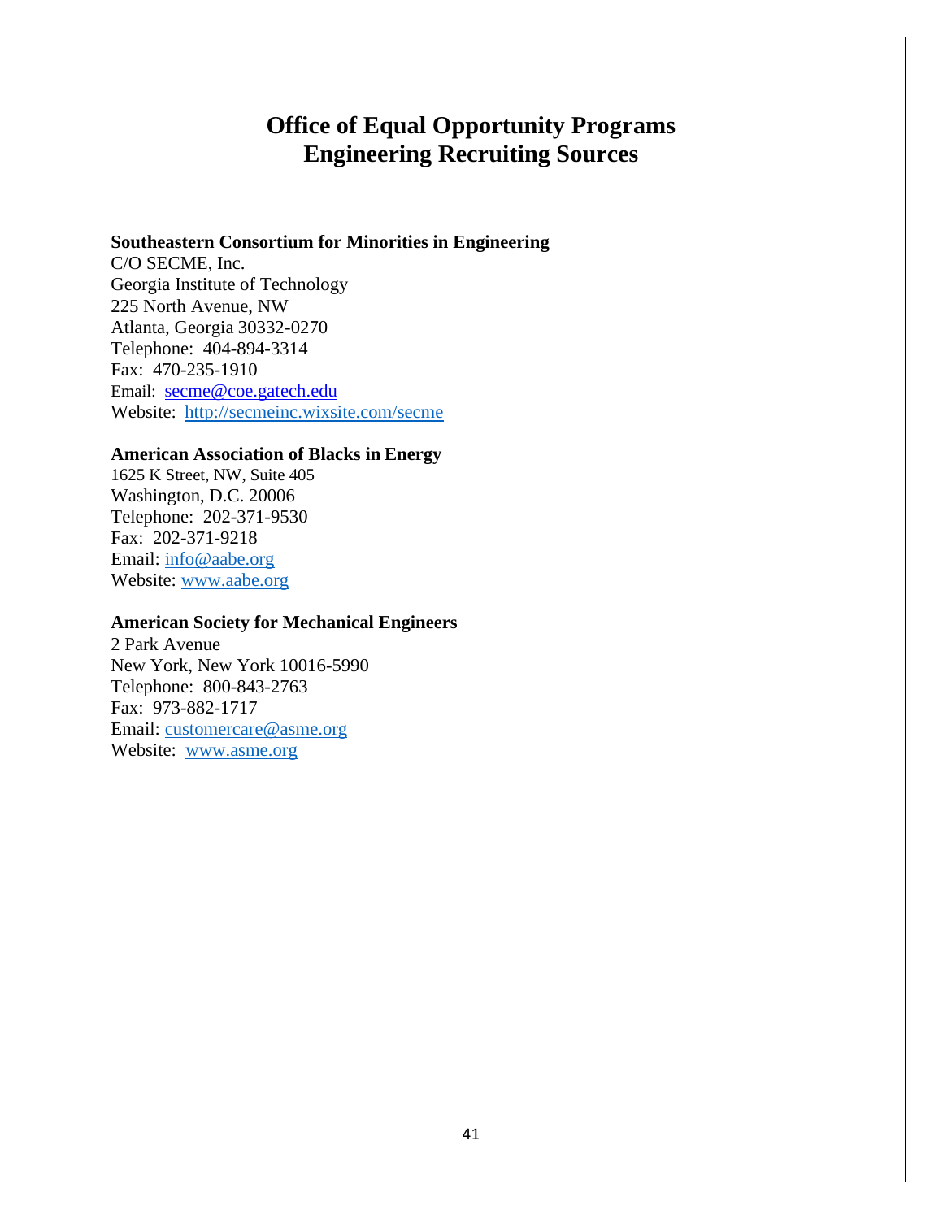# Office of Equal Opportunity Programs
# Engineering Recruiting Sources

**Southeastern Consortium for Minorities in Engineering**
C/O SECME, Inc.
Georgia Institute of Technology
225 North Avenue, NW
Atlanta, Georgia 30332-0270
Telephone: 404-894-3314
Fax: 470-235-1910
Email: secme@coe.gatech.edu
Website: http://secmeinc.wixsite.com/secme

**American Association of Blacks in Energy**
1625 K Street, NW, Suite 405
Washington, D.C. 20006
Telephone: 202-371-9530
Fax: 202-371-9218
Email: info@aabe.org
Website: www.aabe.org

**American Society for Mechanical Engineers**
2 Park Avenue
New York, New York 10016-5990
Telephone: 800-843-2763
Fax: 973-882-1717
Email: customercare@asme.org
Website: www.asme.org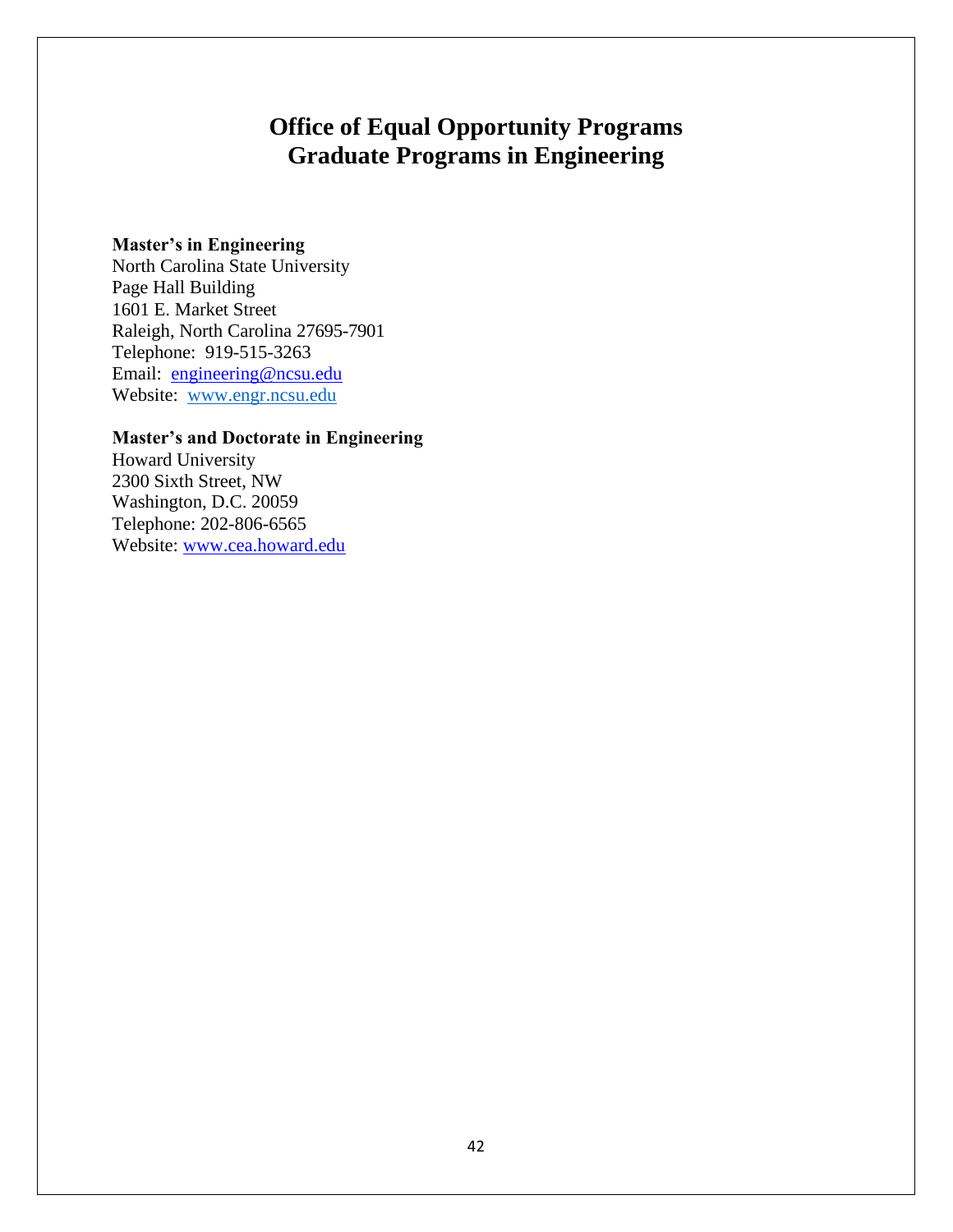# Office of Equal Opportunity Programs
# Graduate Programs in Engineering

**Master's in Engineering**
North Carolina State University
Page Hall Building
1601 E. Market Street
Raleigh, North Carolina 27695-7901
Telephone: 919-515-3263
Email: engineering@ncsu.edu
Website: www.engr.ncsu.edu

**Master's and Doctorate in Engineering**
Howard University
2300 Sixth Street, NW
Washington, D.C. 20059
Telephone: 202-806-6565
Website: www.cea.howard.edu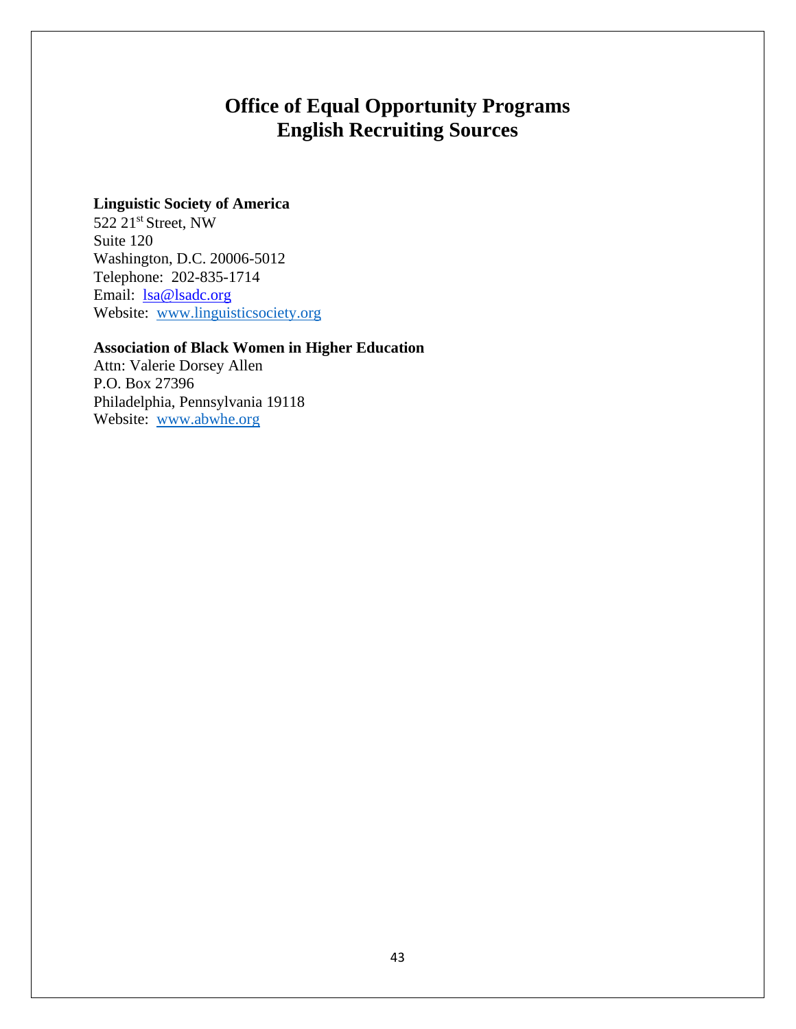# Office of Equal Opportunity Programs
# English Recruiting Sources

**Linguistic Society of America**
522 21st Street, NW
Suite 120
Washington, D.C. 20006-5012
Telephone: 202-835-1714
Email: lsa@lsadc.org
Website: www.linguisticsociety.org

**Association of Black Women in Higher Education**
Attn: Valerie Dorsey Allen
P.O. Box 27396
Philadelphia, Pennsylvania 19118
Website: www.abwhe.org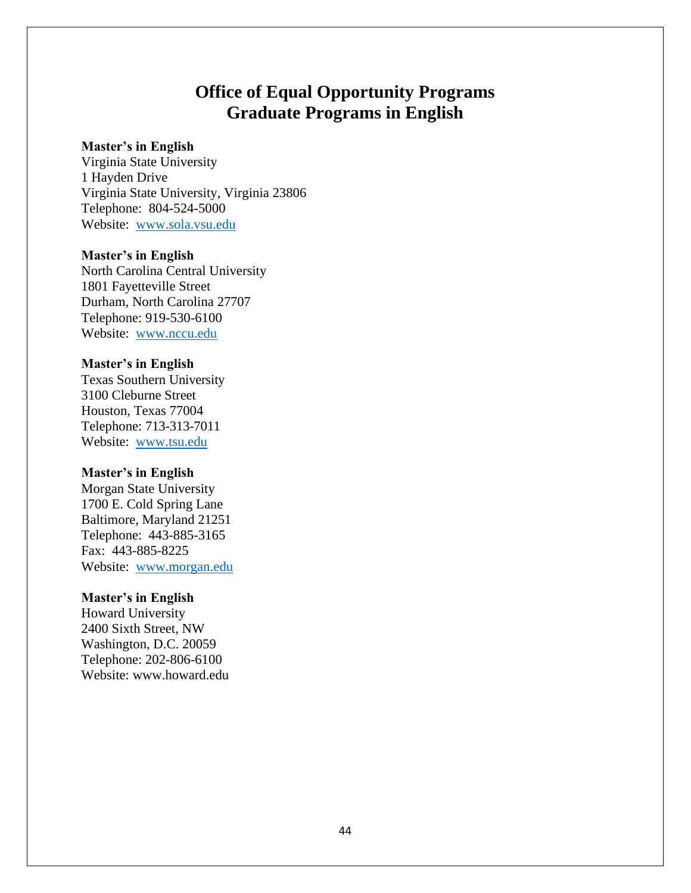# Office of Equal Opportunity Programs
# Graduate Programs in English

**Master's in English**
Virginia State University
1 Hayden Drive
Virginia State University, Virginia 23806
Telephone: 804-524-5000
Website: [www.sola.vsu.edu](http://www.sola.vsu.edu)

**Master's in English**
North Carolina Central University
1801 Fayetteville Street
Durham, North Carolina 27707
Telephone: 919-530-6100
Website: [www.nccu.edu](http://www.nccu.edu)

**Master's in English**
Texas Southern University
3100 Cleburne Street
Houston, Texas 77004
Telephone: 713-313-7011
Website: [www.tsu.edu](http://www.tsu.edu)

**Master's in English**
Morgan State University
1700 E. Cold Spring Lane
Baltimore, Maryland 21251
Telephone: 443-885-3165
Fax: 443-885-8225
Website: [www.morgan.edu](http://www.morgan.edu)

**Master's in English**
Howard University
2400 Sixth Street, NW
Washington, D.C. 20059
Telephone: 202-806-6100
Website: www.howard.edu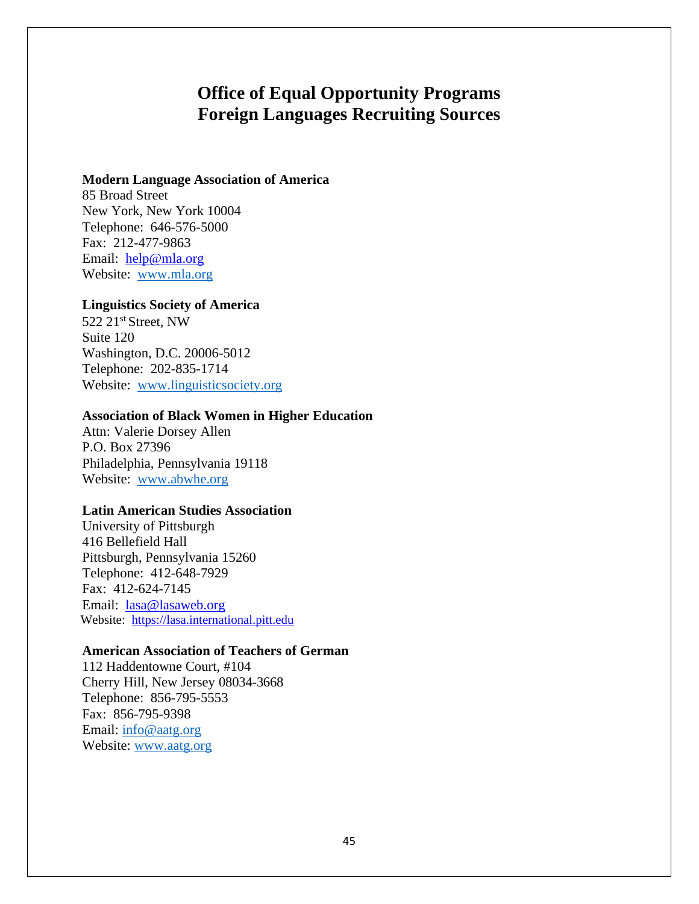# Office of Equal Opportunity Programs
# Foreign Languages Recruiting Sources

**Modern Language Association of America**
85 Broad Street
New York, New York 10004
Telephone: 646-576-5000
Fax: 212-477-9863
Email: help@mla.org
Website: www.mla.org

**Linguistics Society of America**
522 21st Street, NW
Suite 120
Washington, D.C. 20006-5012
Telephone: 202-835-1714
Website: www.linguisticsociety.org

**Association of Black Women in Higher Education**
Attn: Valerie Dorsey Allen
P.O. Box 27396
Philadelphia, Pennsylvania 19118
Website: www.abwhe.org

**Latin American Studies Association**
University of Pittsburgh
416 Bellefield Hall
Pittsburgh, Pennsylvania 15260
Telephone: 412-648-7929
Fax: 412-624-7145
Email: lasa@lasaweb.org
Website: https://lasa.international.pitt.edu

**American Association of Teachers of German**
112 Haddentowne Court, #104
Cherry Hill, New Jersey 08034-3668
Telephone: 856-795-5553
Fax: 856-795-9398
Email: info@aatg.org
Website: www.aatg.org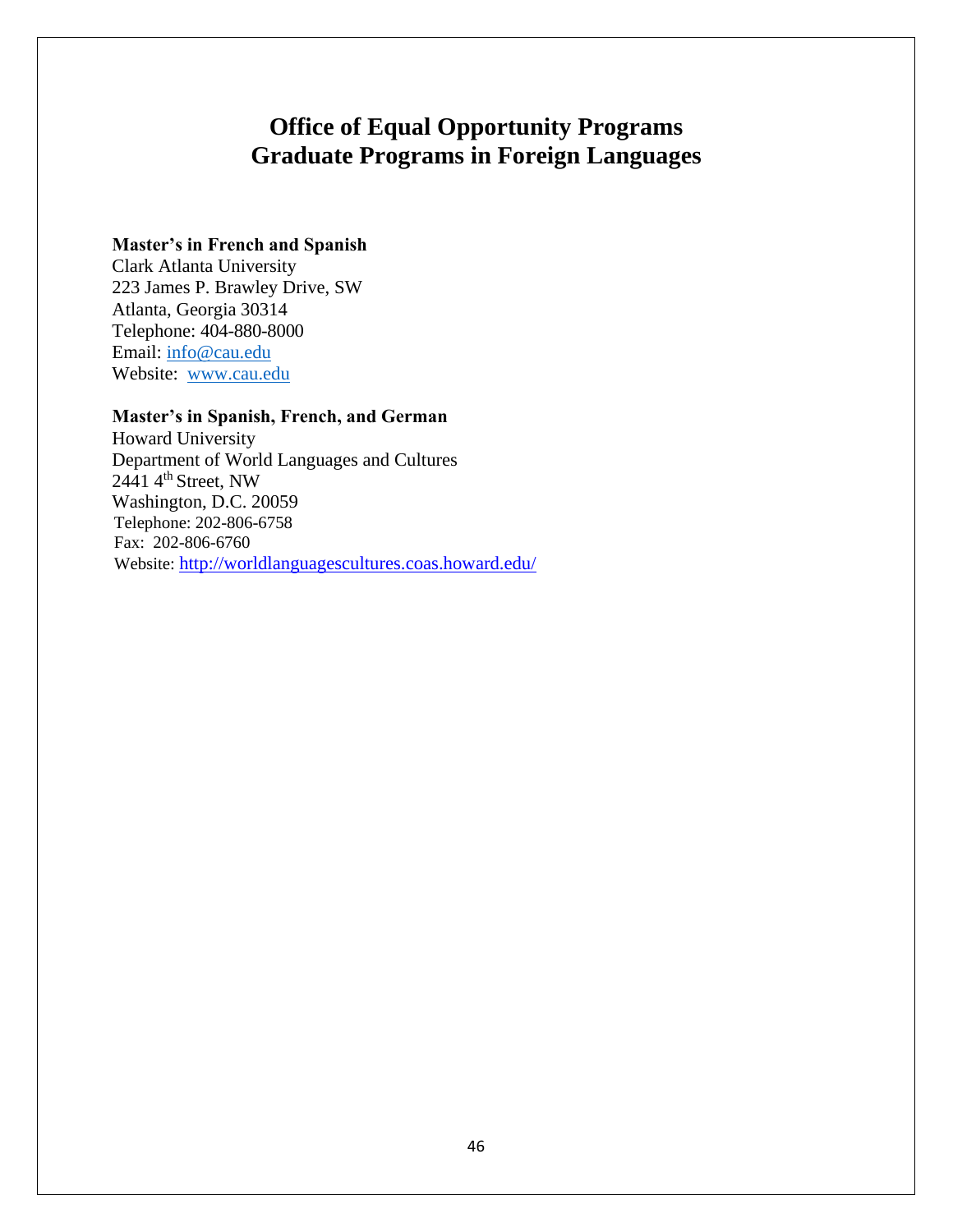# Office of Equal Opportunity Programs
# Graduate Programs in Foreign Languages

**Master's in French and Spanish**
Clark Atlanta University
223 James P. Brawley Drive, SW
Atlanta, Georgia 30314
Telephone: 404-880-8000
Email: info@cau.edu
Website: www.cau.edu

**Master's in Spanish, French, and German**
Howard University
Department of World Languages and Cultures
2441 4th Street, NW
Washington, D.C. 20059
Telephone: 202-806-6758
Fax: 202-806-6760
Website: http://worldlanguagescultures.coas.howard.edu/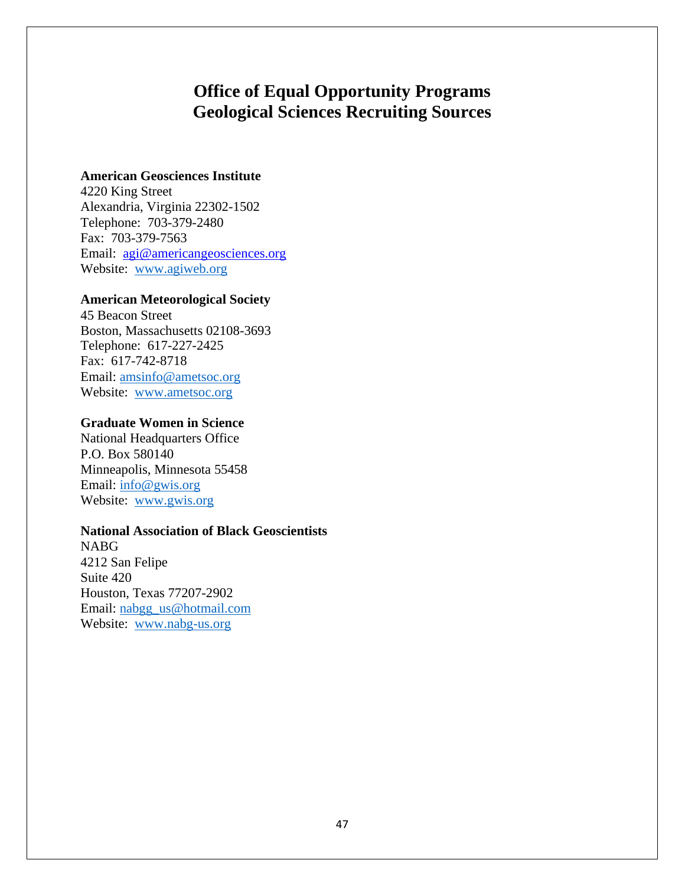# Office of Equal Opportunity Programs
# Geological Sciences Recruiting Sources

**American Geosciences Institute**
4220 King Street
Alexandria, Virginia 22302-1502
Telephone: 703-379-2480
Fax: 703-379-7563
Email: agi@americangeosciences.org
Website: www.agiweb.org

**American Meteorological Society**
45 Beacon Street
Boston, Massachusetts 02108-3693
Telephone: 617-227-2425
Fax: 617-742-8718
Email: amsinfo@ametsoc.org
Website: www.ametsoc.org

**Graduate Women in Science**
National Headquarters Office
P.O. Box 580140
Minneapolis, Minnesota 55458
Email: info@gwis.org
Website: www.gwis.org

**National Association of Black Geoscientists**
NABG
4212 San Felipe
Suite 420
Houston, Texas 77207-2902
Email: nabgg_us@hotmail.com
Website: www.nabg-us.org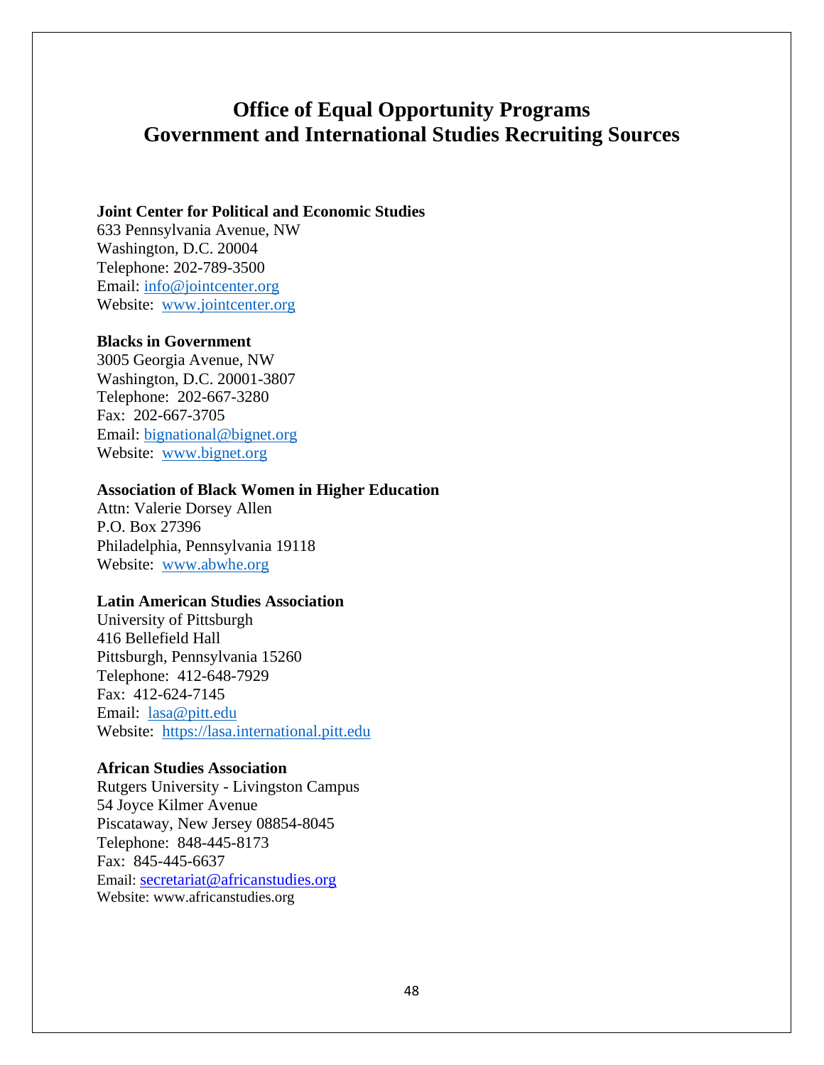# Office of Equal Opportunity Programs
# Government and International Studies Recruiting Sources

**Joint Center for Political and Economic Studies**
633 Pennsylvania Avenue, NW
Washington, D.C. 20004
Telephone: 202-789-3500
Email: info@jointcenter.org
Website: www.jointcenter.org

**Blacks in Government**
3005 Georgia Avenue, NW
Washington, D.C. 20001-3807
Telephone: 202-667-3280
Fax: 202-667-3705
Email: bignational@bignet.org
Website: www.bignet.org

**Association of Black Women in Higher Education**
Attn: Valerie Dorsey Allen
P.O. Box 27396
Philadelphia, Pennsylvania 19118
Website: www.abwhe.org

**Latin American Studies Association**
University of Pittsburgh
416 Bellefield Hall
Pittsburgh, Pennsylvania 15260
Telephone: 412-648-7929
Fax: 412-624-7145
Email: lasa@pitt.edu
Website: https://lasa.international.pitt.edu

**African Studies Association**
Rutgers University - Livingston Campus
54 Joyce Kilmer Avenue
Piscataway, New Jersey 08854-8045
Telephone: 848-445-8173
Fax: 845-445-6637
Email: secretariat@africanstudies.org
Website: www.africanstudies.org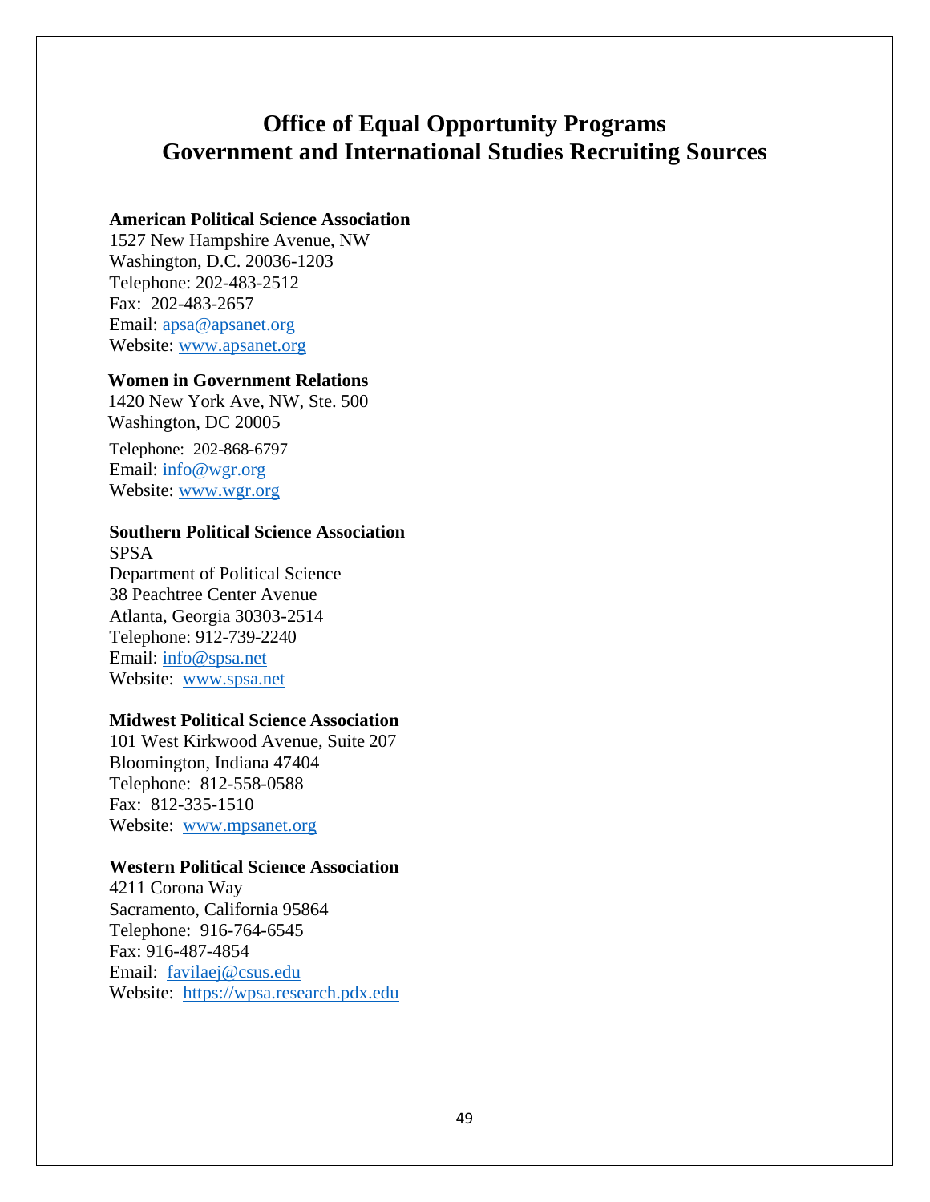# Office of Equal Opportunity Programs
# Government and International Studies Recruiting Sources

**American Political Science Association**
1527 New Hampshire Avenue, NW
Washington, D.C. 20036-1203
Telephone: 202-483-2512
Fax: 202-483-2657
Email: apsa@apsanet.org
Website: www.apsanet.org

**Women in Government Relations**
1420 New York Ave, NW, Ste. 500
Washington, DC 20005
Telephone: 202-868-6797
Email: info@wgr.org
Website: www.wgr.org

**Southern Political Science Association**
SPSA
Department of Political Science
38 Peachtree Center Avenue
Atlanta, Georgia 30303-2514
Telephone: 912-739-2240
Email: info@spsa.net
Website: www.spsa.net

**Midwest Political Science Association**
101 West Kirkwood Avenue, Suite 207
Bloomington, Indiana 47404
Telephone: 812-558-0588
Fax: 812-335-1510
Website: www.mpsanet.org

**Western Political Science Association**
4211 Corona Way
Sacramento, California 95864
Telephone: 916-764-6545
Fax: 916-487-4854
Email: favilaej@csus.edu
Website: https://wpsa.research.pdx.edu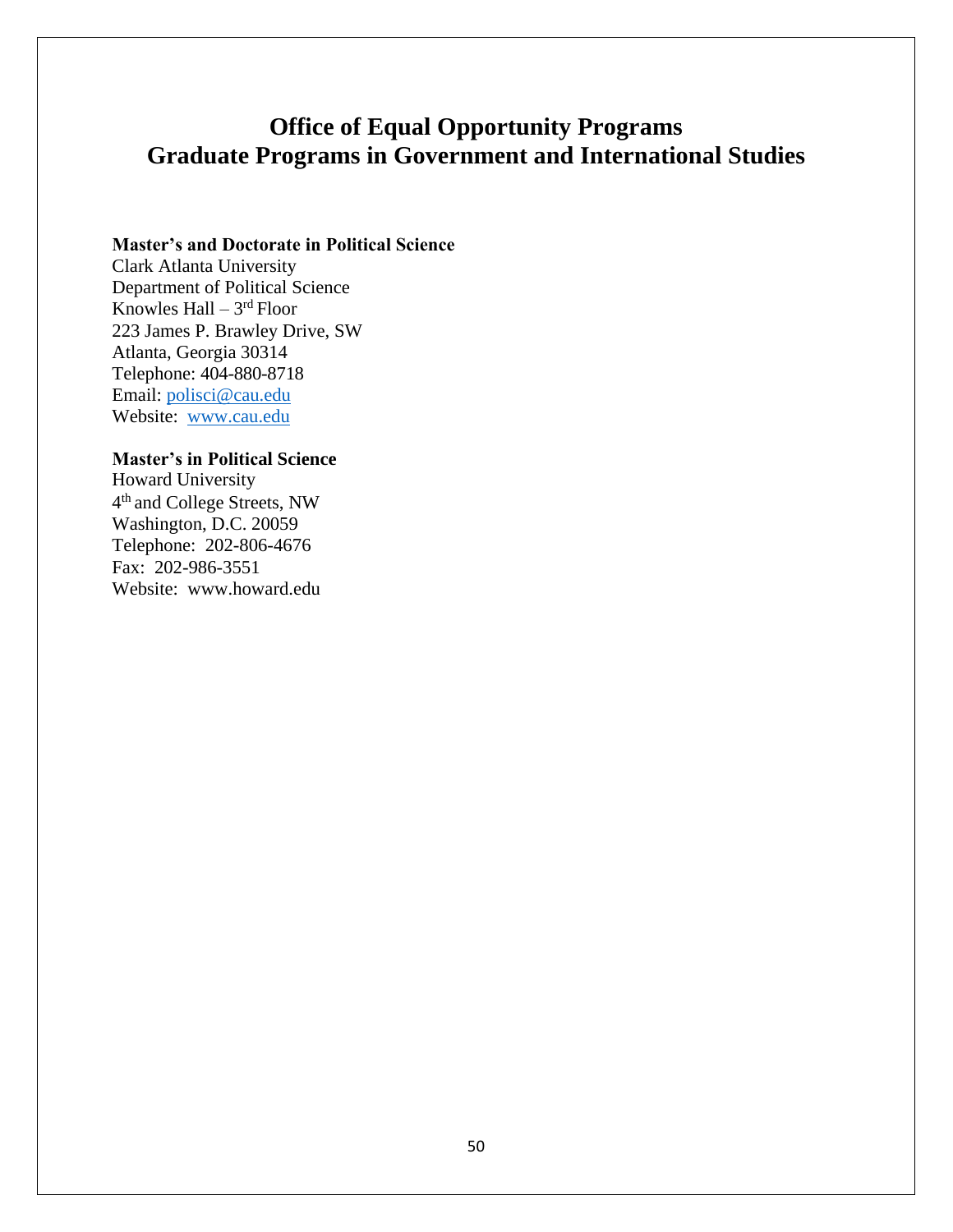# Office of Equal Opportunity Programs
# Graduate Programs in Government and International Studies

**Master's and Doctorate in Political Science**
Clark Atlanta University
Department of Political Science
Knowles Hall – 3rd Floor
223 James P. Brawley Drive, SW
Atlanta, Georgia 30314
Telephone: 404-880-8718
Email: polisci@cau.edu
Website: www.cau.edu

**Master's in Political Science**
Howard University
4th and College Streets, NW
Washington, D.C. 20059
Telephone: 202-806-4676
Fax: 202-986-3551
Website: www.howard.edu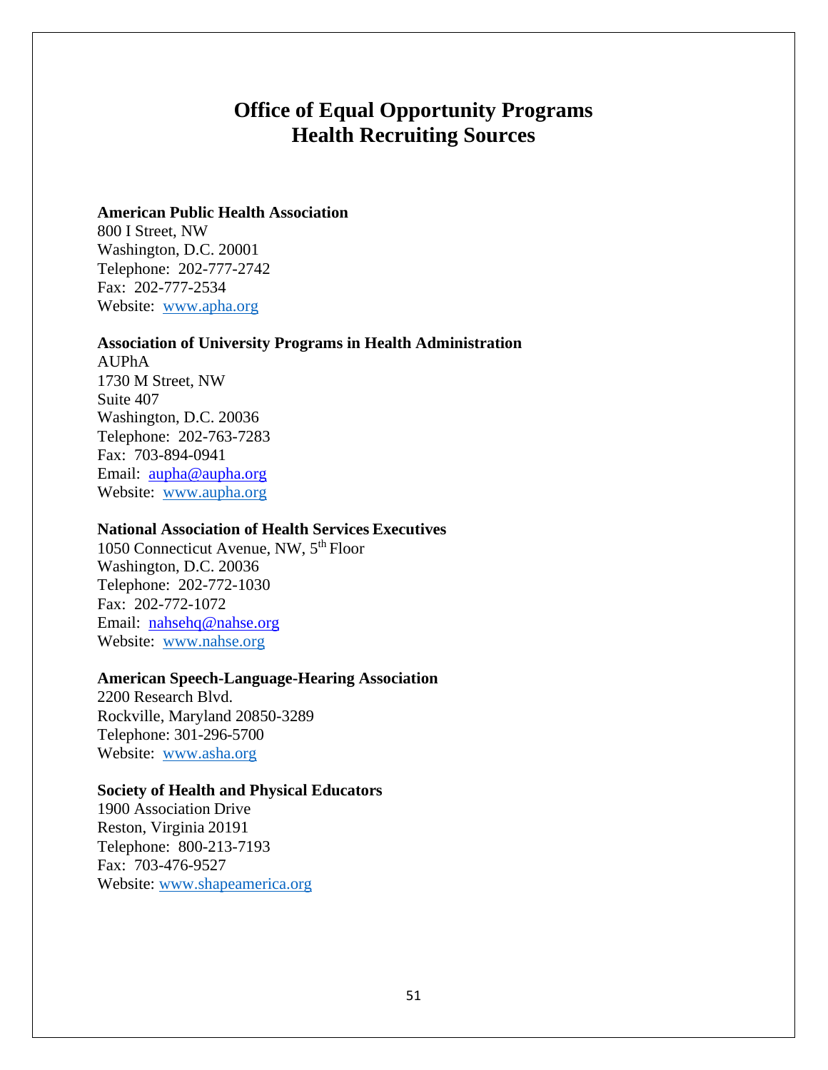# Office of Equal Opportunity Programs
# Health Recruiting Sources

**American Public Health Association**
800 I Street, NW
Washington, D.C. 20001
Telephone: 202-777-2742
Fax: 202-777-2534
Website: www.apha.org

**Association of University Programs in Health Administration**
AUPhA
1730 M Street, NW
Suite 407
Washington, D.C. 20036
Telephone: 202-763-7283
Fax: 703-894-0941
Email: aupha@aupha.org
Website: www.aupha.org

**National Association of Health Services Executives**
1050 Connecticut Avenue, NW, 5th Floor
Washington, D.C. 20036
Telephone: 202-772-1030
Fax: 202-772-1072
Email: nahsehq@nahse.org
Website: www.nahse.org

**American Speech-Language-Hearing Association**
2200 Research Blvd.
Rockville, Maryland 20850-3289
Telephone: 301-296-5700
Website: www.asha.org

**Society of Health and Physical Educators**
1900 Association Drive
Reston, Virginia 20191
Telephone: 800-213-7193
Fax: 703-476-9527
Website: www.shapeamerica.org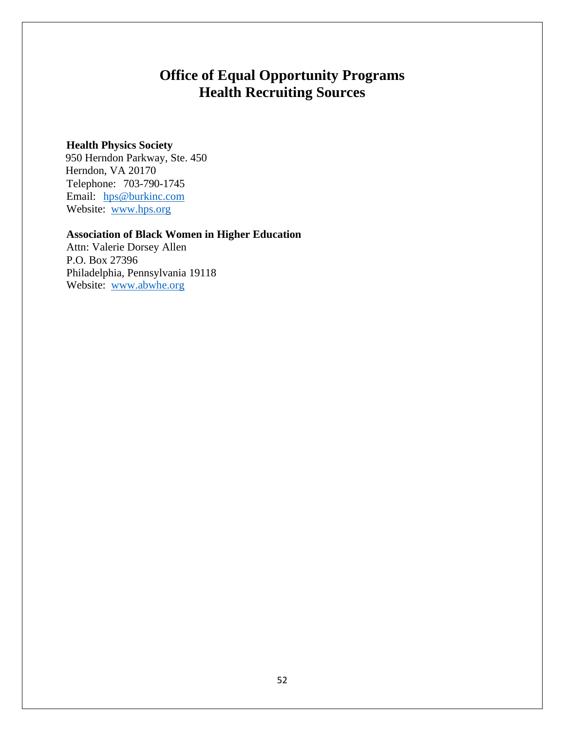# Office of Equal Opportunity Programs
# Health Recruiting Sources

**Health Physics Society**
950 Herndon Parkway, Ste. 450
Herndon, VA 20170
Telephone: 703-790-1745
Email: hps@burkinc.com
Website: www.hps.org

**Association of Black Women in Higher Education**
Attn: Valerie Dorsey Allen
P.O. Box 27396
Philadelphia, Pennsylvania 19118
Website: www.abwhe.org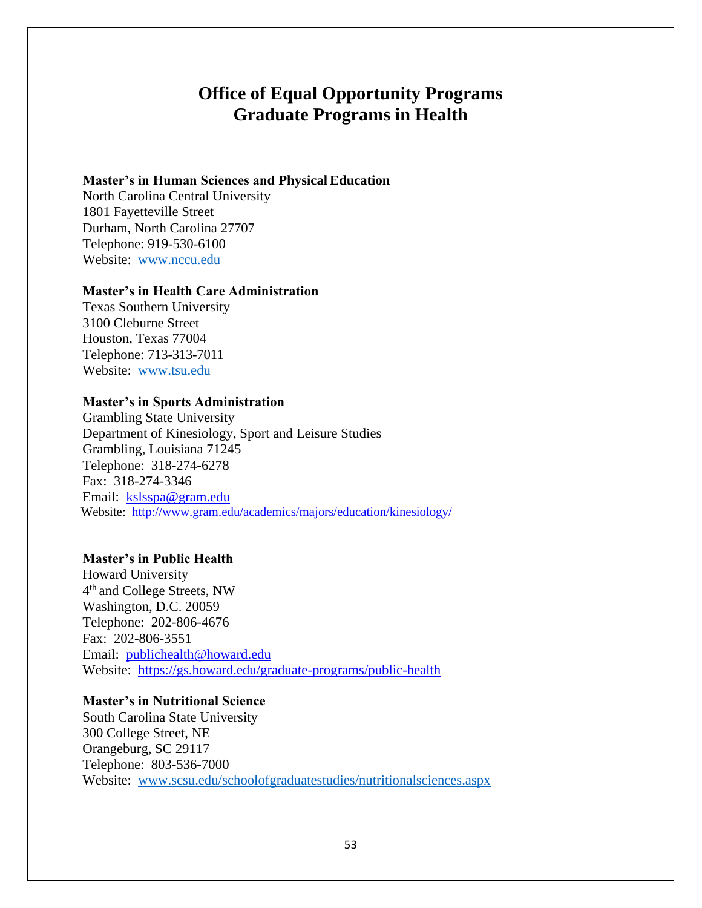# Office of Equal Opportunity Programs
# Graduate Programs in Health

**Master's in Human Sciences and Physical Education**
North Carolina Central University
1801 Fayetteville Street
Durham, North Carolina 27707
Telephone: 919-530-6100
Website: www.nccu.edu

**Master's in Health Care Administration**
Texas Southern University
3100 Cleburne Street
Houston, Texas 77004
Telephone: 713-313-7011
Website: www.tsu.edu

**Master's in Sports Administration**
Grambling State University
Department of Kinesiology, Sport and Leisure Studies
Grambling, Louisiana 71245
Telephone: 318-274-6278
Fax: 318-274-3346
Email: kslsspa@gram.edu
Website: http://www.gram.edu/academics/majors/education/kinesiology/

**Master's in Public Health**
Howard University
4th and College Streets, NW
Washington, D.C. 20059
Telephone: 202-806-4676
Fax: 202-806-3551
Email: publichealth@howard.edu
Website: https://gs.howard.edu/graduate-programs/public-health

**Master's in Nutritional Science**
South Carolina State University
300 College Street, NE
Orangeburg, SC 29117
Telephone: 803-536-7000
Website: www.scsu.edu/schoolofgraduatestudies/nutritionalsciences.aspx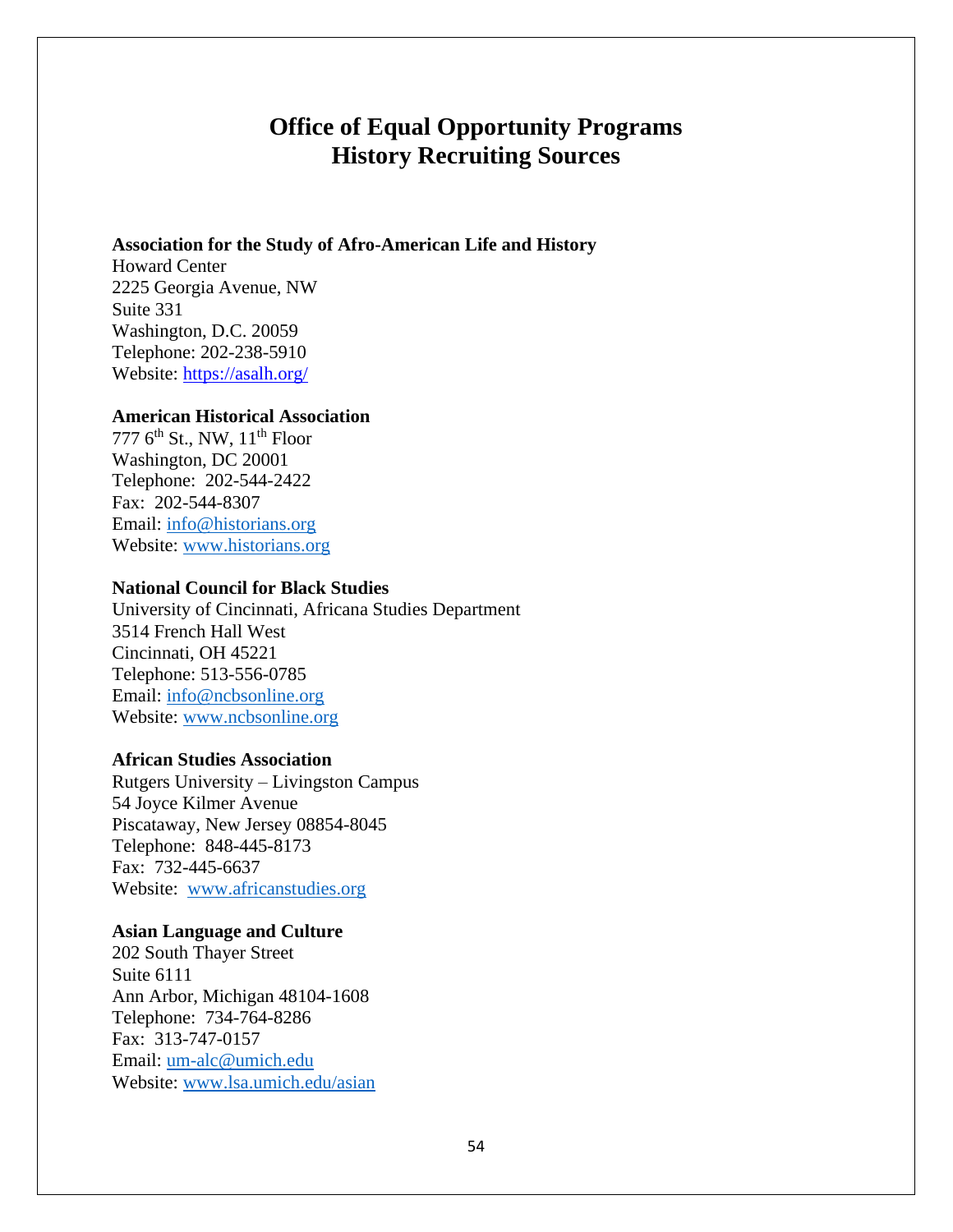# Office of Equal Opportunity Programs
# History Recruiting Sources

**Association for the Study of Afro-American Life and History**
Howard Center
2225 Georgia Avenue, NW
Suite 331
Washington, D.C. 20059
Telephone: 202-238-5910
Website: https://asalh.org/

**American Historical Association**
777 6th St., NW, 11th Floor
Washington, DC 20001
Telephone: 202-544-2422
Fax: 202-544-8307
Email: info@historians.org
Website: www.historians.org

**National Council for Black Studies**
University of Cincinnati, Africana Studies Department
3514 French Hall West
Cincinnati, OH 45221
Telephone: 513-556-0785
Email: info@ncbsonline.org
Website: www.ncbsonline.org

**African Studies Association**
Rutgers University – Livingston Campus
54 Joyce Kilmer Avenue
Piscataway, New Jersey 08854-8045
Telephone: 848-445-8173
Fax: 732-445-6637
Website: www.africanstudies.org

**Asian Language and Culture**
202 South Thayer Street
Suite 6111
Ann Arbor, Michigan 48104-1608
Telephone: 734-764-8286
Fax: 313-747-0157
Email: um-alc@umich.edu
Website: www.lsa.umich.edu/asian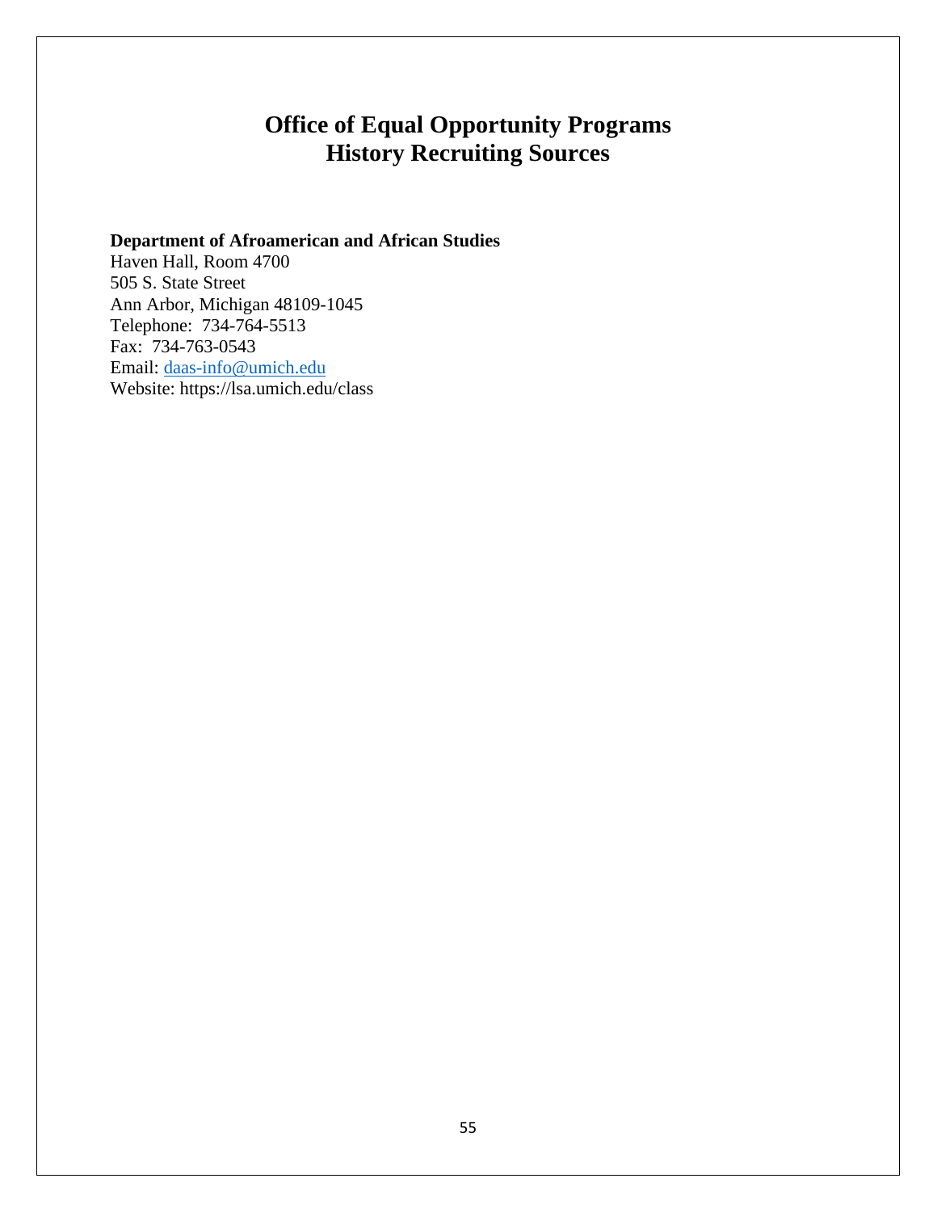# Office of Equal Opportunity Programs
# History Recruiting Sources

**Department of Afroamerican and African Studies**
Haven Hall, Room 4700
505 S. State Street
Ann Arbor, Michigan 48109-1045
Telephone: 734-764-5513
Fax: 734-763-0543
Email: daas-info@umich.edu
Website: https://lsa.umich.edu/class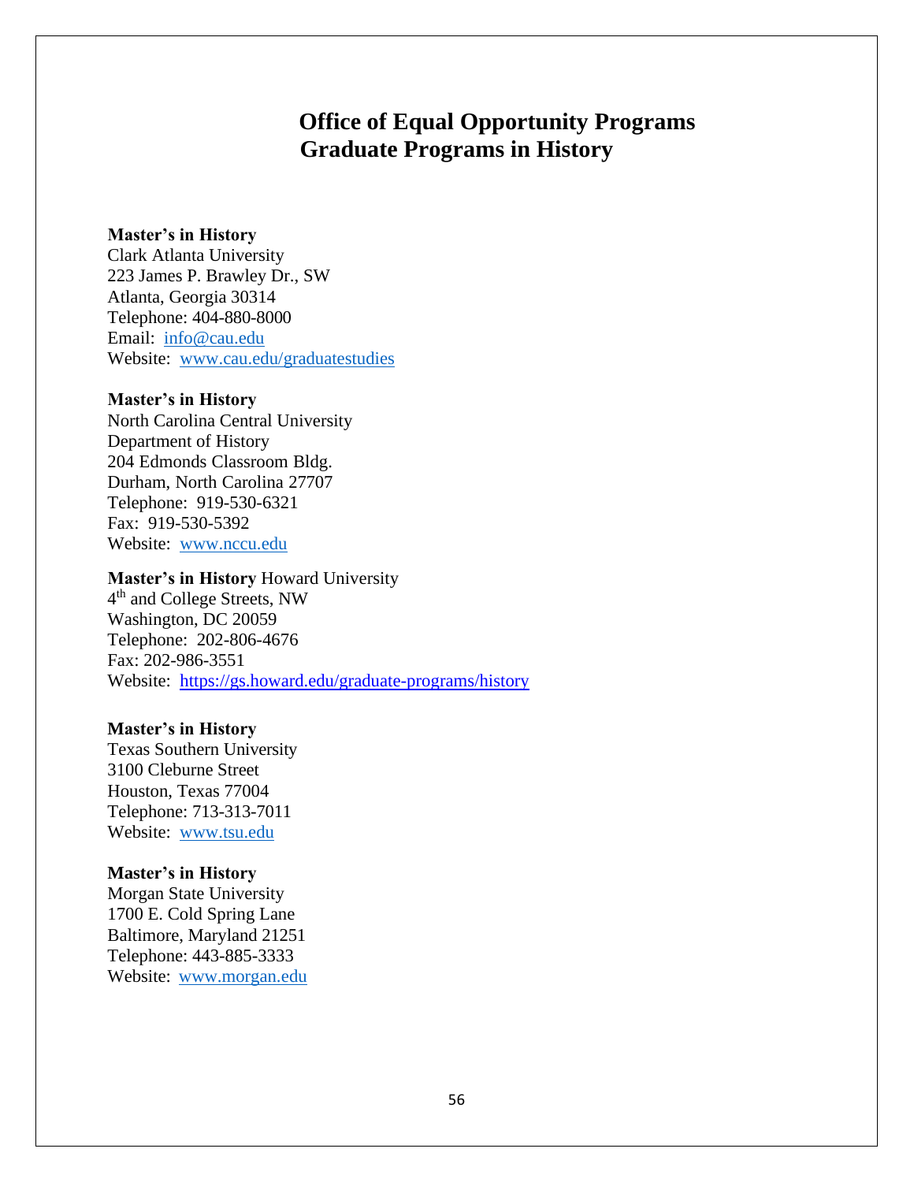# Office of Equal Opportunity Programs
# Graduate Programs in History

**Master's in History**
Clark Atlanta University
223 James P. Brawley Dr., SW
Atlanta, Georgia 30314
Telephone: 404-880-8000
Email: info@cau.edu
Website: www.cau.edu/graduatestudies

**Master's in History**
North Carolina Central University
Department of History
204 Edmonds Classroom Bldg.
Durham, North Carolina 27707
Telephone: 919-530-6321
Fax: 919-530-5392
Website: www.nccu.edu

**Master's in History** Howard University
4th and College Streets, NW
Washington, DC 20059
Telephone: 202-806-4676
Fax: 202-986-3551
Website: https://gs.howard.edu/graduate-programs/history

**Master's in History**
Texas Southern University
3100 Cleburne Street
Houston, Texas 77004
Telephone: 713-313-7011
Website: www.tsu.edu

**Master's in History**
Morgan State University
1700 E. Cold Spring Lane
Baltimore, Maryland 21251
Telephone: 443-885-3333
Website: www.morgan.edu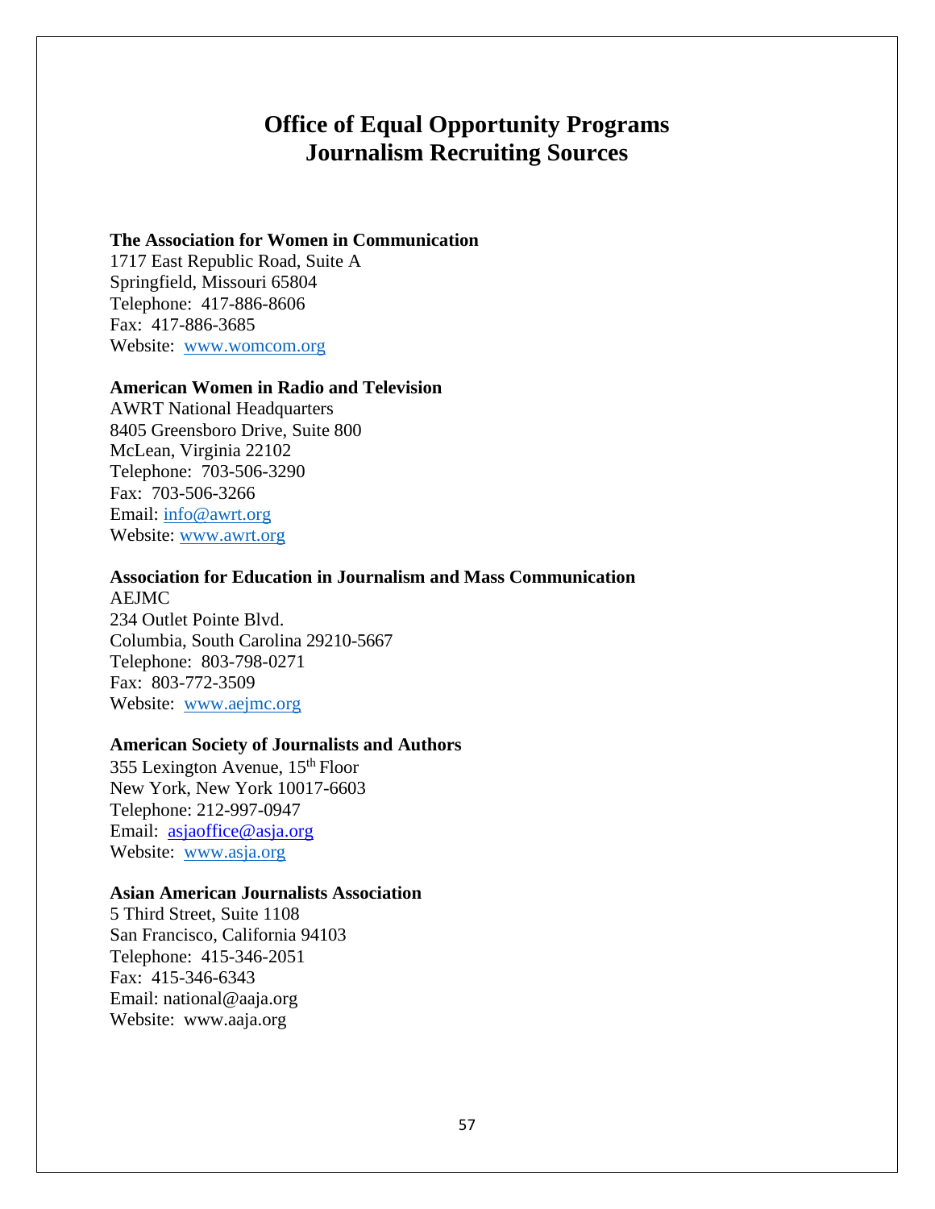# Office of Equal Opportunity Programs
# Journalism Recruiting Sources

**The Association for Women in Communication**
1717 East Republic Road, Suite A
Springfield, Missouri 65804
Telephone: 417-886-8606
Fax: 417-886-3685
Website: www.womcom.org

**American Women in Radio and Television**
AWRT National Headquarters
8405 Greensboro Drive, Suite 800
McLean, Virginia 22102
Telephone: 703-506-3290
Fax: 703-506-3266
Email: info@awrt.org
Website: www.awrt.org

**Association for Education in Journalism and Mass Communication**
AEJMC
234 Outlet Pointe Blvd.
Columbia, South Carolina 29210-5667
Telephone: 803-798-0271
Fax: 803-772-3509
Website: www.aejmc.org

**American Society of Journalists and Authors**
355 Lexington Avenue, 15th Floor
New York, New York 10017-6603
Telephone: 212-997-0947
Email: asjaoffice@asja.org
Website: www.asja.org

**Asian American Journalists Association**
5 Third Street, Suite 1108
San Francisco, California 94103
Telephone: 415-346-2051
Fax: 415-346-6343
Email: national@aaja.org
Website: www.aaja.org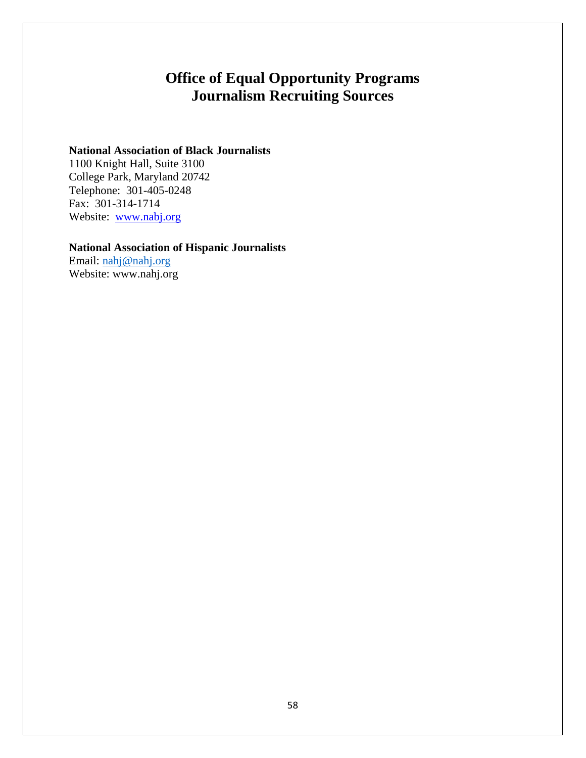# Office of Equal Opportunity Programs
# Journalism Recruiting Sources

**National Association of Black Journalists**
1100 Knight Hall, Suite 3100
College Park, Maryland 20742
Telephone: 301-405-0248
Fax: 301-314-1714
Website: www.nabj.org

**National Association of Hispanic Journalists**
Email: nahj@nahj.org
Website: www.nahj.org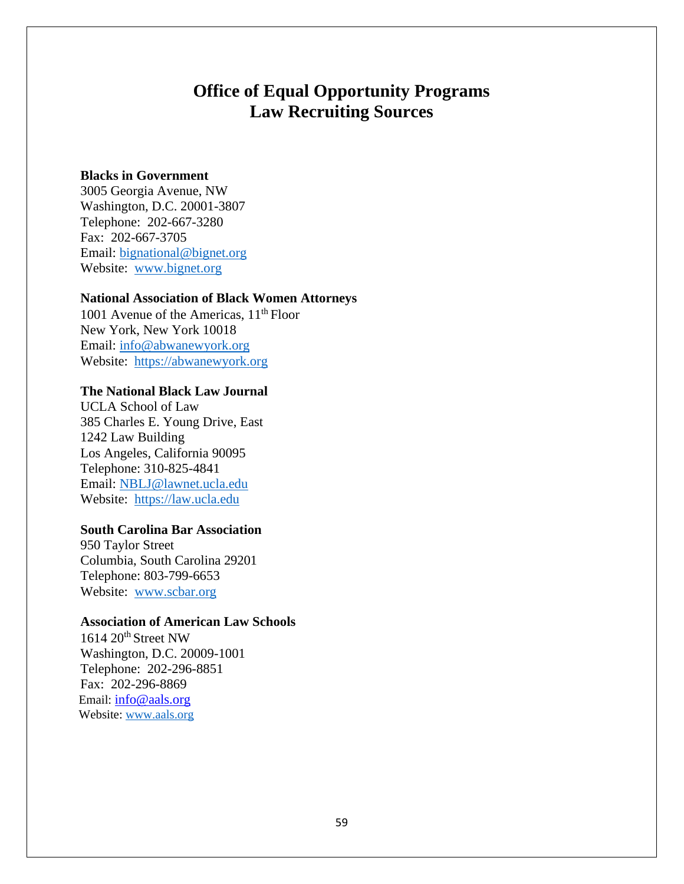# Office of Equal Opportunity Programs
# Law Recruiting Sources

**Blacks in Government**
3005 Georgia Avenue, NW
Washington, D.C. 20001-3807
Telephone: 202-667-3280
Fax: 202-667-3705
Email: bignational@bignet.org
Website: www.bignet.org

**National Association of Black Women Attorneys**
1001 Avenue of the Americas, 11th Floor
New York, New York 10018
Email: info@abwanewyork.org
Website: https://abwanewyork.org

**The National Black Law Journal**
UCLA School of Law
385 Charles E. Young Drive, East
1242 Law Building
Los Angeles, California 90095
Telephone: 310-825-4841
Email: NBLJ@lawnet.ucla.edu
Website: https://law.ucla.edu

**South Carolina Bar Association**
950 Taylor Street
Columbia, South Carolina 29201
Telephone: 803-799-6653
Website: www.scbar.org

**Association of American Law Schools**
1614 20th Street NW
Washington, D.C. 20009-1001
Telephone: 202-296-8851
Fax: 202-296-8869
Email: info@aals.org
Website: www.aals.org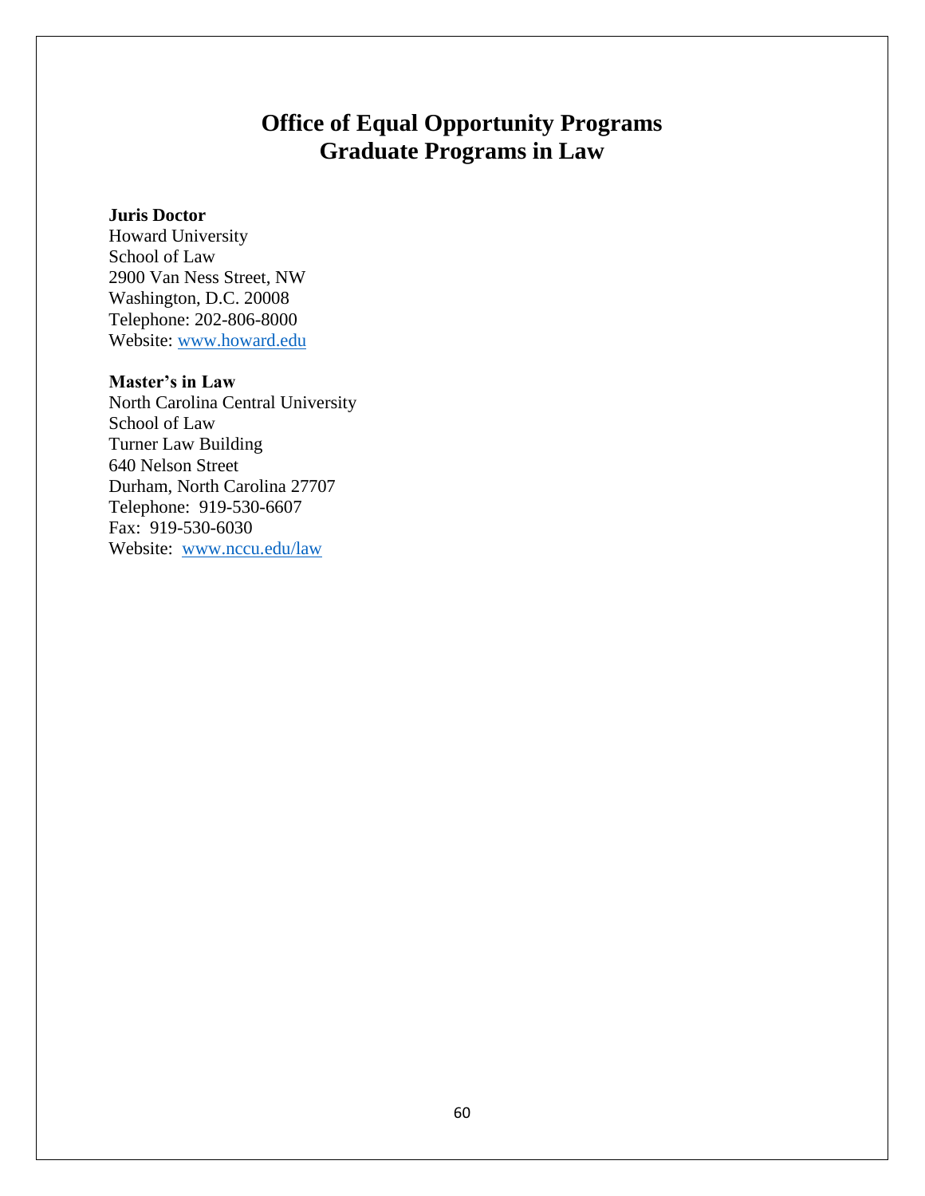# Office of Equal Opportunity Programs
# Graduate Programs in Law

**Juris Doctor**
Howard University
School of Law
2900 Van Ness Street, NW
Washington, D.C. 20008
Telephone: 202-806-8000
Website: www.howard.edu

**Master's in Law**
North Carolina Central University
School of Law
Turner Law Building
640 Nelson Street
Durham, North Carolina 27707
Telephone: 919-530-6607
Fax: 919-530-6030
Website: www.nccu.edu/law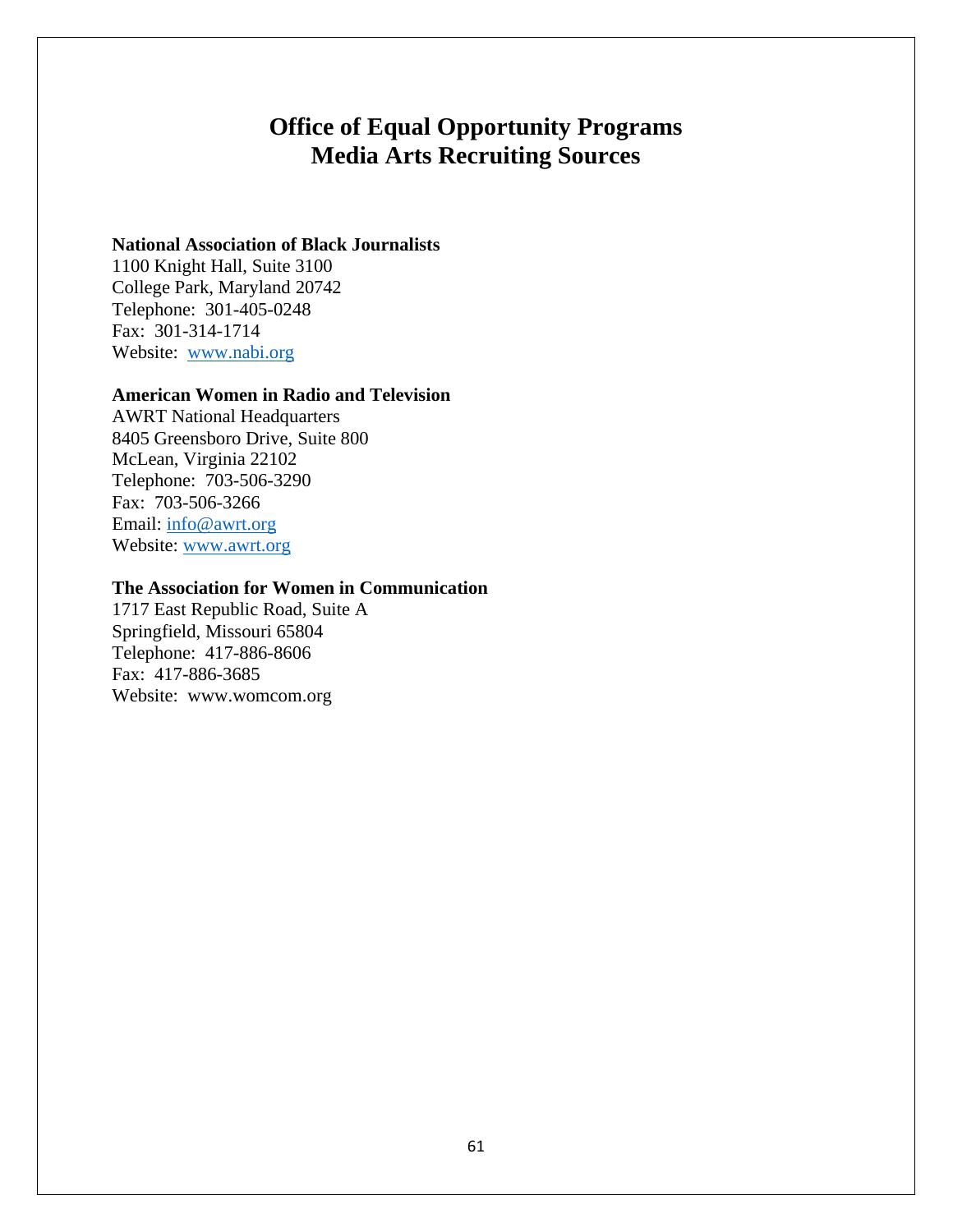# Office of Equal Opportunity Programs
# Media Arts Recruiting Sources

**National Association of Black Journalists**
1100 Knight Hall, Suite 3100
College Park, Maryland 20742
Telephone: 301-405-0248
Fax: 301-314-1714
Website: www.nabi.org

**American Women in Radio and Television**
AWRT National Headquarters
8405 Greensboro Drive, Suite 800
McLean, Virginia 22102
Telephone: 703-506-3290
Fax: 703-506-3266
Email: info@awrt.org
Website: www.awrt.org

**The Association for Women in Communication**
1717 East Republic Road, Suite A
Springfield, Missouri 65804
Telephone: 417-886-8606
Fax: 417-886-3685
Website: www.womcom.org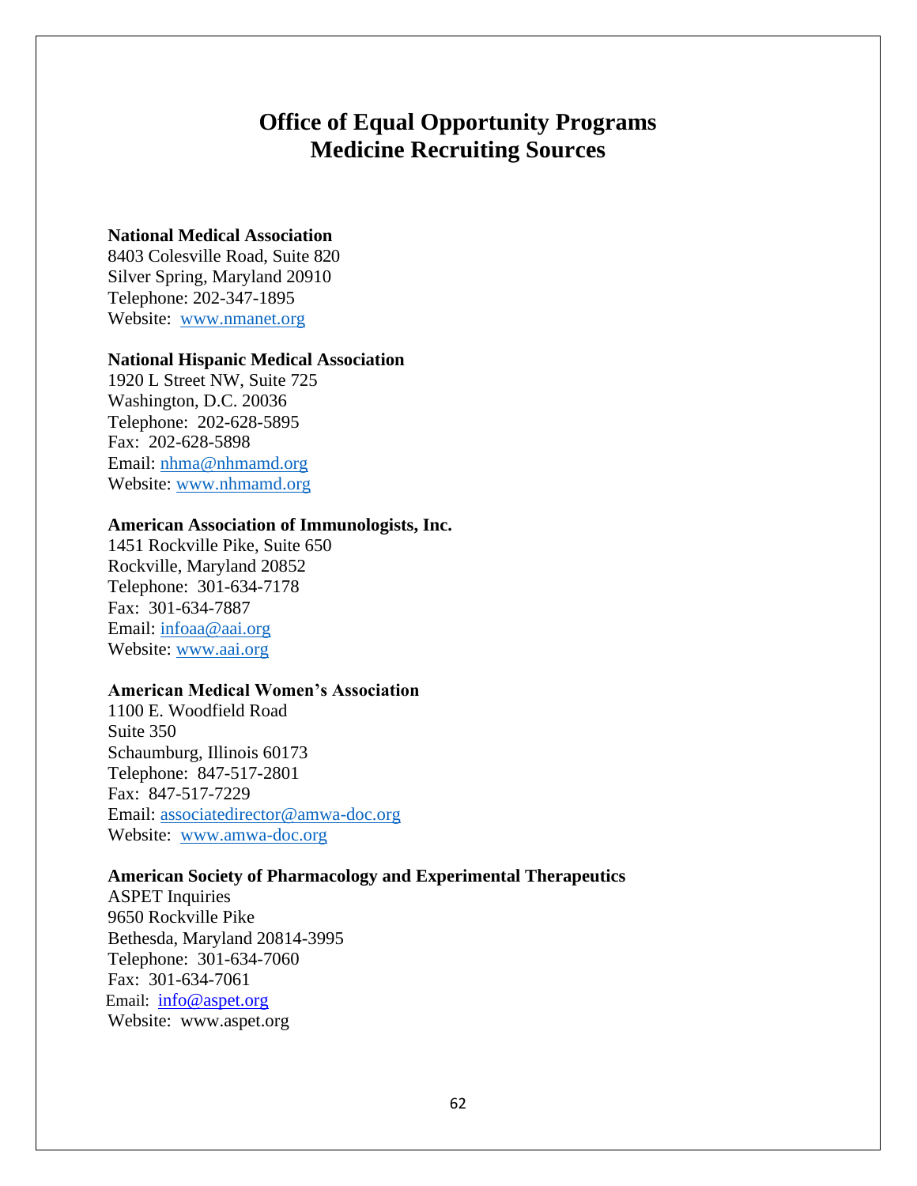# Office of Equal Opportunity Programs
# Medicine Recruiting Sources

**National Medical Association**
8403 Colesville Road, Suite 820
Silver Spring, Maryland 20910
Telephone: 202-347-1895
Website: www.nmanet.org

**National Hispanic Medical Association**
1920 L Street NW, Suite 725
Washington, D.C. 20036
Telephone: 202-628-5895
Fax: 202-628-5898
Email: nhma@nhmamd.org
Website: www.nhmamd.org

**American Association of Immunologists, Inc.**
1451 Rockville Pike, Suite 650
Rockville, Maryland 20852
Telephone: 301-634-7178
Fax: 301-634-7887
Email: infoaa@aai.org
Website: www.aai.org

**American Medical Women's Association**
1100 E. Woodfield Road
Suite 350
Schaumburg, Illinois 60173
Telephone: 847-517-2801
Fax: 847-517-7229
Email: associatedirector@amwa-doc.org
Website: www.amwa-doc.org

**American Society of Pharmacology and Experimental Therapeutics**
ASPET Inquiries
9650 Rockville Pike
Bethesda, Maryland 20814-3995
Telephone: 301-634-7060
Fax: 301-634-7061
Email: info@aspet.org
Website: www.aspet.org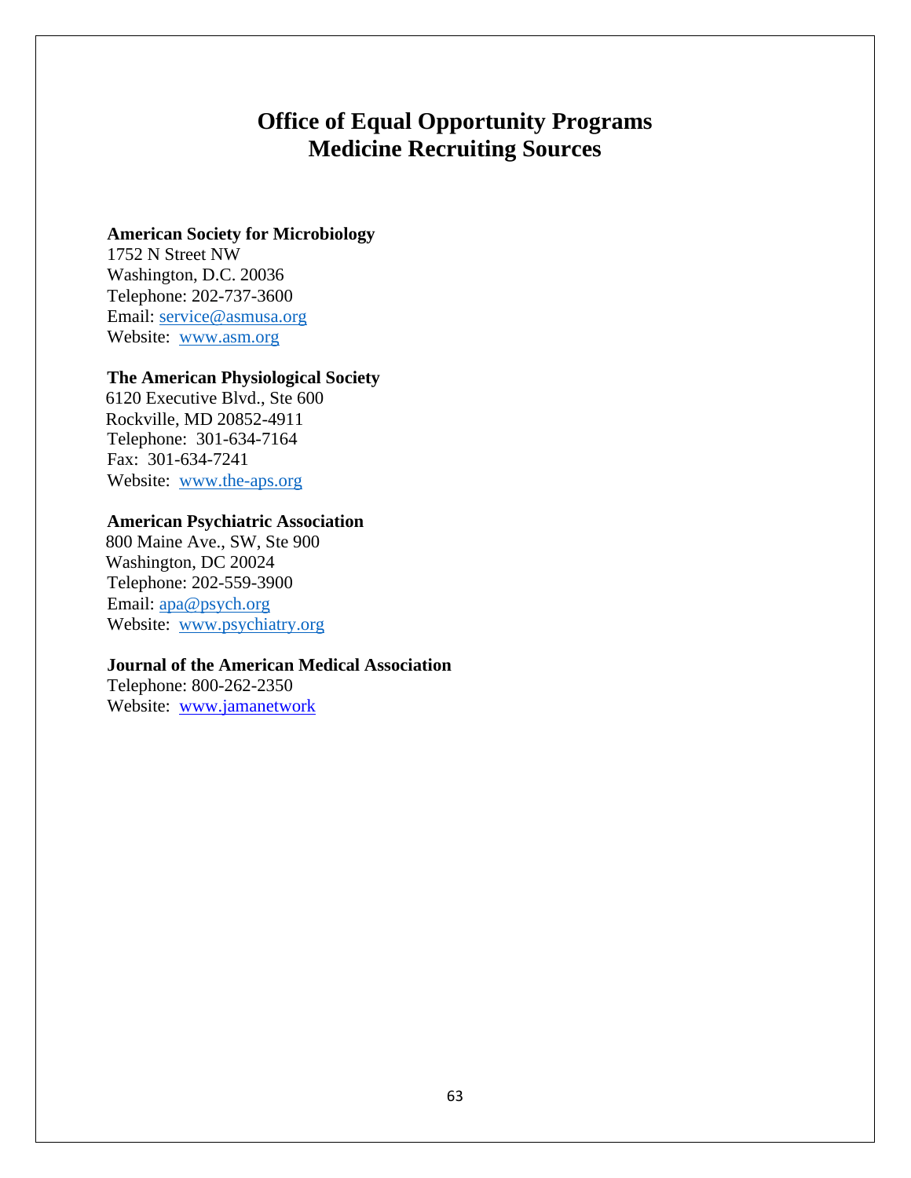# Office of Equal Opportunity Programs
# Medicine Recruiting Sources

**American Society for Microbiology**
1752 N Street NW
Washington, D.C. 20036
Telephone: 202-737-3600
Email: service@asmusa.org
Website: www.asm.org

**The American Physiological Society**
6120 Executive Blvd., Ste 600
Rockville, MD 20852-4911
Telephone: 301-634-7164
Fax: 301-634-7241
Website: www.the-aps.org

**American Psychiatric Association**
800 Maine Ave., SW, Ste 900
Washington, DC 20024
Telephone: 202-559-3900
Email: apa@psych.org
Website: www.psychiatry.org

**Journal of the American Medical Association**
Telephone: 800-262-2350
Website: www.jamanetwork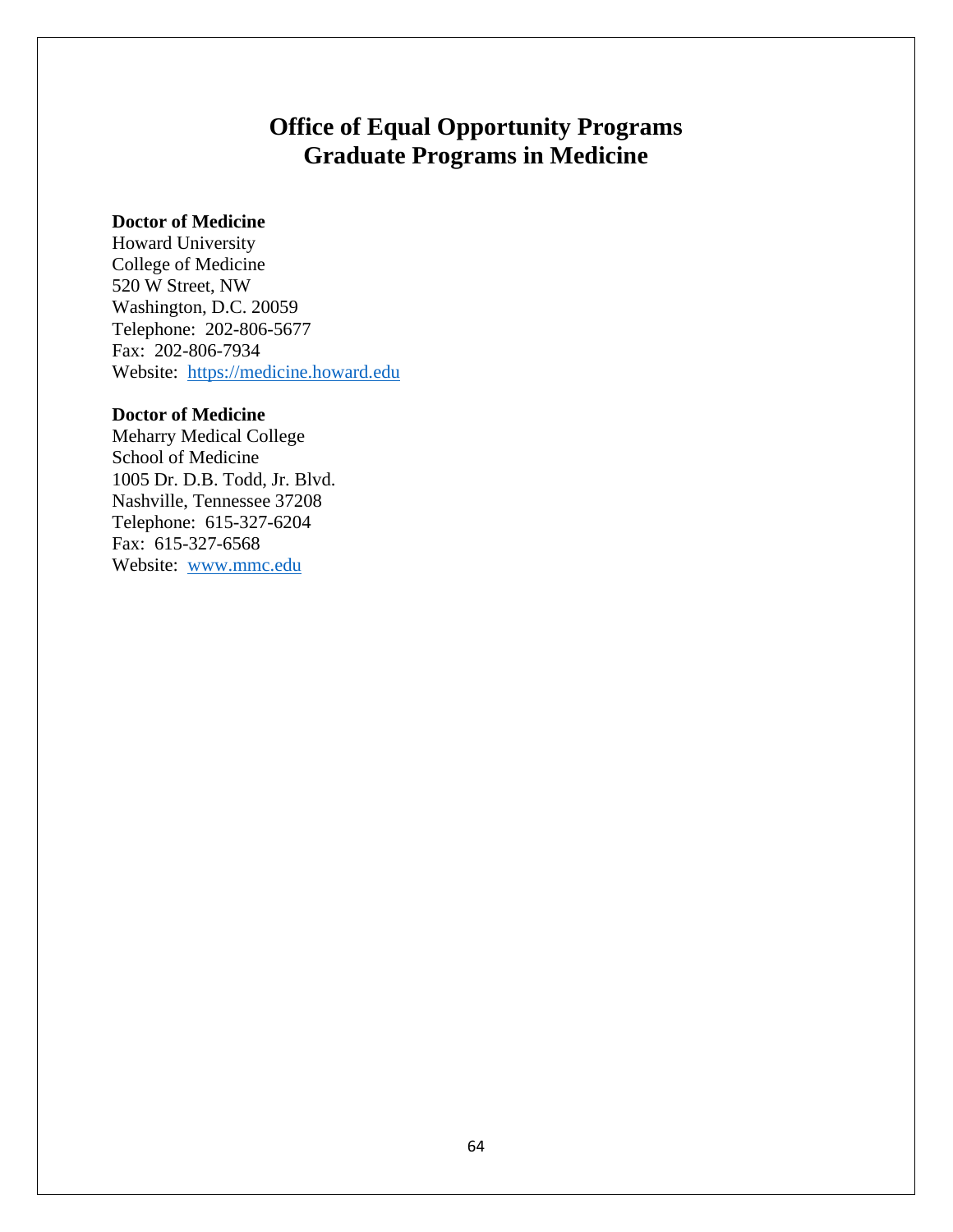# Office of Equal Opportunity Programs
# Graduate Programs in Medicine

**Doctor of Medicine**
Howard University
College of Medicine
520 W Street, NW
Washington, D.C. 20059
Telephone: 202-806-5677
Fax: 202-806-7934
Website: https://medicine.howard.edu

**Doctor of Medicine**
Meharry Medical College
School of Medicine
1005 Dr. D.B. Todd, Jr. Blvd.
Nashville, Tennessee 37208
Telephone: 615-327-6204
Fax: 615-327-6568
Website: www.mmc.edu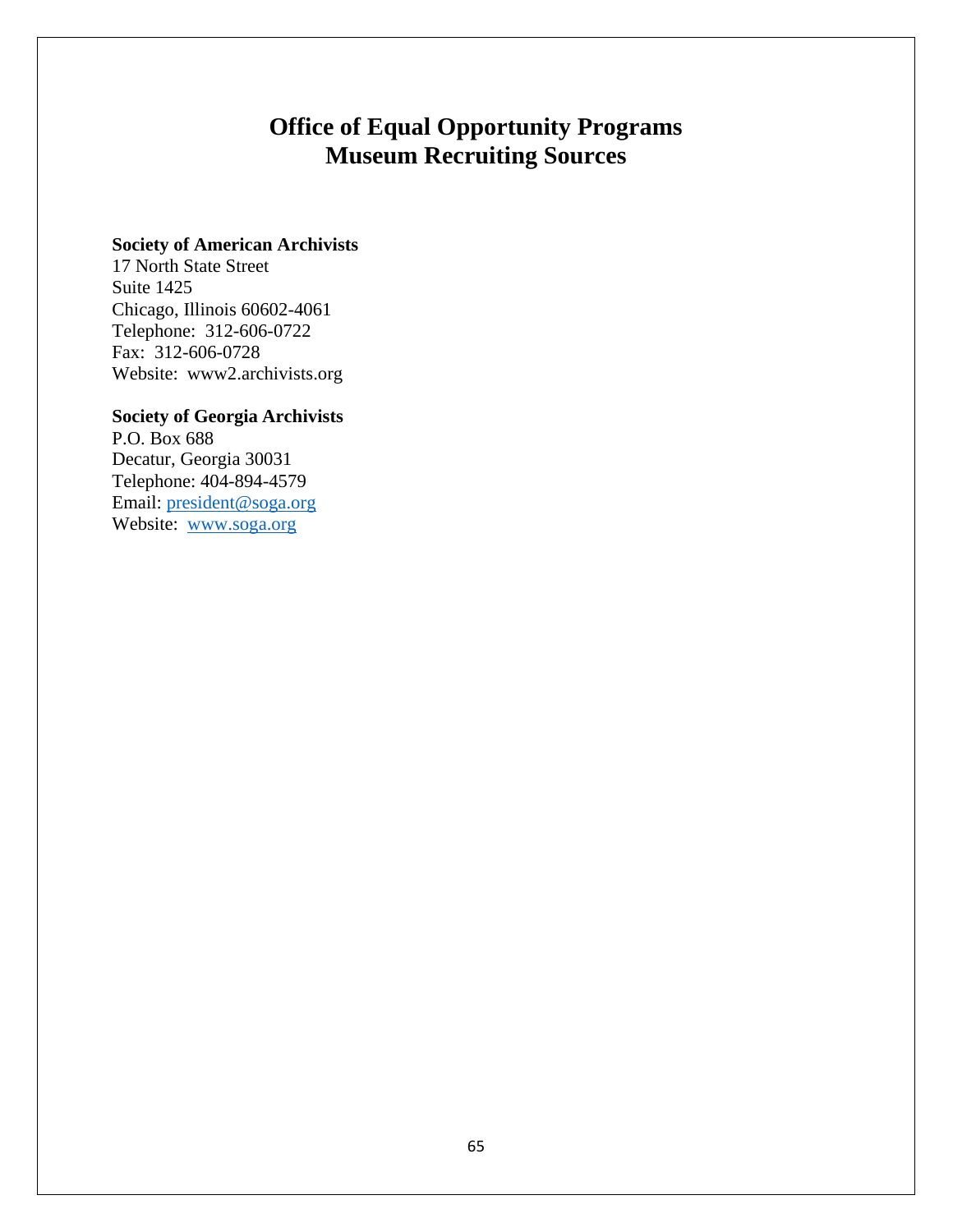# Office of Equal Opportunity Programs
# Museum Recruiting Sources

**Society of American Archivists**
17 North State Street
Suite 1425
Chicago, Illinois 60602-4061
Telephone: 312-606-0722
Fax: 312-606-0728
Website: www2.archivists.org

**Society of Georgia Archivists**
P.O. Box 688
Decatur, Georgia 30031
Telephone: 404-894-4579
Email: president@soga.org
Website: www.soga.org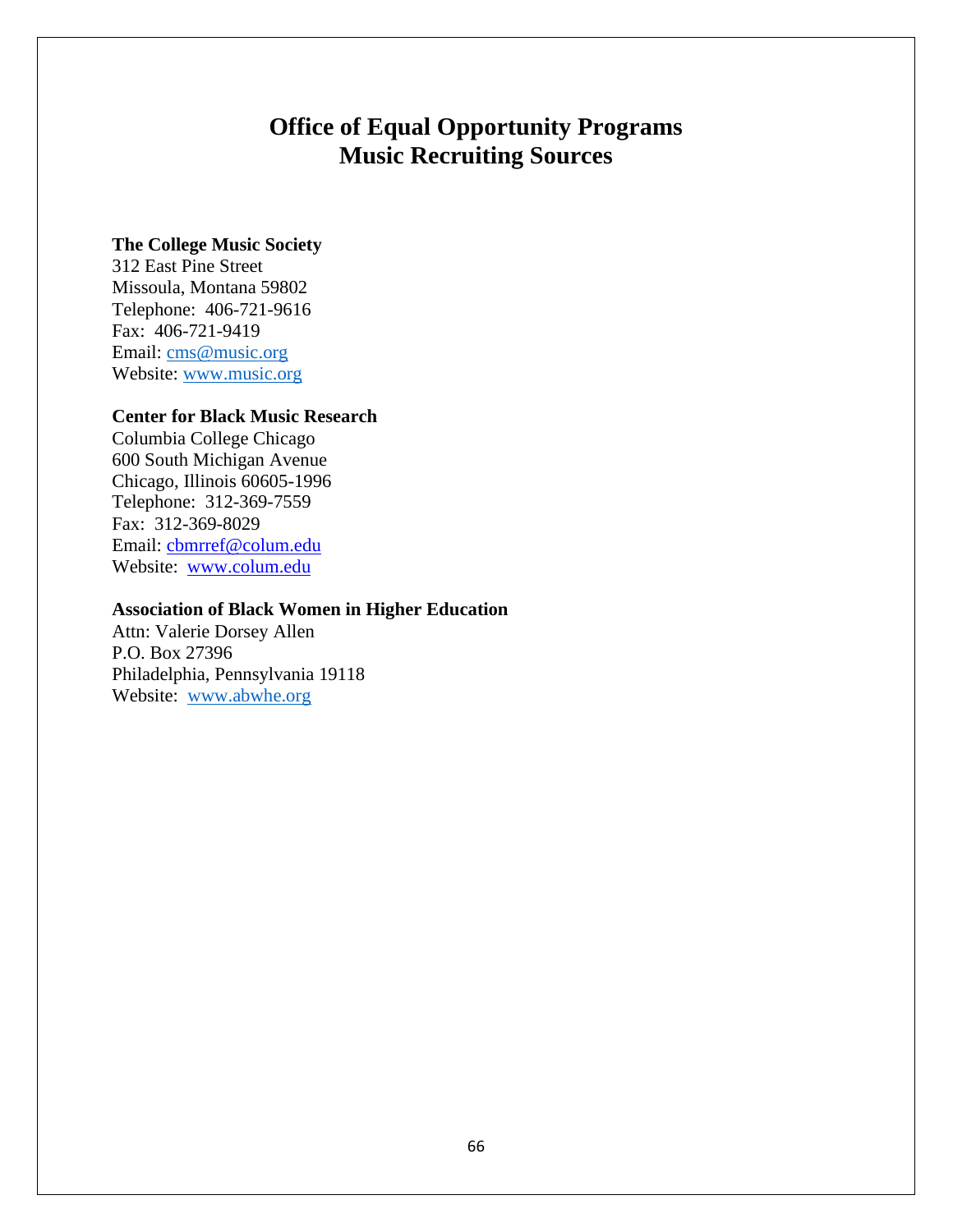# Office of Equal Opportunity Programs
# Music Recruiting Sources

**The College Music Society**
312 East Pine Street
Missoula, Montana 59802
Telephone: 406-721-9616
Fax: 406-721-9419
Email: cms@music.org
Website: www.music.org

**Center for Black Music Research**
Columbia College Chicago
600 South Michigan Avenue
Chicago, Illinois 60605-1996
Telephone: 312-369-7559
Fax: 312-369-8029
Email: cbmrref@colum.edu
Website: www.colum.edu

**Association of Black Women in Higher Education**
Attn: Valerie Dorsey Allen
P.O. Box 27396
Philadelphia, Pennsylvania 19118
Website: www.abwhe.org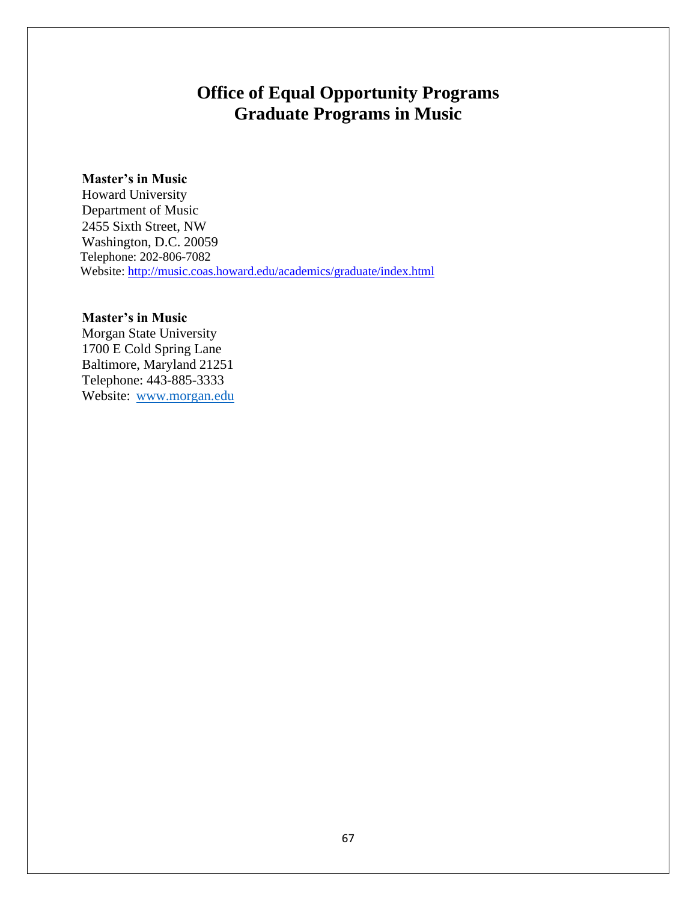# Office of Equal Opportunity Programs
# Graduate Programs in Music

**Master's in Music**
Howard University
Department of Music
2455 Sixth Street, NW
Washington, D.C. 20059
Telephone: 202-806-7082
Website: http://music.coas.howard.edu/academics/graduate/index.html

**Master's in Music**
Morgan State University
1700 E Cold Spring Lane
Baltimore, Maryland 21251
Telephone: 443-885-3333
Website: www.morgan.edu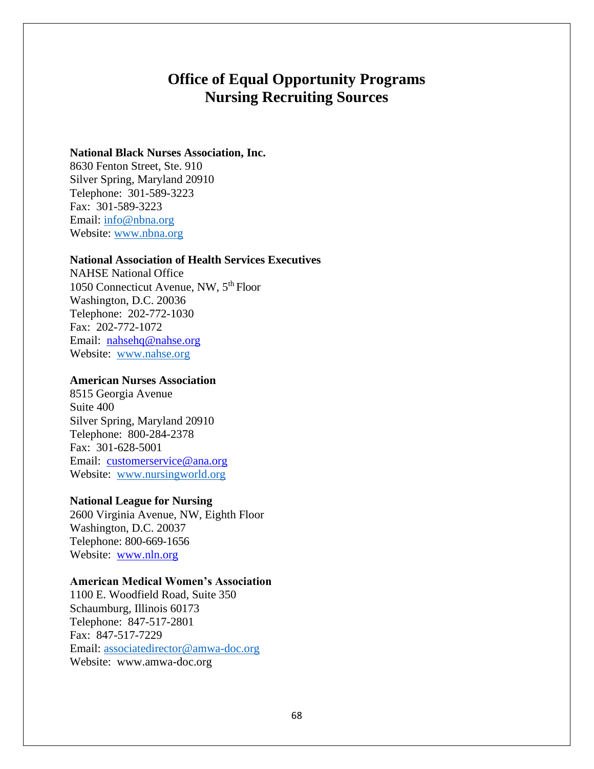# Office of Equal Opportunity Programs
# Nursing Recruiting Sources

**National Black Nurses Association, Inc.**
8630 Fenton Street, Ste. 910
Silver Spring, Maryland 20910
Telephone: 301-589-3223
Fax: 301-589-3223
Email: info@nbna.org
Website: www.nbna.org

**National Association of Health Services Executives**
NAHSE National Office
1050 Connecticut Avenue, NW, 5th Floor
Washington, D.C. 20036
Telephone: 202-772-1030
Fax: 202-772-1072
Email: nahsehq@nahse.org
Website: www.nahse.org

**American Nurses Association**
8515 Georgia Avenue
Suite 400
Silver Spring, Maryland 20910
Telephone: 800-284-2378
Fax: 301-628-5001
Email: customerservice@ana.org
Website: www.nursingworld.org

**National League for Nursing**
2600 Virginia Avenue, NW, Eighth Floor
Washington, D.C. 20037
Telephone: 800-669-1656
Website: www.nln.org

**American Medical Women's Association**
1100 E. Woodfield Road, Suite 350
Schaumburg, Illinois 60173
Telephone: 847-517-2801
Fax: 847-517-7229
Email: associatedirector@amwa-doc.org
Website: www.amwa-doc.org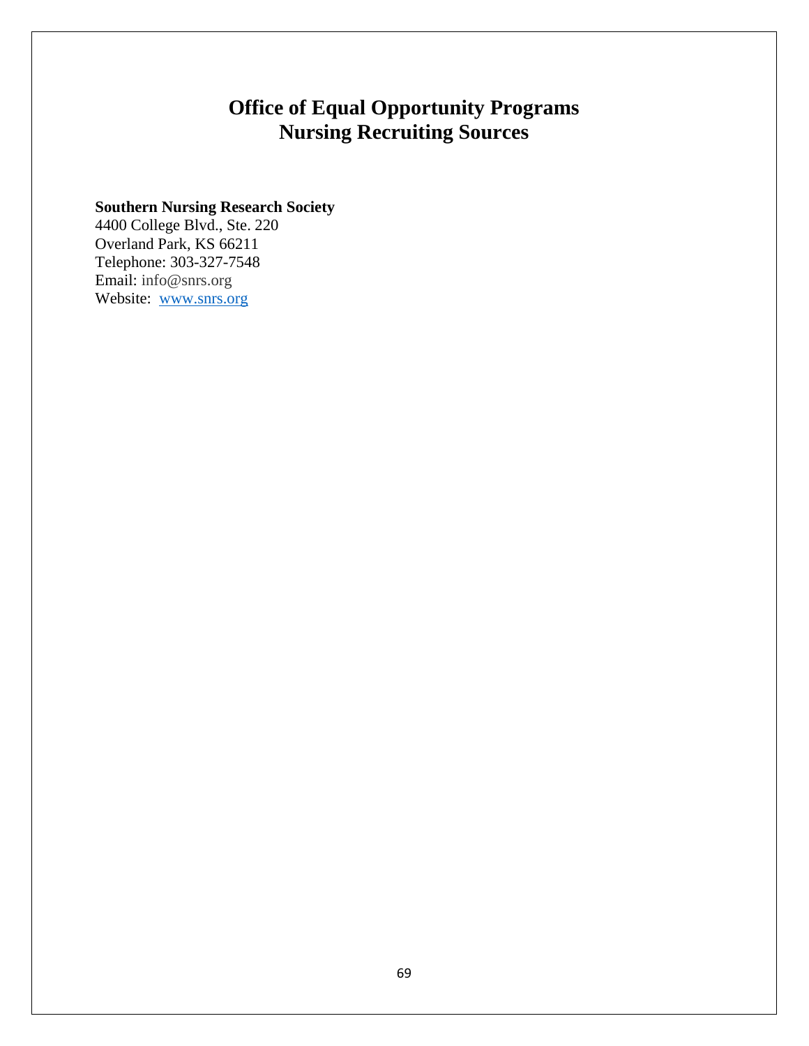# Office of Equal Opportunity Programs
# Nursing Recruiting Sources

**Southern Nursing Research Society**
4400 College Blvd., Ste. 220
Overland Park, KS 66211
Telephone: 303-327-7548
Email: info@snrs.org
Website: [www.snrs.org](http://www.snrs.org)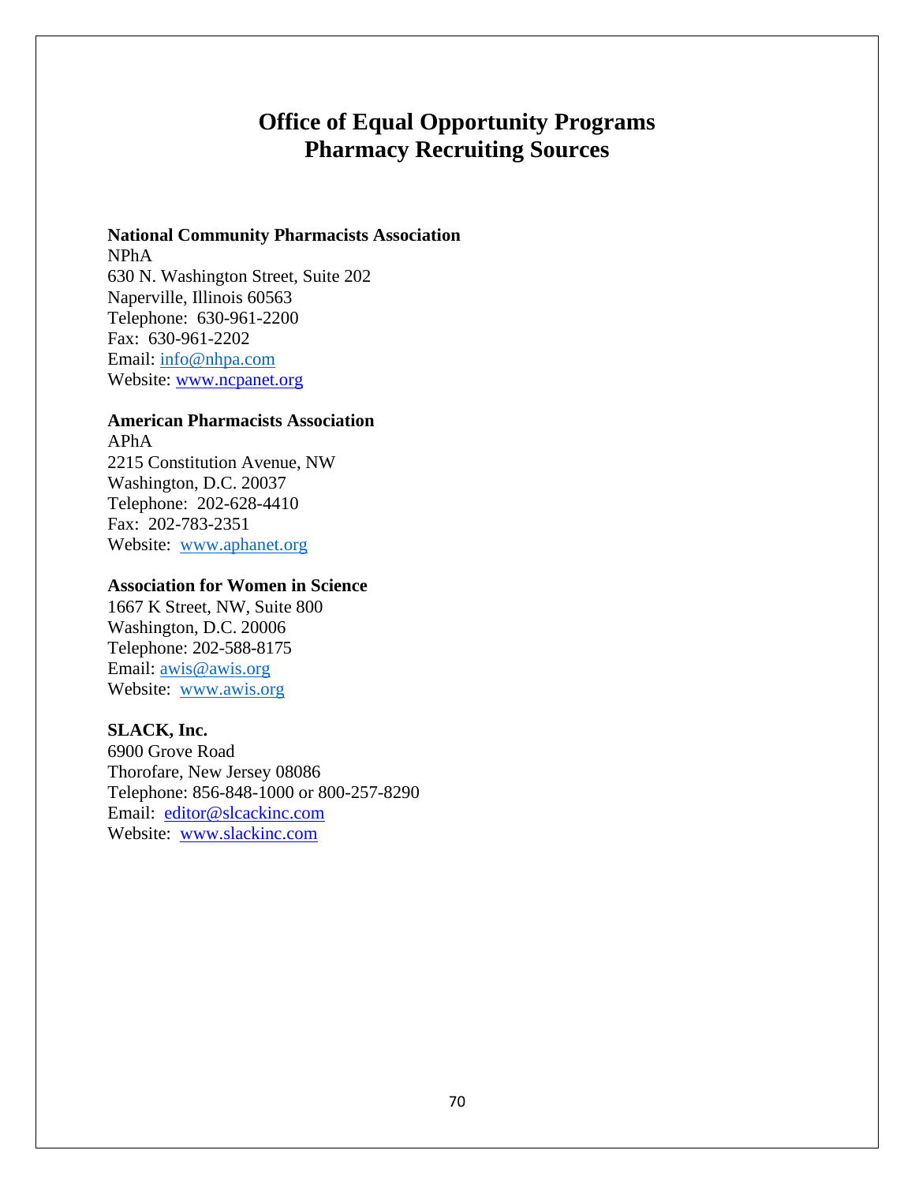# Office of Equal Opportunity Programs
# Pharmacy Recruiting Sources

**National Community Pharmacists Association**
NPhA
630 N. Washington Street, Suite 202
Naperville, Illinois 60563
Telephone: 630-961-2200
Fax: 630-961-2202
Email: info@nhpa.com
Website: www.ncpanet.org

**American Pharmacists Association**
APhA
2215 Constitution Avenue, NW
Washington, D.C. 20037
Telephone: 202-628-4410
Fax: 202-783-2351
Website: www.aphanet.org

**Association for Women in Science**
1667 K Street, NW, Suite 800
Washington, D.C. 20006
Telephone: 202-588-8175
Email: awis@awis.org
Website: www.awis.org

**SLACK, Inc.**
6900 Grove Road
Thorofare, New Jersey 08086
Telephone: 856-848-1000 or 800-257-8290
Email: editor@slcackinc.com
Website: www.slackinc.com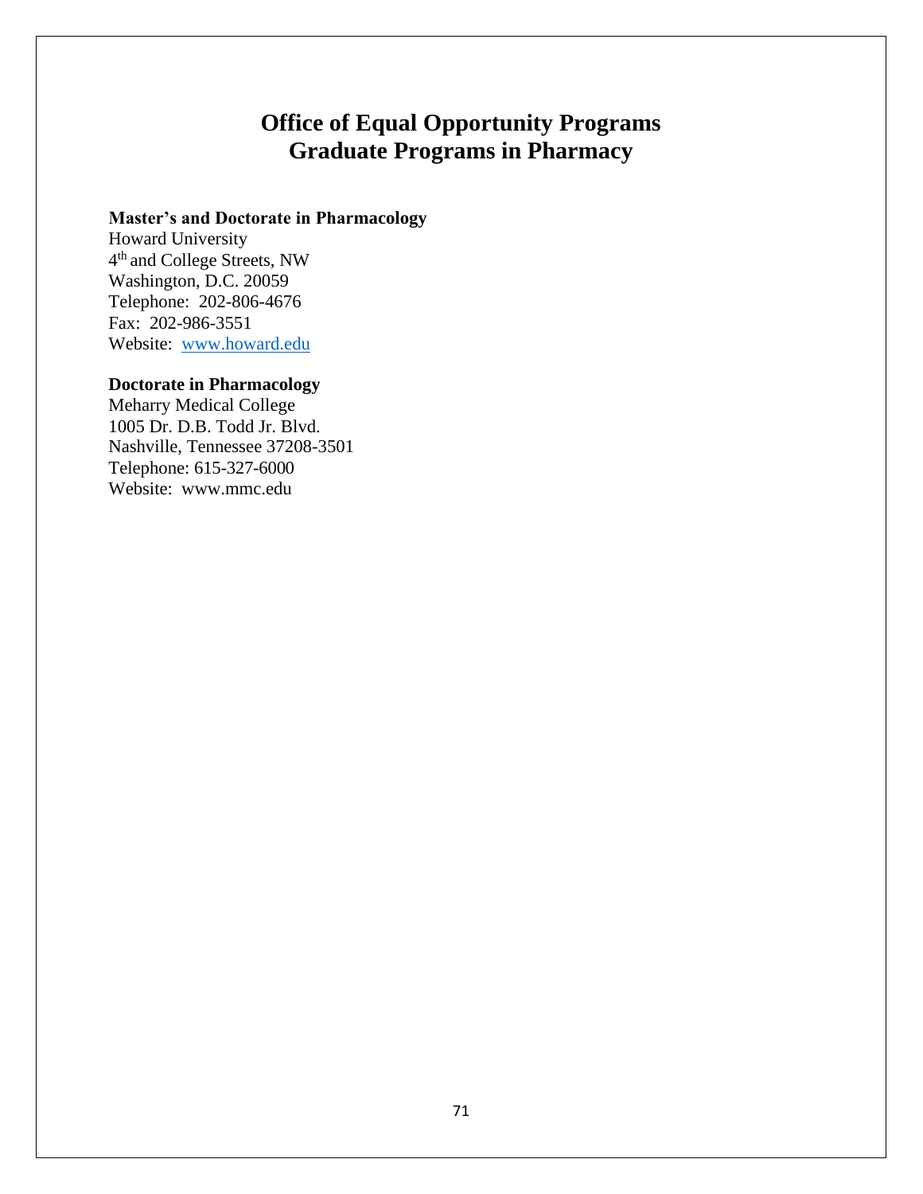# Office of Equal Opportunity Programs
# Graduate Programs in Pharmacy

**Master's and Doctorate in Pharmacology**
Howard University
4th and College Streets, NW
Washington, D.C. 20059
Telephone: 202-806-4676
Fax: 202-986-3551
Website: [www.howard.edu](http://www.howard.edu)

**Doctorate in Pharmacology**
Meharry Medical College
1005 Dr. D.B. Todd Jr. Blvd.
Nashville, Tennessee 37208-3501
Telephone: 615-327-6000
Website: www.mmc.edu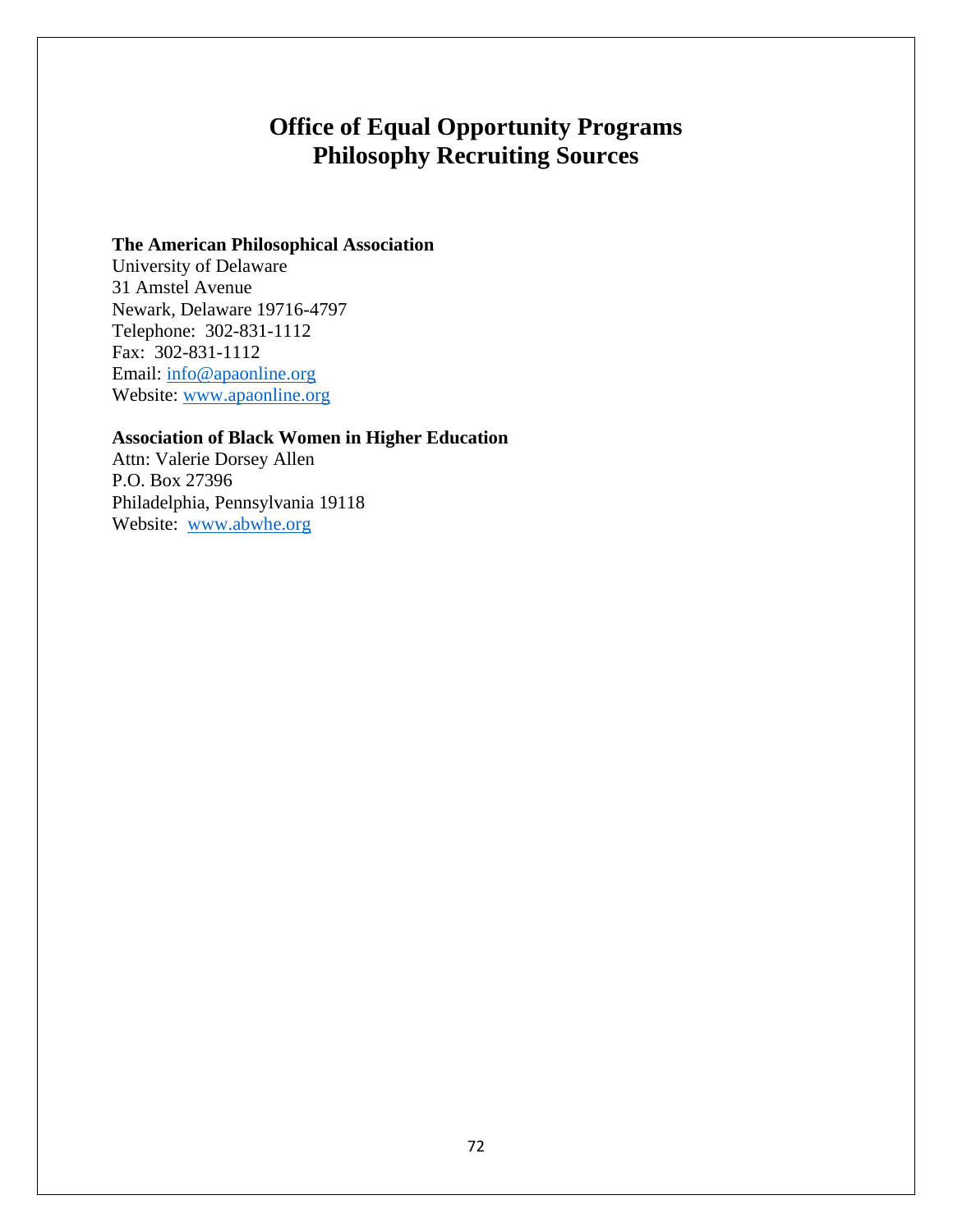# Office of Equal Opportunity Programs
# Philosophy Recruiting Sources

**The American Philosophical Association**
University of Delaware
31 Amstel Avenue
Newark, Delaware 19716-4797
Telephone: 302-831-1112
Fax: 302-831-1112
Email: info@apaonline.org
Website: www.apaonline.org

**Association of Black Women in Higher Education**
Attn: Valerie Dorsey Allen
P.O. Box 27396
Philadelphia, Pennsylvania 19118
Website: www.abwhe.org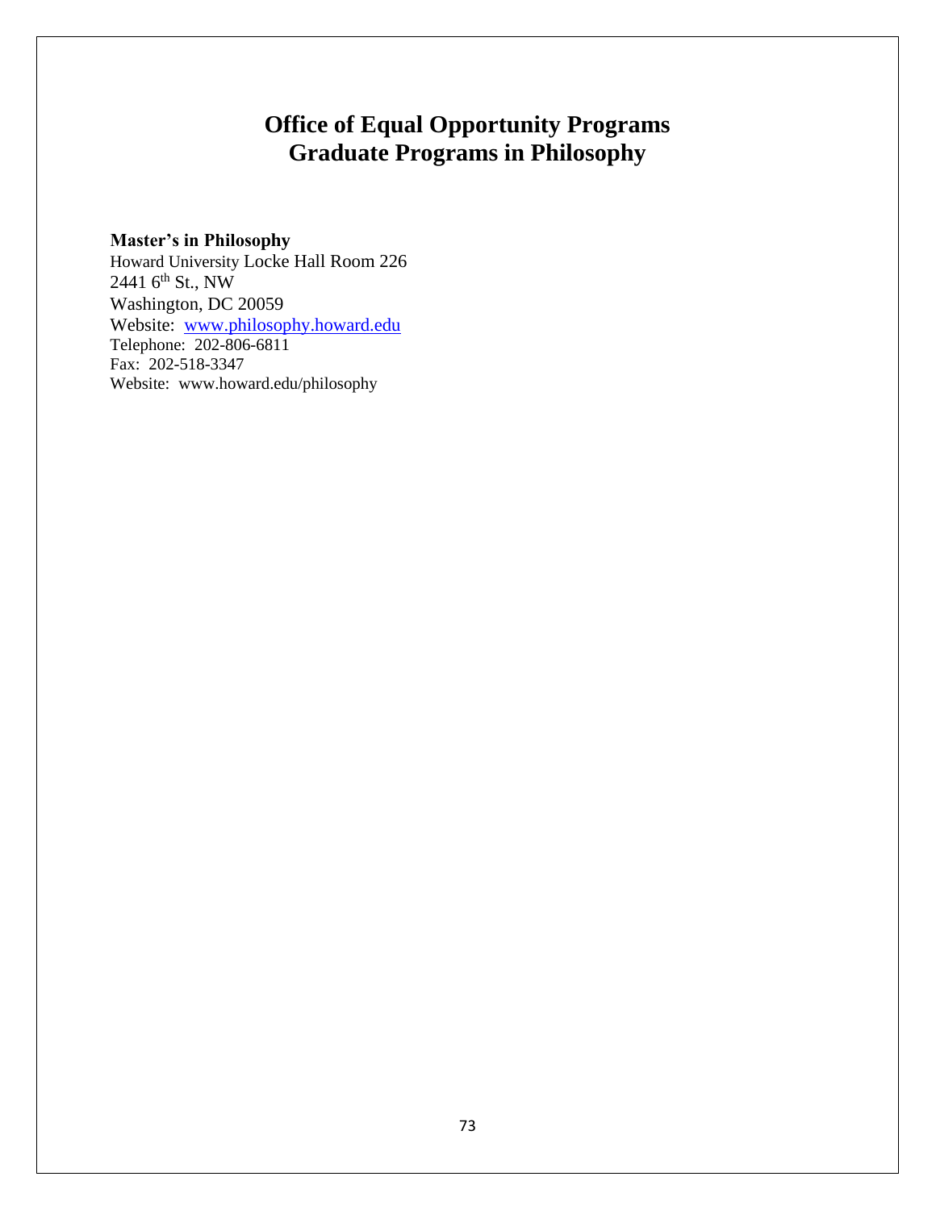# Office of Equal Opportunity Programs
# Graduate Programs in Philosophy

**Master's in Philosophy**
Howard University Locke Hall Room 226
2441 6th St., NW
Washington, DC 20059
Website: [www.philosophy.howard.edu](http://www.philosophy.howard.edu)
Telephone: 202-806-6811
Fax: 202-518-3347
Website: www.howard.edu/philosophy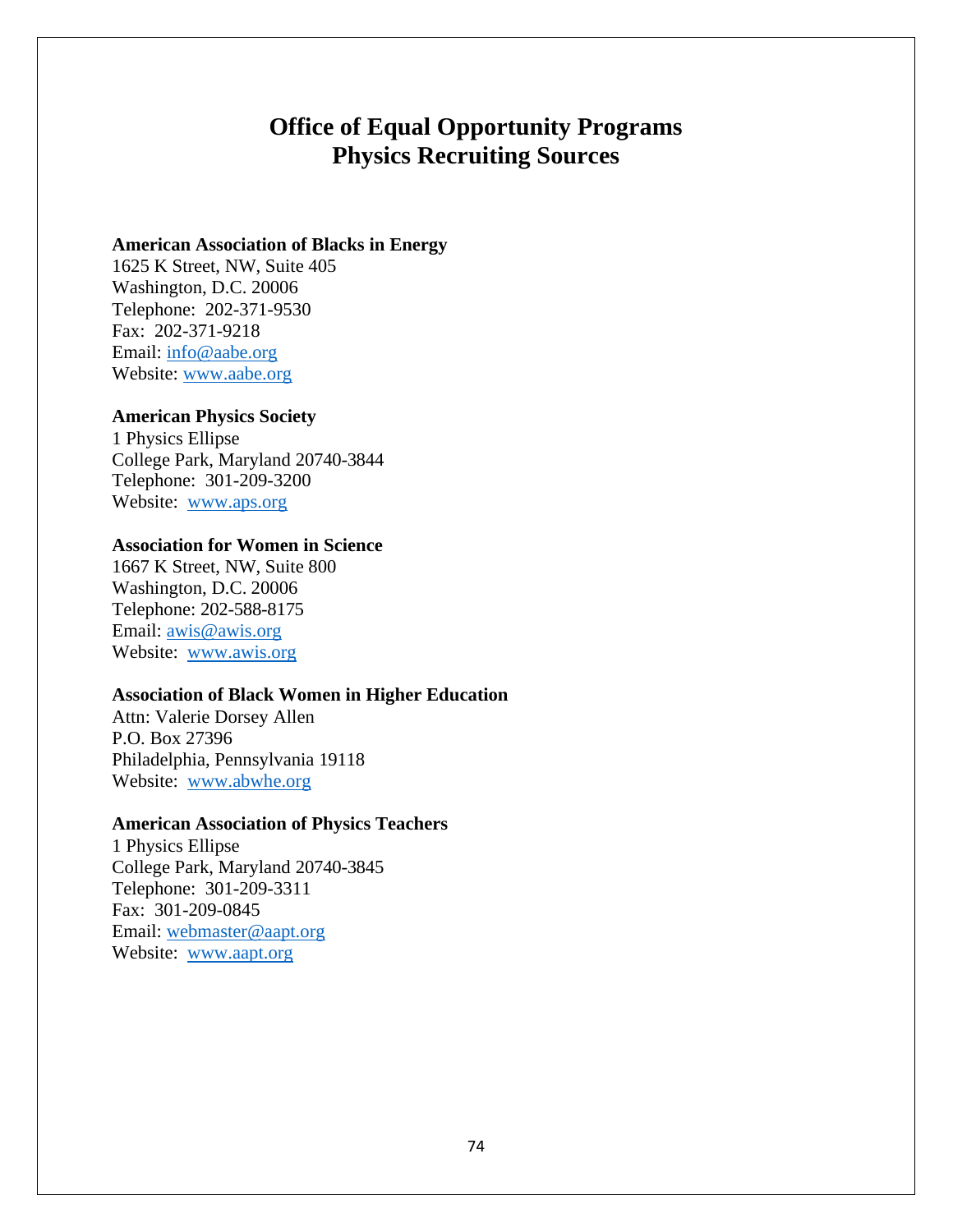# Office of Equal Opportunity Programs
# Physics Recruiting Sources

**American Association of Blacks in Energy**
1625 K Street, NW, Suite 405
Washington, D.C. 20006
Telephone: 202-371-9530
Fax: 202-371-9218
Email: info@aabe.org
Website: www.aabe.org

**American Physics Society**
1 Physics Ellipse
College Park, Maryland 20740-3844
Telephone: 301-209-3200
Website: www.aps.org

**Association for Women in Science**
1667 K Street, NW, Suite 800
Washington, D.C. 20006
Telephone: 202-588-8175
Email: awis@awis.org
Website: www.awis.org

**Association of Black Women in Higher Education**
Attn: Valerie Dorsey Allen
P.O. Box 27396
Philadelphia, Pennsylvania 19118
Website: www.abwhe.org

**American Association of Physics Teachers**
1 Physics Ellipse
College Park, Maryland 20740-3845
Telephone: 301-209-3311
Fax: 301-209-0845
Email: webmaster@aapt.org
Website: www.aapt.org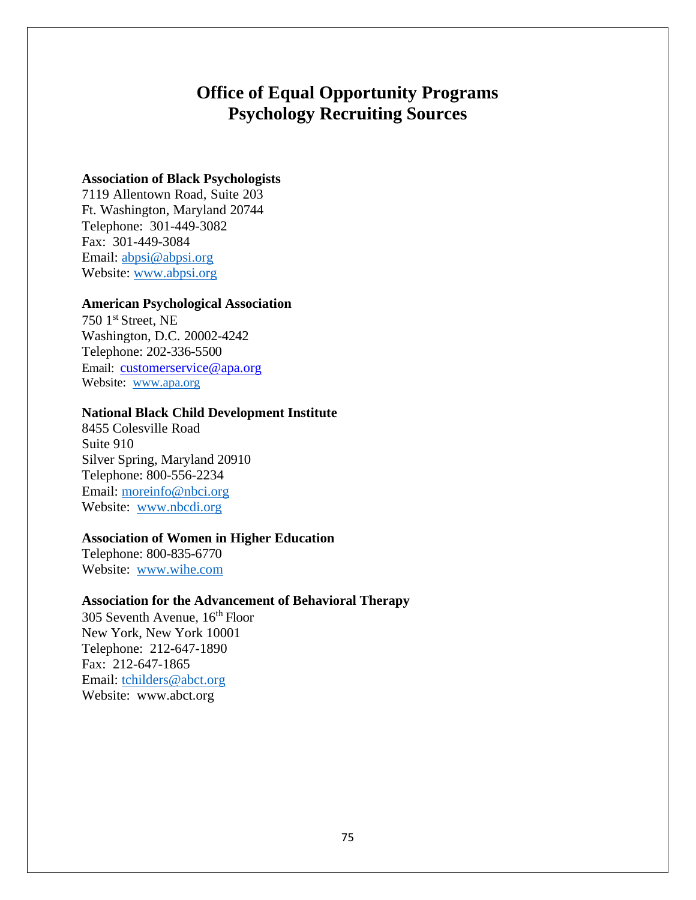# Office of Equal Opportunity Programs
# Psychology Recruiting Sources

**Association of Black Psychologists**
7119 Allentown Road, Suite 203
Ft. Washington, Maryland 20744
Telephone: 301-449-3082
Fax: 301-449-3084
Email: abpsi@abpsi.org
Website: www.abpsi.org

**American Psychological Association**
750 1st Street, NE
Washington, D.C. 20002-4242
Telephone: 202-336-5500
Email: customerservice@apa.org
Website: www.apa.org

**National Black Child Development Institute**
8455 Colesville Road
Suite 910
Silver Spring, Maryland 20910
Telephone: 800-556-2234
Email: moreinfo@nbci.org
Website: www.nbcdi.org

**Association of Women in Higher Education**
Telephone: 800-835-6770
Website: www.wihe.com

**Association for the Advancement of Behavioral Therapy**
305 Seventh Avenue, 16th Floor
New York, New York 10001
Telephone: 212-647-1890
Fax: 212-647-1865
Email: tchilders@abct.org
Website: www.abct.org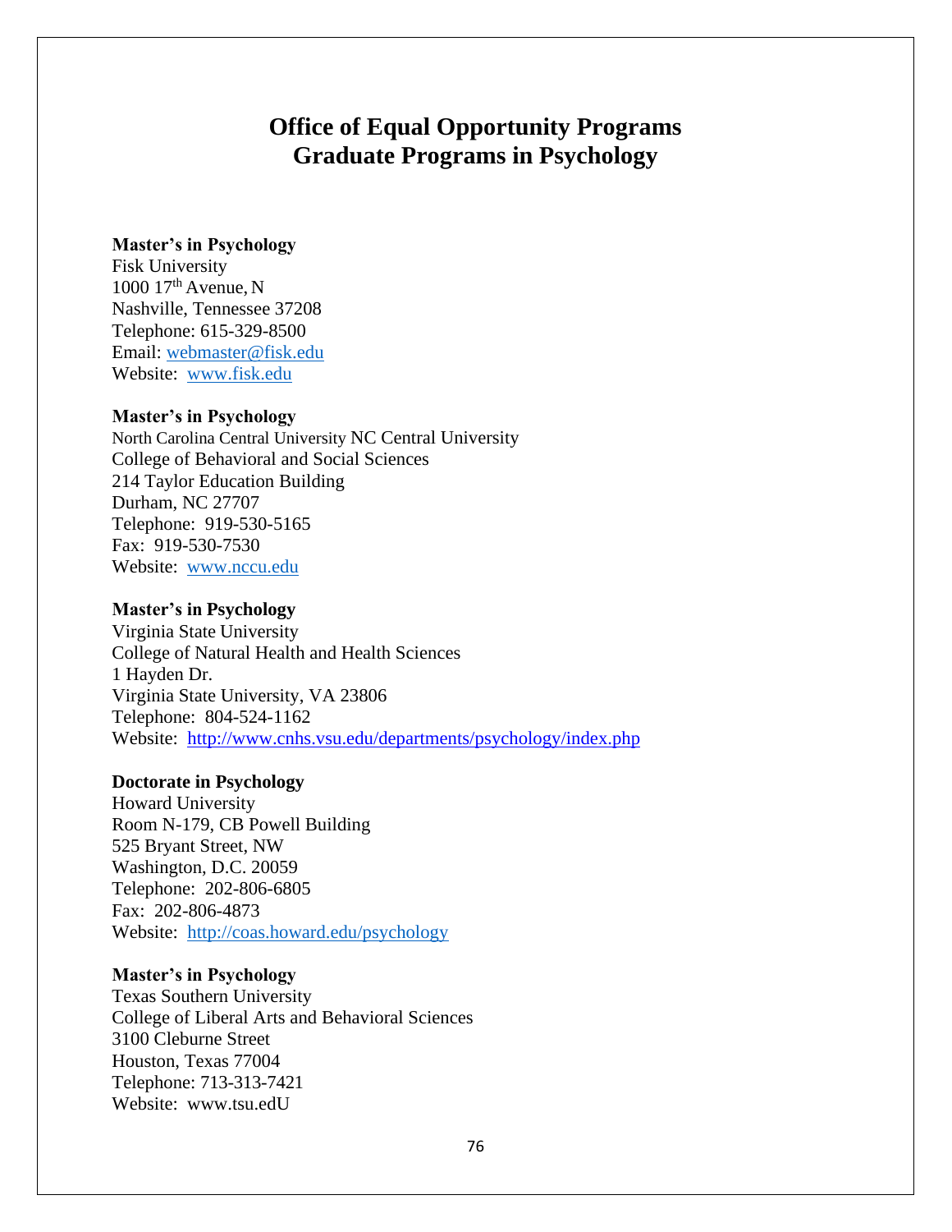# Office of Equal Opportunity Programs
# Graduate Programs in Psychology

**Master's in Psychology**
Fisk University
1000 17th Avenue, N
Nashville, Tennessee 37208
Telephone: 615-329-8500
Email: webmaster@fisk.edu
Website: www.fisk.edu

**Master's in Psychology**
North Carolina Central University NC Central University
College of Behavioral and Social Sciences
214 Taylor Education Building
Durham, NC 27707
Telephone: 919-530-5165
Fax: 919-530-7530
Website: www.nccu.edu

**Master's in Psychology**
Virginia State University
College of Natural Health and Health Sciences
1 Hayden Dr.
Virginia State University, VA 23806
Telephone: 804-524-1162
Website: http://www.cnhs.vsu.edu/departments/psychology/index.php

**Doctorate in Psychology**
Howard University
Room N-179, CB Powell Building
525 Bryant Street, NW
Washington, D.C. 20059
Telephone: 202-806-6805
Fax: 202-806-4873
Website: http://coas.howard.edu/psychology

**Master's in Psychology**
Texas Southern University
College of Liberal Arts and Behavioral Sciences
3100 Cleburne Street
Houston, Texas 77004
Telephone: 713-313-7421
Website: www.tsu.edU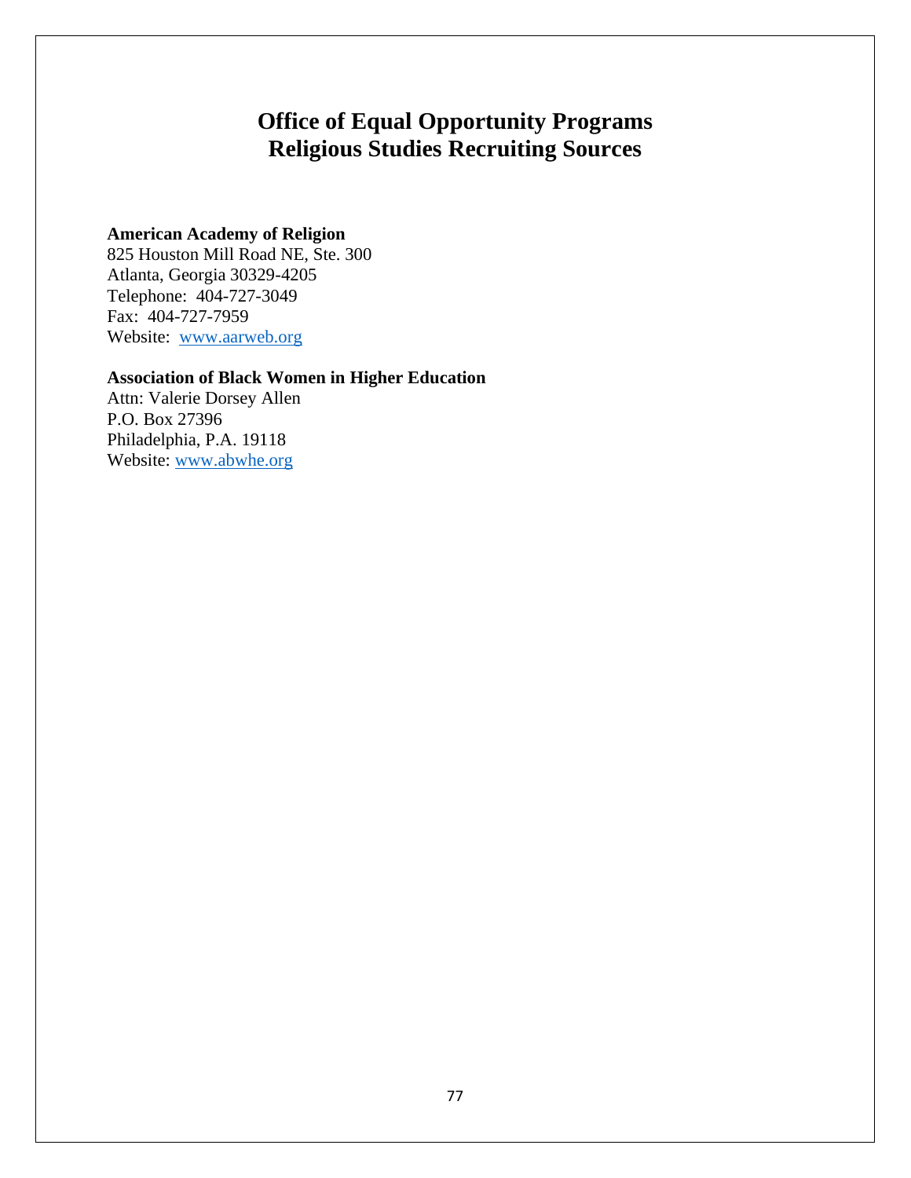# Office of Equal Opportunity Programs
# Religious Studies Recruiting Sources

**American Academy of Religion**
825 Houston Mill Road NE, Ste. 300
Atlanta, Georgia 30329-4205
Telephone: 404-727-3049
Fax: 404-727-7959
Website: www.aarweb.org

**Association of Black Women in Higher Education**
Attn: Valerie Dorsey Allen
P.O. Box 27396
Philadelphia, P.A. 19118
Website: www.abwhe.org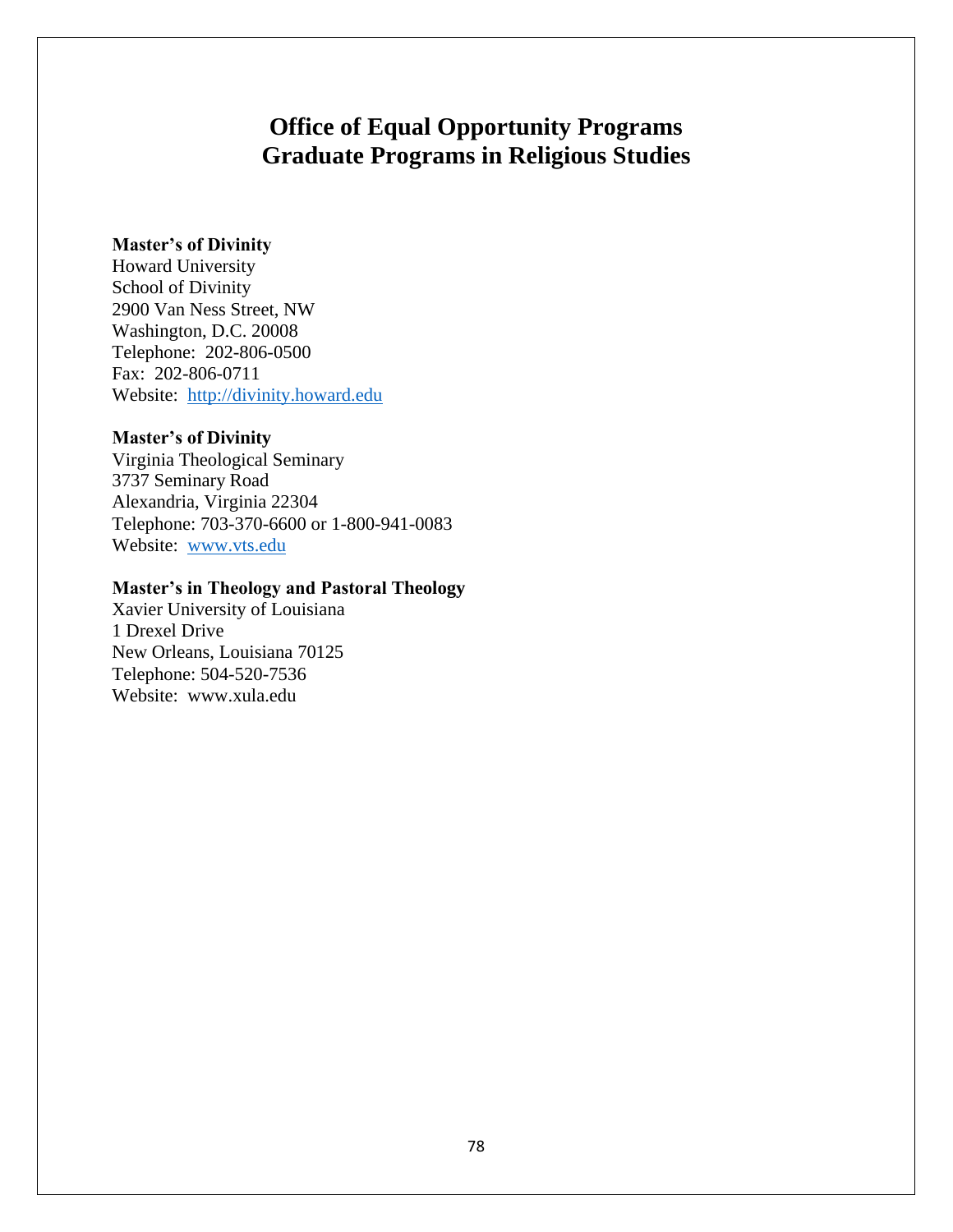# Office of Equal Opportunity Programs
# Graduate Programs in Religious Studies

**Master's of Divinity**
Howard University
School of Divinity
2900 Van Ness Street, NW
Washington, D.C. 20008
Telephone: 202-806-0500
Fax: 202-806-0711
Website: http://divinity.howard.edu

**Master's of Divinity**
Virginia Theological Seminary
3737 Seminary Road
Alexandria, Virginia 22304
Telephone: 703-370-6600 or 1-800-941-0083
Website: www.vts.edu

**Master's in Theology and Pastoral Theology**
Xavier University of Louisiana
1 Drexel Drive
New Orleans, Louisiana 70125
Telephone: 504-520-7536
Website: www.xula.edu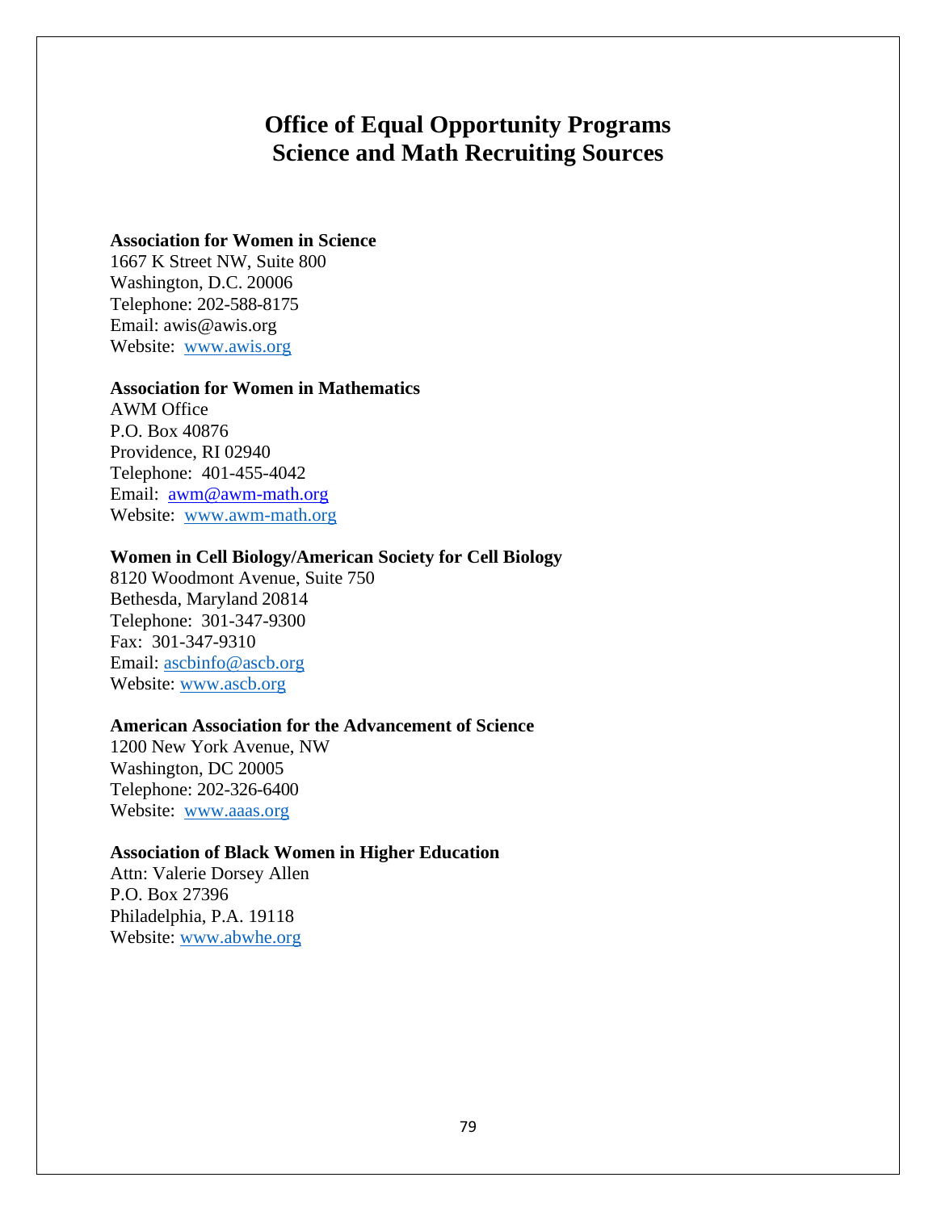# Office of Equal Opportunity Programs
# Science and Math Recruiting Sources

**Association for Women in Science**
1667 K Street NW, Suite 800
Washington, D.C. 20006
Telephone: 202-588-8175
Email: awis@awis.org
Website: www.awis.org

**Association for Women in Mathematics**
AWM Office
P.O. Box 40876
Providence, RI 02940
Telephone: 401-455-4042
Email: awm@awm-math.org
Website: www.awm-math.org

**Women in Cell Biology/American Society for Cell Biology**
8120 Woodmont Avenue, Suite 750
Bethesda, Maryland 20814
Telephone: 301-347-9300
Fax: 301-347-9310
Email: ascbinfo@ascb.org
Website: www.ascb.org

**American Association for the Advancement of Science**
1200 New York Avenue, NW
Washington, DC 20005
Telephone: 202-326-6400
Website: www.aaas.org

**Association of Black Women in Higher Education**
Attn: Valerie Dorsey Allen
P.O. Box 27396
Philadelphia, P.A. 19118
Website: www.abwhe.org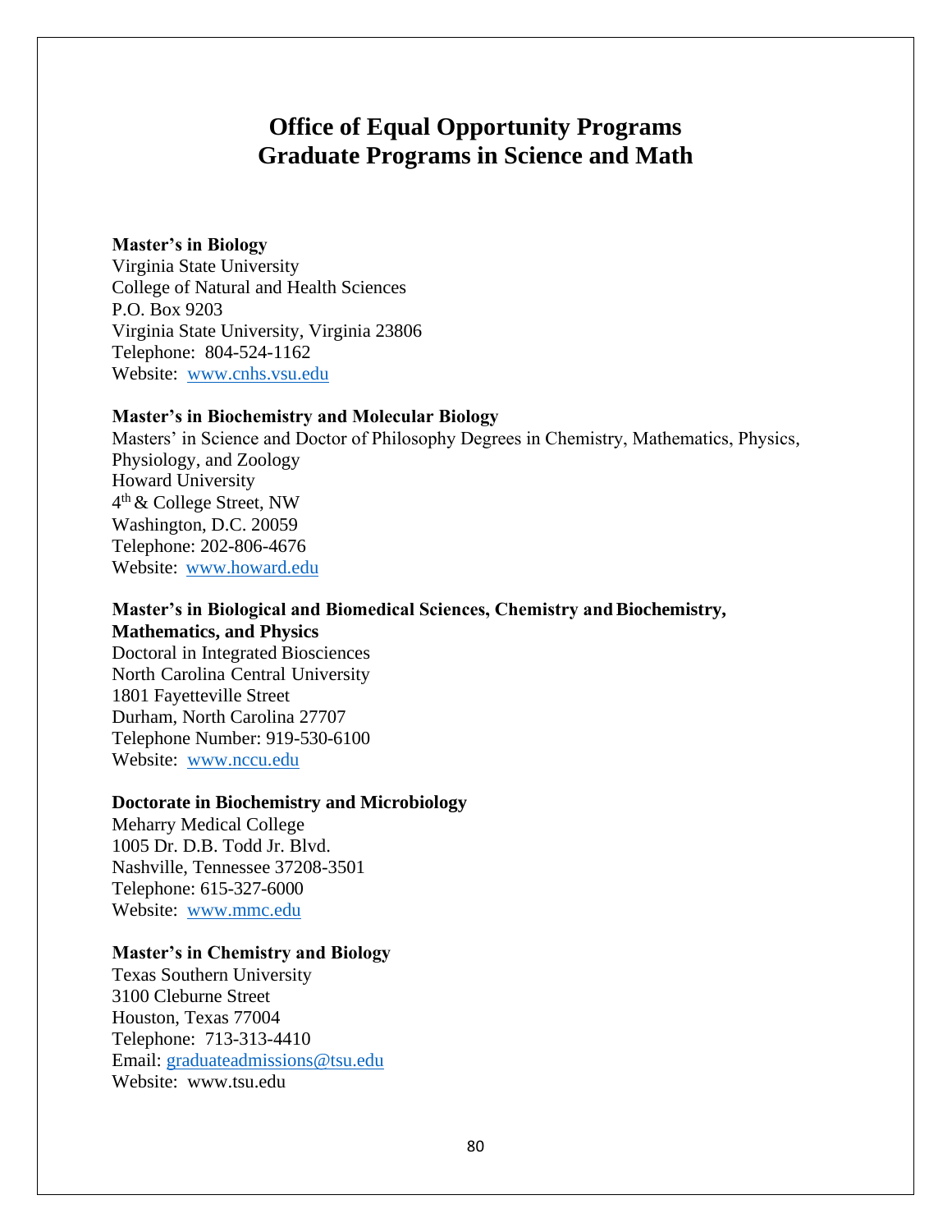# Office of Equal Opportunity Programs
# Graduate Programs in Science and Math

**Master's in Biology**
Virginia State University
College of Natural and Health Sciences
P.O. Box 9203
Virginia State University, Virginia 23806
Telephone: 804-524-1162
Website: www.cnhs.vsu.edu

**Master's in Biochemistry and Molecular Biology**
Masters' in Science and Doctor of Philosophy Degrees in Chemistry, Mathematics, Physics, Physiology, and Zoology
Howard University
4th & College Street, NW
Washington, D.C. 20059
Telephone: 202-806-4676
Website: www.howard.edu

**Master's in Biological and Biomedical Sciences, Chemistry and Biochemistry, Mathematics, and Physics**
Doctoral in Integrated Biosciences
North Carolina Central University
1801 Fayetteville Street
Durham, North Carolina 27707
Telephone Number: 919-530-6100
Website: www.nccu.edu

**Doctorate in Biochemistry and Microbiology**
Meharry Medical College
1005 Dr. D.B. Todd Jr. Blvd.
Nashville, Tennessee 37208-3501
Telephone: 615-327-6000
Website: www.mmc.edu

**Master's in Chemistry and Biology**
Texas Southern University
3100 Cleburne Street
Houston, Texas 77004
Telephone: 713-313-4410
Email: graduateadmissions@tsu.edu
Website: www.tsu.edu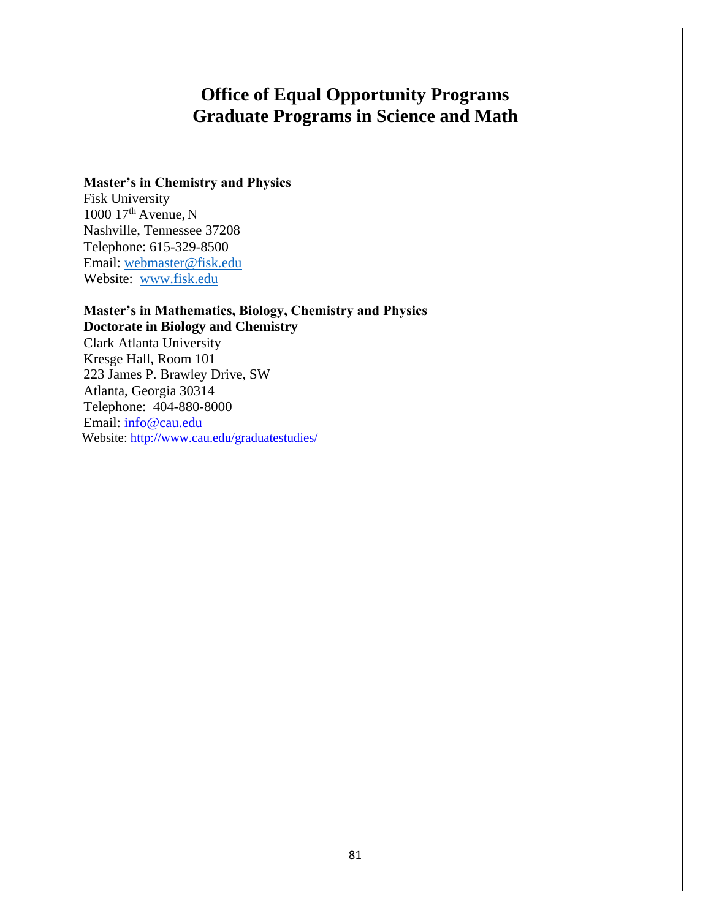# Office of Equal Opportunity Programs
# Graduate Programs in Science and Math

**Master's in Chemistry and Physics**
Fisk University
1000 17th Avenue, N
Nashville, Tennessee 37208
Telephone: 615-329-8500
Email: webmaster@fisk.edu
Website: www.fisk.edu

**Master's in Mathematics, Biology, Chemistry and Physics**
**Doctorate in Biology and Chemistry**
Clark Atlanta University
Kresge Hall, Room 101
223 James P. Brawley Drive, SW
Atlanta, Georgia 30314
Telephone: 404-880-8000
Email: info@cau.edu
Website: http://www.cau.edu/graduatestudies/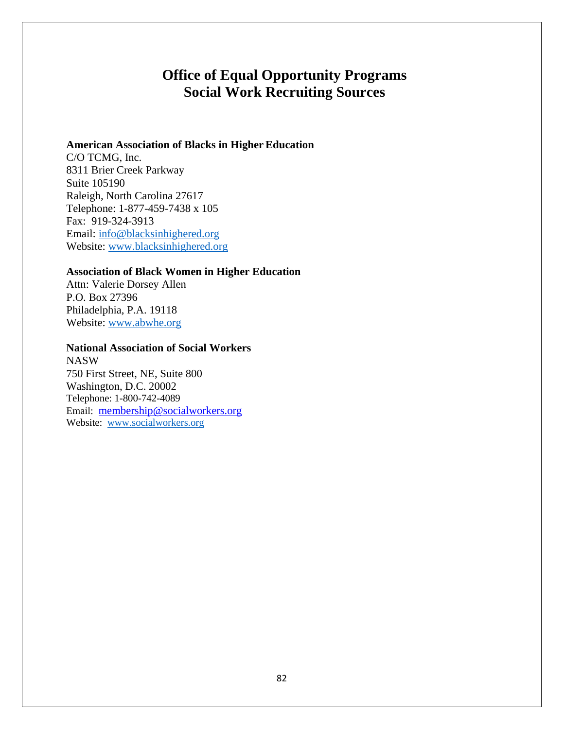# Office of Equal Opportunity Programs
# Social Work Recruiting Sources

**American Association of Blacks in Higher Education**
C/O TCMG, Inc.
8311 Brier Creek Parkway
Suite 105190
Raleigh, North Carolina 27617
Telephone: 1-877-459-7438 x 105
Fax: 919-324-3913
Email: info@blacksinhighered.org
Website: www.blacksinhighered.org

**Association of Black Women in Higher Education**
Attn: Valerie Dorsey Allen
P.O. Box 27396
Philadelphia, P.A. 19118
Website: www.abwhe.org

**National Association of Social Workers**
NASW
750 First Street, NE, Suite 800
Washington, D.C. 20002
Telephone: 1-800-742-4089
Email: membership@socialworkers.org
Website: www.socialworkers.org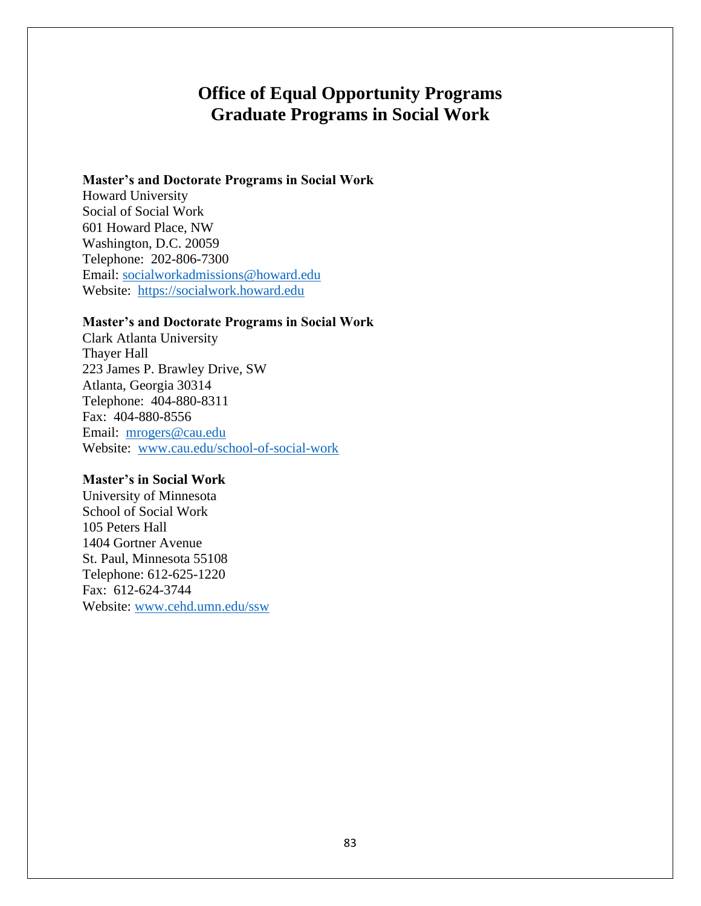# Office of Equal Opportunity Programs
# Graduate Programs in Social Work

**Master's and Doctorate Programs in Social Work**
Howard University
Social of Social Work
601 Howard Place, NW
Washington, D.C. 20059
Telephone: 202-806-7300
Email: socialworkadmissions@howard.edu
Website: https://socialwork.howard.edu

**Master's and Doctorate Programs in Social Work**
Clark Atlanta University
Thayer Hall
223 James P. Brawley Drive, SW
Atlanta, Georgia 30314
Telephone: 404-880-8311
Fax: 404-880-8556
Email: mrogers@cau.edu
Website: www.cau.edu/school-of-social-work

**Master's in Social Work**
University of Minnesota
School of Social Work
105 Peters Hall
1404 Gortner Avenue
St. Paul, Minnesota 55108
Telephone: 612-625-1220
Fax: 612-624-3744
Website: www.cehd.umn.edu/ssw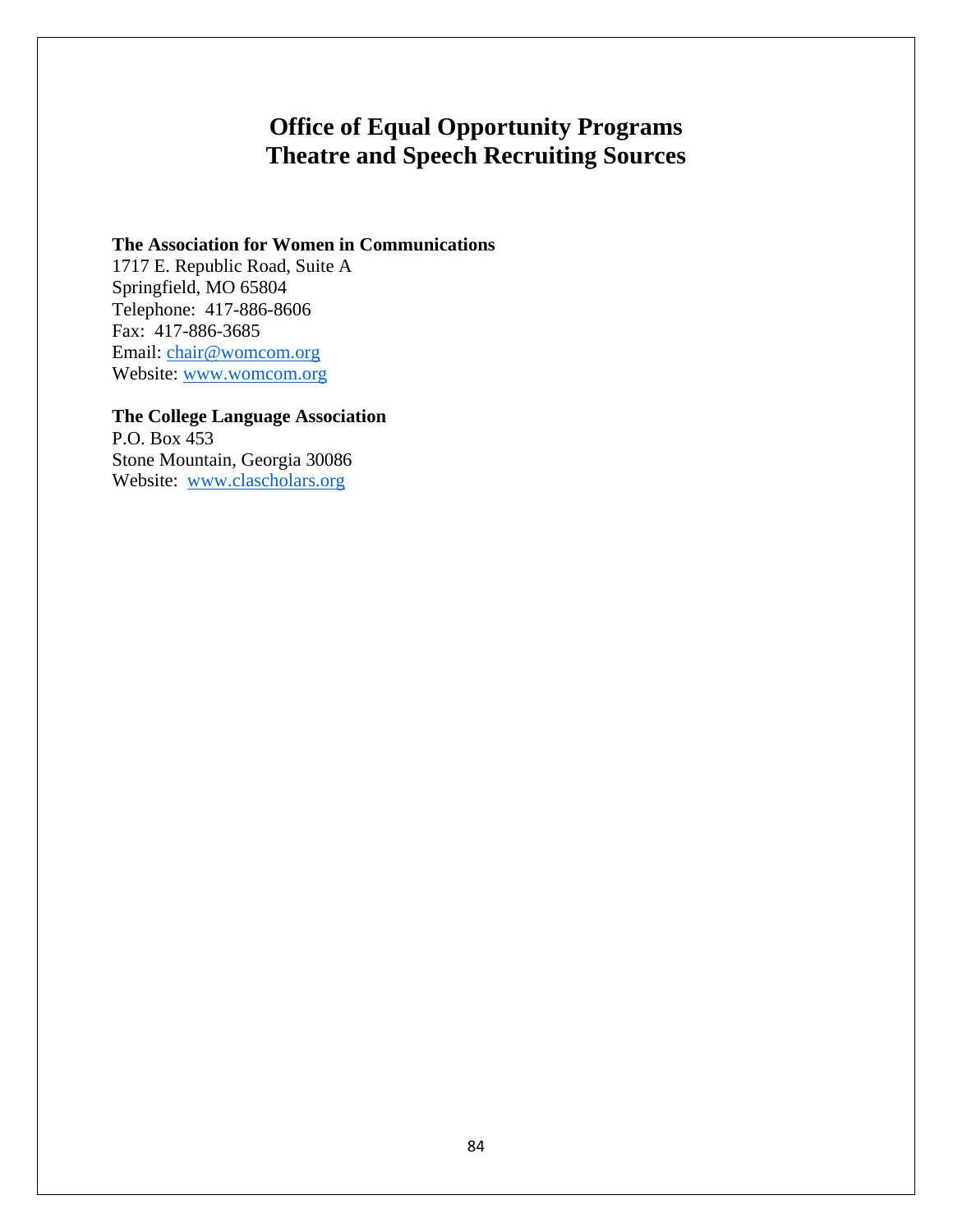# Office of Equal Opportunity Programs
# Theatre and Speech Recruiting Sources

**The Association for Women in Communications**
1717 E. Republic Road, Suite A
Springfield, MO 65804
Telephone: 417-886-8606
Fax: 417-886-3685
Email: chair@womcom.org
Website: www.womcom.org

**The College Language Association**
P.O. Box 453
Stone Mountain, Georgia 30086
Website: www.clascholars.org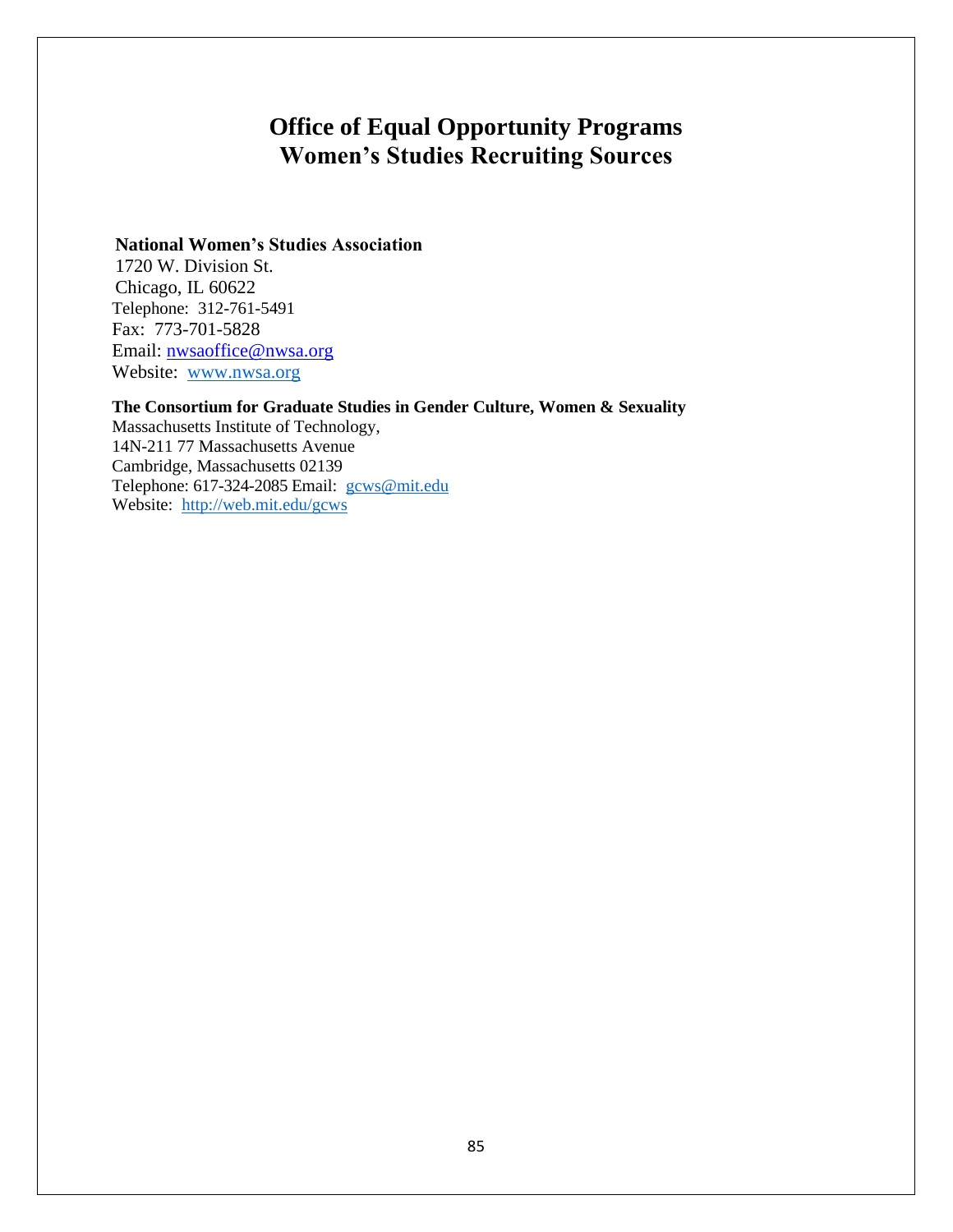# Office of Equal Opportunity Programs
# Women's Studies Recruiting Sources

**National Women's Studies Association**
1720 W. Division St.
Chicago, IL 60622
Telephone: 312-761-5491
Fax: 773-701-5828
Email: nwsaoffice@nwsa.org
Website: www.nwsa.org

**The Consortium for Graduate Studies in Gender Culture, Women & Sexuality**
Massachusetts Institute of Technology,
14N-211 77 Massachusetts Avenue
Cambridge, Massachusetts 02139
Telephone: 617-324-2085 Email: gcws@mit.edu
Website: http://web.mit.edu/gcws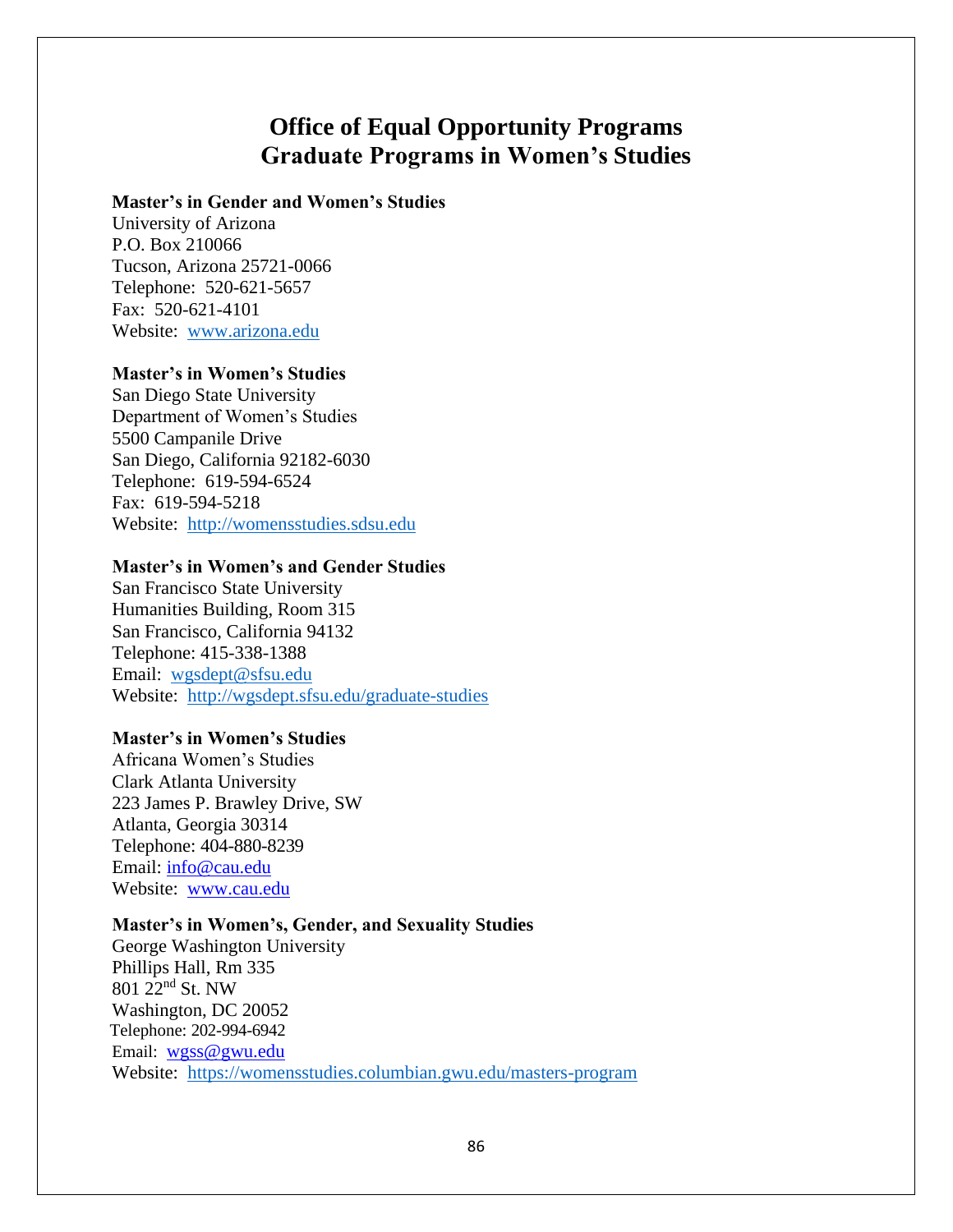# Office of Equal Opportunity Programs
# Graduate Programs in Women's Studies

**Master's in Gender and Women's Studies**
University of Arizona
P.O. Box 210066
Tucson, Arizona 25721-0066
Telephone: 520-621-5657
Fax: 520-621-4101
Website: www.arizona.edu

**Master's in Women's Studies**
San Diego State University
Department of Women's Studies
5500 Campanile Drive
San Diego, California 92182-6030
Telephone: 619-594-6524
Fax: 619-594-5218
Website: http://womensstudies.sdsu.edu

**Master's in Women's and Gender Studies**
San Francisco State University
Humanities Building, Room 315
San Francisco, California 94132
Telephone: 415-338-1388
Email: wgsdept@sfsu.edu
Website: http://wgsdept.sfsu.edu/graduate-studies

**Master's in Women's Studies**
Africana Women's Studies
Clark Atlanta University
223 James P. Brawley Drive, SW
Atlanta, Georgia 30314
Telephone: 404-880-8239
Email: info@cau.edu
Website: www.cau.edu

**Master's in Women's, Gender, and Sexuality Studies**
George Washington University
Phillips Hall, Rm 335
801 22nd St. NW
Washington, DC 20052
Telephone: 202-994-6942
Email: wgss@gwu.edu
Website: https://womensstudies.columbian.gwu.edu/masters-program